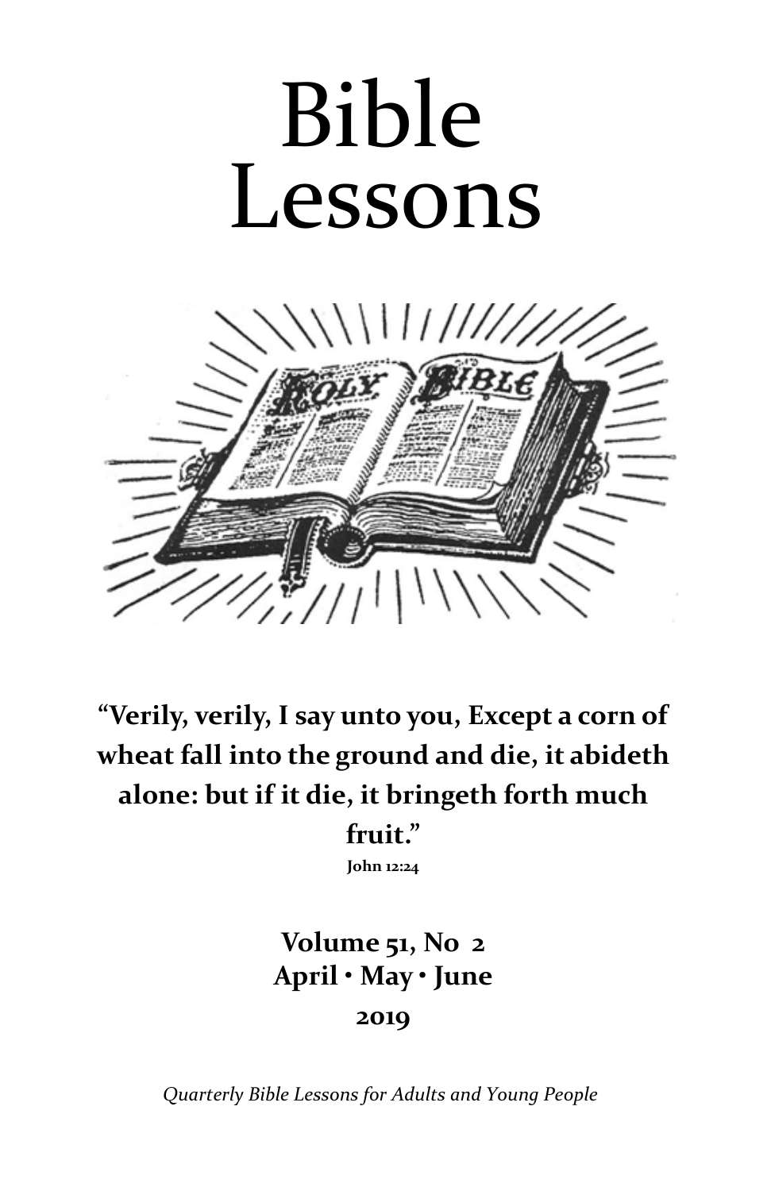# Bible Lessons

**"Verily, verily, I say unto you, Except a corn of wheat fall into the ground and die, it abideth alone: but if it die, it bringeth forth much fruit."**

**John 12:24**

**Volume 51, No 2**
**April • May • June**
**2019**

*Quarterly Bible Lessons for Adults and Young People*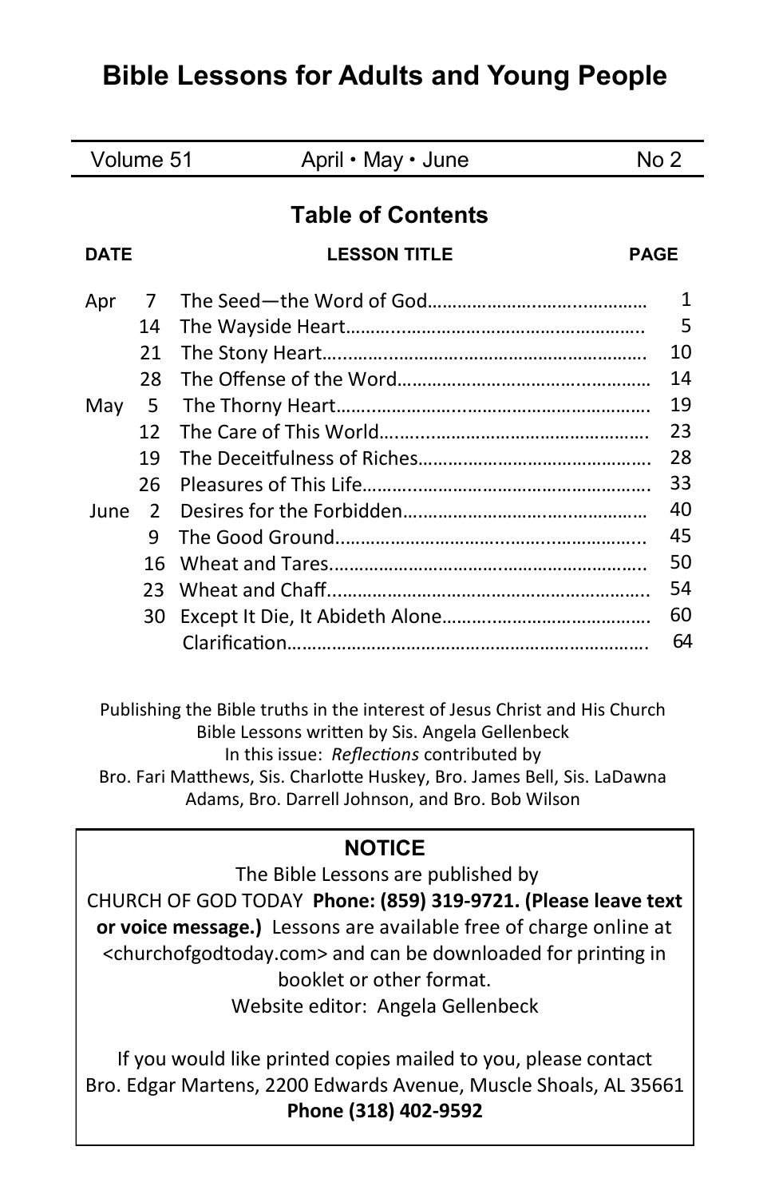# Bible Lessons for Adults and Young People

| Volume 51 | April • May • June | No 2 |
|---|---|---|

## Table of Contents

| DATE | | LESSON TITLE | PAGE |
|---|---|---|---|
| Apr | 7 | The Seed—the Word of God | 1 |
| | 14 | The Wayside Heart | 5 |
| | 21 | The Stony Heart | 10 |
| | 28 | The Offense of the Word | 14 |
| May | 5 | The Thorny Heart | 19 |
| | 12 | The Care of This World | 23 |
| | 19 | The Deceitfulness of Riches | 28 |
| | 26 | Pleasures of This Life | 33 |
| June | 2 | Desires for the Forbidden | 40 |
| | 9 | The Good Ground | 45 |
| | 16 | Wheat and Tares | 50 |
| | 23 | Wheat and Chaff | 54 |
| | 30 | Except It Die, It Abideth Alone | 60 |
| | | Clarification | 64 |

Publishing the Bible truths in the interest of Jesus Christ and His Church
Bible Lessons written by Sis. Angela Gellenbeck
In this issue: *Reflections* contributed by
Bro. Fari Matthews, Sis. Charlotte Huskey, Bro. James Bell, Sis. LaDawna Adams, Bro. Darrell Johnson, and Bro. Bob Wilson

**NOTICE**

The Bible Lessons are published by
CHURCH OF GOD TODAY **Phone: (859) 319-9721. (Please leave text or voice message.)** Lessons are available free of charge online at <churchofgodtoday.com> and can be downloaded for printing in booklet or other format.
Website editor: Angela Gellenbeck

If you would like printed copies mailed to you, please contact
Bro. Edgar Martens, 2200 Edwards Avenue, Muscle Shoals, AL 35661
**Phone (318) 402-9592**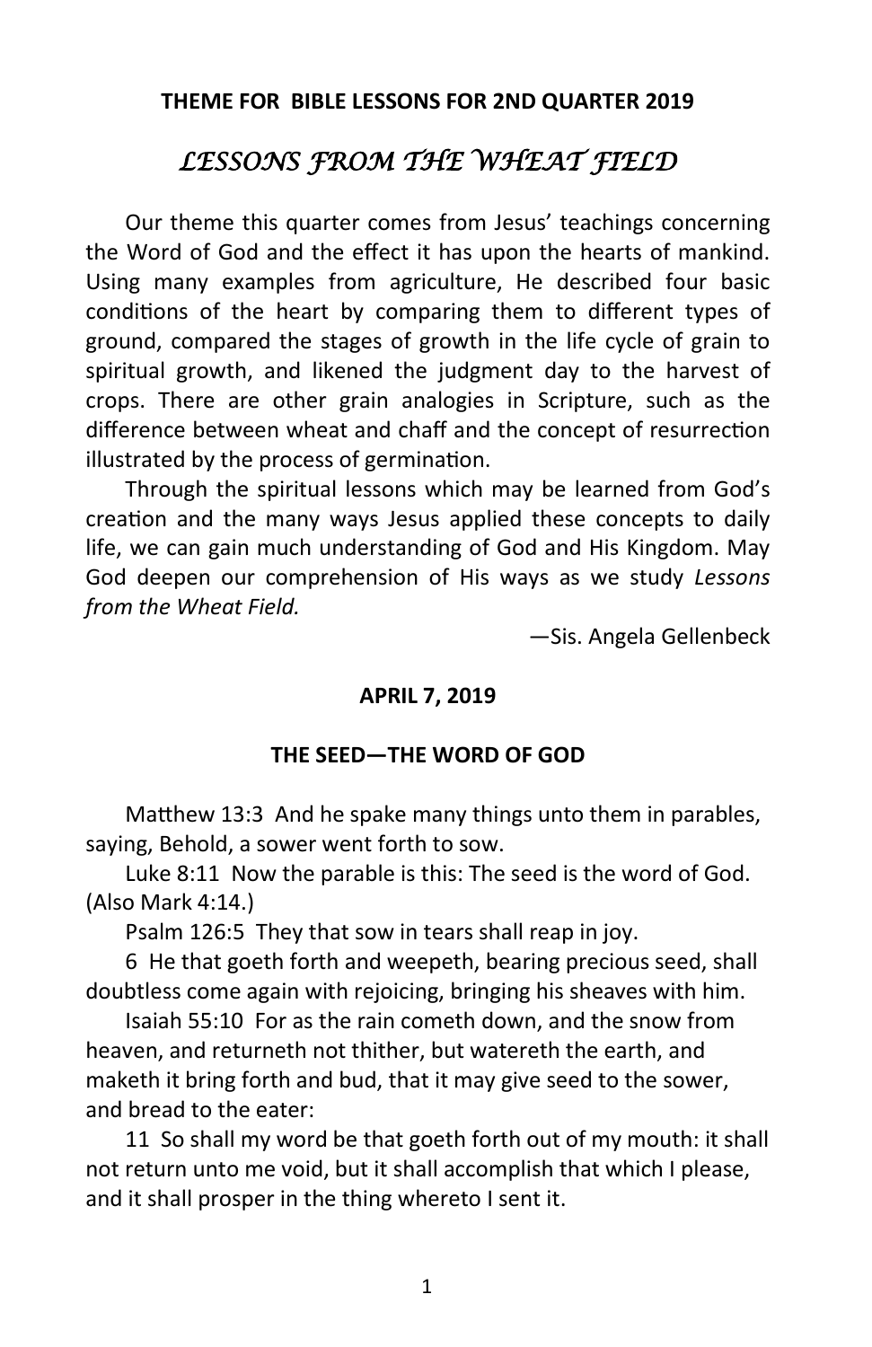**THEME FOR BIBLE LESSONS FOR 2ND QUARTER 2019**

# *LESSONS FROM THE WHEAT FIELD*

Our theme this quarter comes from Jesus' teachings concerning the Word of God and the effect it has upon the hearts of mankind. Using many examples from agriculture, He described four basic conditions of the heart by comparing them to different types of ground, compared the stages of growth in the life cycle of grain to spiritual growth, and likened the judgment day to the harvest of crops. There are other grain analogies in Scripture, such as the difference between wheat and chaff and the concept of resurrection illustrated by the process of germination.

Through the spiritual lessons which may be learned from God's creation and the many ways Jesus applied these concepts to daily life, we can gain much understanding of God and His Kingdom. May God deepen our comprehension of His ways as we study *Lessons from the Wheat Field.*

—Sis. Angela Gellenbeck

**APRIL 7, 2019**

**THE SEED—THE WORD OF GOD**

Matthew 13:3 And he spake many things unto them in parables, saying, Behold, a sower went forth to sow.

Luke 8:11 Now the parable is this: The seed is the word of God. (Also Mark 4:14.)

Psalm 126:5 They that sow in tears shall reap in joy.

6 He that goeth forth and weepeth, bearing precious seed, shall doubtless come again with rejoicing, bringing his sheaves with him.

Isaiah 55:10 For as the rain cometh down, and the snow from heaven, and returneth not thither, but watereth the earth, and maketh it bring forth and bud, that it may give seed to the sower, and bread to the eater:

11 So shall my word be that goeth forth out of my mouth: it shall not return unto me void, but it shall accomplish that which I please, and it shall prosper in the thing whereto I sent it.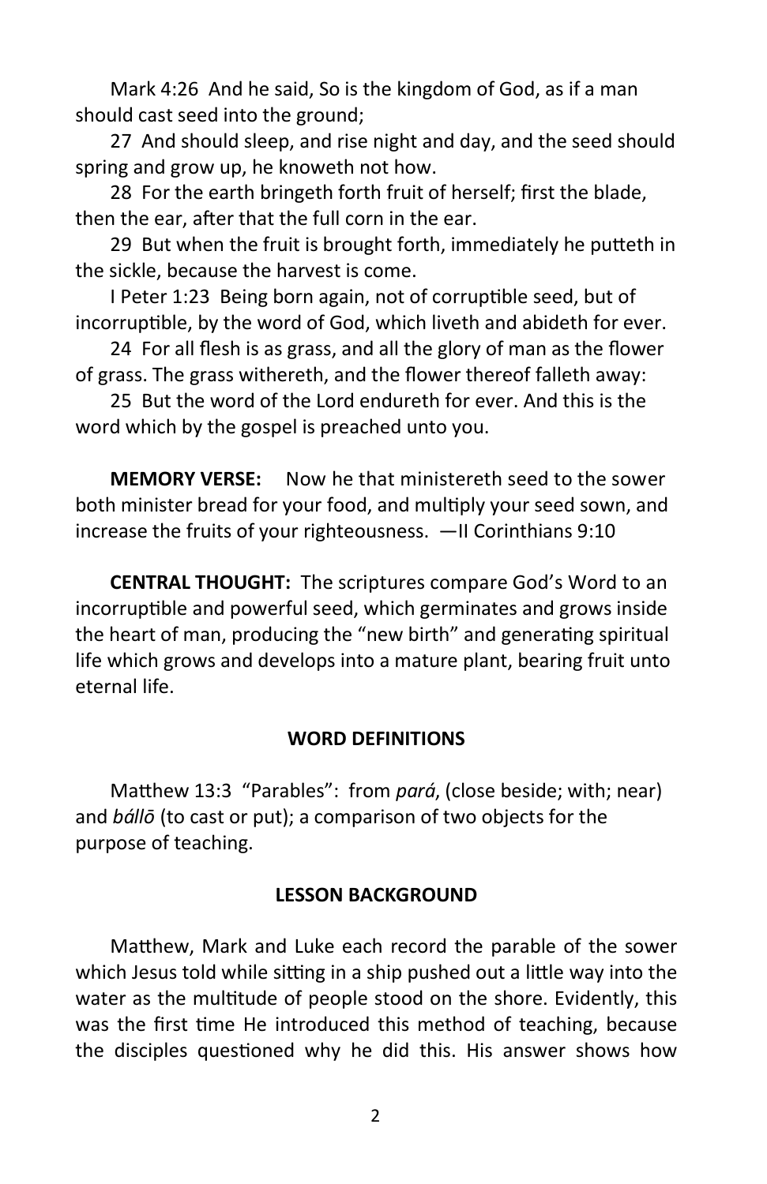Mark 4:26 And he said, So is the kingdom of God, as if a man should cast seed into the ground;

27 And should sleep, and rise night and day, and the seed should spring and grow up, he knoweth not how.

28 For the earth bringeth forth fruit of herself; first the blade, then the ear, after that the full corn in the ear.

29 But when the fruit is brought forth, immediately he putteth in the sickle, because the harvest is come.

I Peter 1:23 Being born again, not of corruptible seed, but of incorruptible, by the word of God, which liveth and abideth for ever.

24 For all flesh is as grass, and all the glory of man as the flower of grass. The grass withereth, and the flower thereof falleth away:

25 But the word of the Lord endureth for ever. And this is the word which by the gospel is preached unto you.

**MEMORY VERSE:** Now he that ministereth seed to the sower both minister bread for your food, and multiply your seed sown, and increase the fruits of your righteousness. —II Corinthians 9:10

**CENTRAL THOUGHT:** The scriptures compare God's Word to an incorruptible and powerful seed, which germinates and grows inside the heart of man, producing the "new birth" and generating spiritual life which grows and develops into a mature plant, bearing fruit unto eternal life.

## WORD DEFINITIONS

Matthew 13:3 "Parables": from *pará*, (close beside; with; near) and *bállō* (to cast or put); a comparison of two objects for the purpose of teaching.

## LESSON BACKGROUND

Matthew, Mark and Luke each record the parable of the sower which Jesus told while sitting in a ship pushed out a little way into the water as the multitude of people stood on the shore. Evidently, this was the first time He introduced this method of teaching, because the disciples questioned why he did this. His answer shows how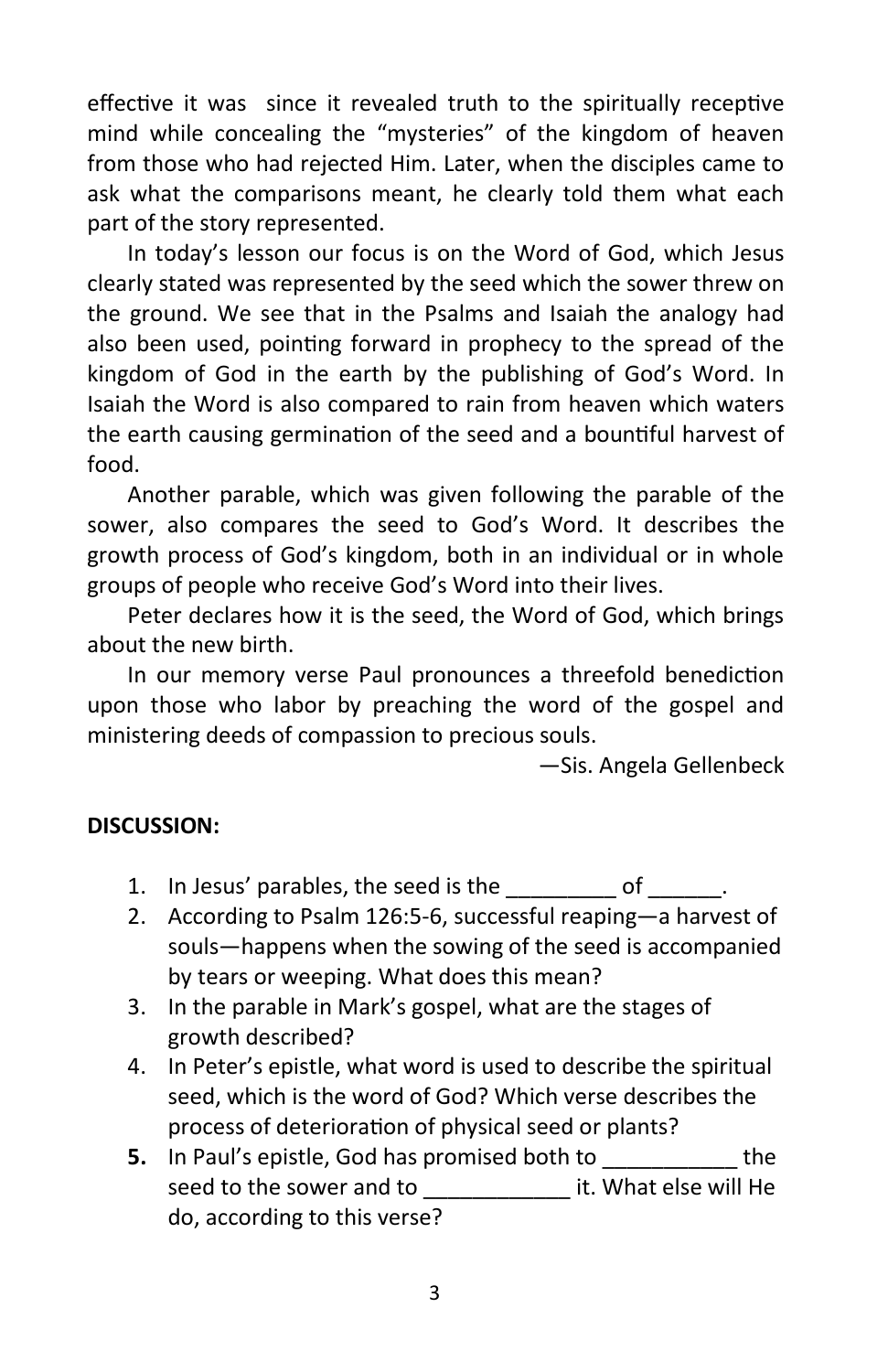effective it was  since it revealed truth to the spiritually receptive mind while concealing the “mysteries” of the kingdom of heaven from those who had rejected Him. Later, when the disciples came to ask what the comparisons meant, he clearly told them what each part of the story represented.

In today’s lesson our focus is on the Word of God, which Jesus clearly stated was represented by the seed which the sower threw on the ground. We see that in the Psalms and Isaiah the analogy had also been used, pointing forward in prophecy to the spread of the kingdom of God in the earth by the publishing of God’s Word. In Isaiah the Word is also compared to rain from heaven which waters the earth causing germination of the seed and a bountiful harvest of food.

Another parable, which was given following the parable of the sower, also compares the seed to God’s Word. It describes the growth process of God’s kingdom, both in an individual or in whole groups of people who receive God’s Word into their lives.

Peter declares how it is the seed, the Word of God, which brings about the new birth.

In our memory verse Paul pronounces a threefold benediction upon those who labor by preaching the word of the gospel and ministering deeds of compassion to precious souls.

—Sis. Angela Gellenbeck

**DISCUSSION:**

1. In Jesus’ parables, the seed is the _________ of ______.
2. According to Psalm 126:5-6, successful reaping—a harvest of souls—happens when the sowing of the seed is accompanied by tears or weeping. What does this mean?
3. In the parable in Mark’s gospel, what are the stages of growth described?
4. In Peter’s epistle, what word is used to describe the spiritual seed, which is the word of God? Which verse describes the process of deterioration of physical seed or plants?
5. In Paul’s epistle, God has promised both to ___________ the seed to the sower and to ____________ it. What else will He do, according to this verse?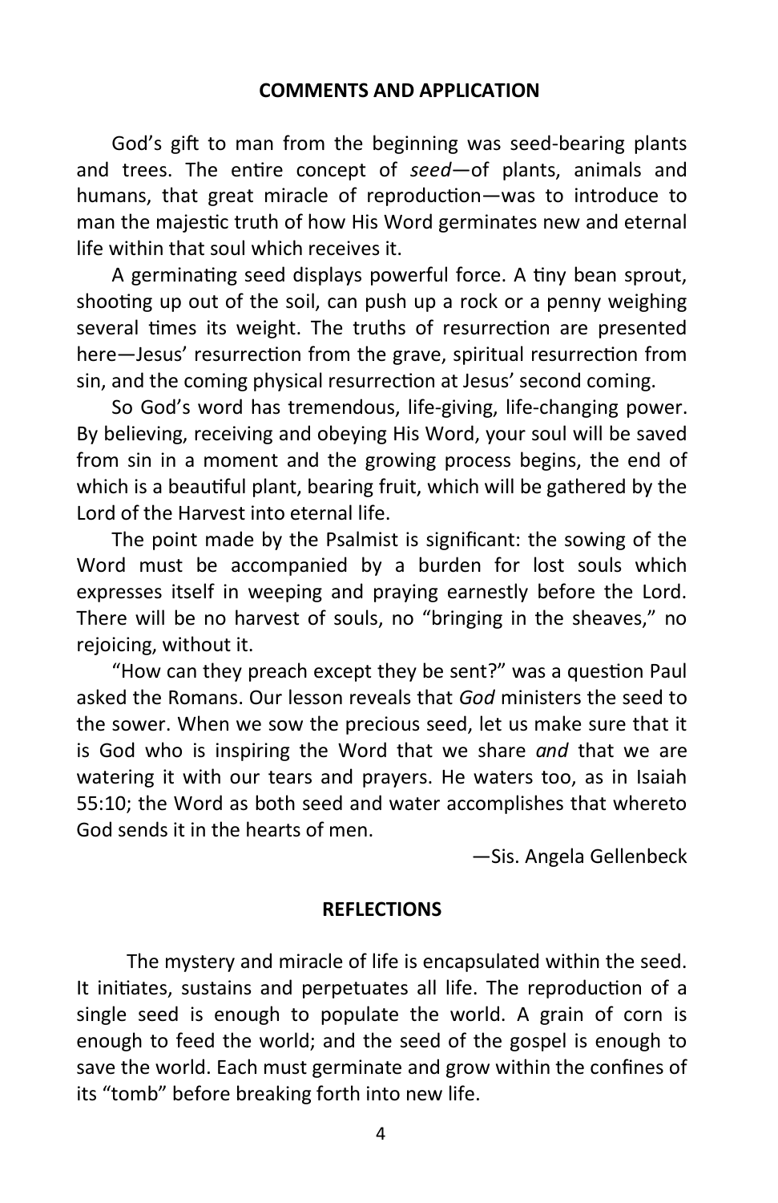## COMMENTS AND APPLICATION

God's gift to man from the beginning was seed-bearing plants and trees. The entire concept of *seed*—of plants, animals and humans, that great miracle of reproduction—was to introduce to man the majestic truth of how His Word germinates new and eternal life within that soul which receives it.

A germinating seed displays powerful force. A tiny bean sprout, shooting up out of the soil, can push up a rock or a penny weighing several times its weight. The truths of resurrection are presented here—Jesus' resurrection from the grave, spiritual resurrection from sin, and the coming physical resurrection at Jesus' second coming.

So God's word has tremendous, life-giving, life-changing power. By believing, receiving and obeying His Word, your soul will be saved from sin in a moment and the growing process begins, the end of which is a beautiful plant, bearing fruit, which will be gathered by the Lord of the Harvest into eternal life.

The point made by the Psalmist is significant: the sowing of the Word must be accompanied by a burden for lost souls which expresses itself in weeping and praying earnestly before the Lord. There will be no harvest of souls, no "bringing in the sheaves," no rejoicing, without it.

"How can they preach except they be sent?" was a question Paul asked the Romans. Our lesson reveals that *God* ministers the seed to the sower. When we sow the precious seed, let us make sure that it is God who is inspiring the Word that we share *and* that we are watering it with our tears and prayers. He waters too, as in Isaiah 55:10; the Word as both seed and water accomplishes that whereto God sends it in the hearts of men.

—Sis. Angela Gellenbeck

## REFLECTIONS

The mystery and miracle of life is encapsulated within the seed. It initiates, sustains and perpetuates all life. The reproduction of a single seed is enough to populate the world. A grain of corn is enough to feed the world; and the seed of the gospel is enough to save the world. Each must germinate and grow within the confines of its "tomb" before breaking forth into new life.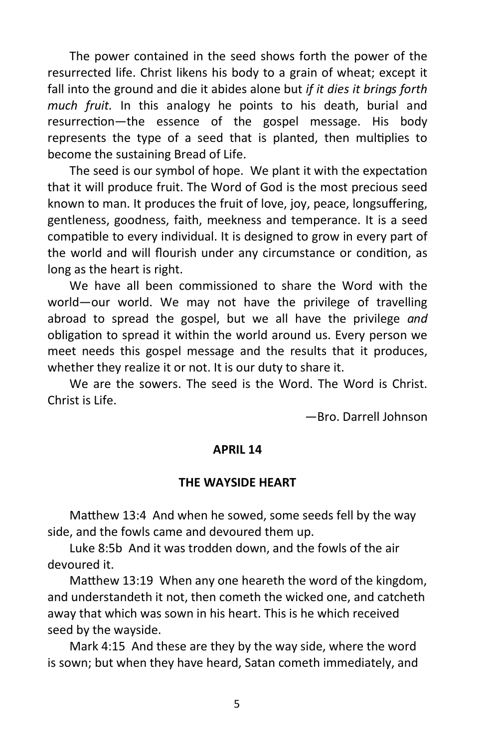The power contained in the seed shows forth the power of the resurrected life. Christ likens his body to a grain of wheat; except it fall into the ground and die it abides alone but *if it dies it brings forth much fruit.* In this analogy he points to his death, burial and resurrection—the essence of the gospel message. His body represents the type of a seed that is planted, then multiplies to become the sustaining Bread of Life.

The seed is our symbol of hope. We plant it with the expectation that it will produce fruit. The Word of God is the most precious seed known to man. It produces the fruit of love, joy, peace, longsuffering, gentleness, goodness, faith, meekness and temperance. It is a seed compatible to every individual. It is designed to grow in every part of the world and will flourish under any circumstance or condition, as long as the heart is right.

We have all been commissioned to share the Word with the world—our world. We may not have the privilege of travelling abroad to spread the gospel, but we all have the privilege *and* obligation to spread it within the world around us. Every person we meet needs this gospel message and the results that it produces, whether they realize it or not. It is our duty to share it.

We are the sowers. The seed is the Word. The Word is Christ. Christ is Life.

—Bro. Darrell Johnson

## APRIL 14

## THE WAYSIDE HEART

Matthew 13:4 And when he sowed, some seeds fell by the way side, and the fowls came and devoured them up.

Luke 8:5b And it was trodden down, and the fowls of the air devoured it.

Matthew 13:19 When any one heareth the word of the kingdom, and understandeth it not, then cometh the wicked one, and catcheth away that which was sown in his heart. This is he which received seed by the wayside.

Mark 4:15 And these are they by the way side, where the word is sown; but when they have heard, Satan cometh immediately, and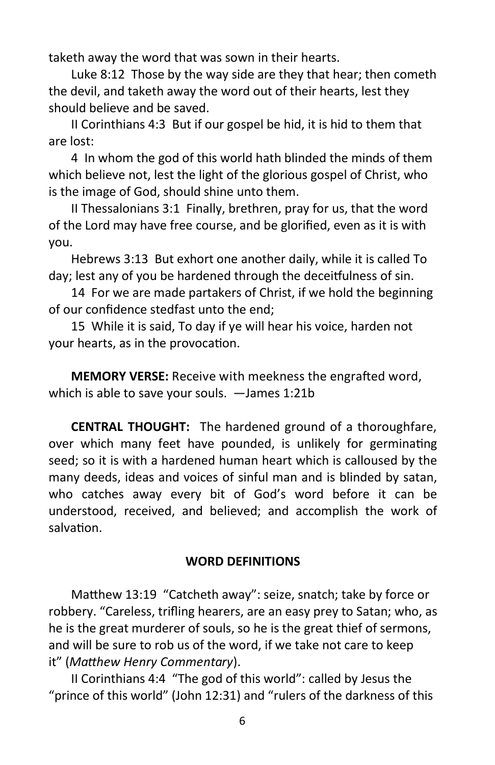taketh away the word that was sown in their hearts.

Luke 8:12 Those by the way side are they that hear; then cometh the devil, and taketh away the word out of their hearts, lest they should believe and be saved.

II Corinthians 4:3 But if our gospel be hid, it is hid to them that are lost:

4 In whom the god of this world hath blinded the minds of them which believe not, lest the light of the glorious gospel of Christ, who is the image of God, should shine unto them.

II Thessalonians 3:1 Finally, brethren, pray for us, that the word of the Lord may have free course, and be glorified, even as it is with you.

Hebrews 3:13 But exhort one another daily, while it is called To day; lest any of you be hardened through the deceitfulness of sin.

14 For we are made partakers of Christ, if we hold the beginning of our confidence stedfast unto the end;

15 While it is said, To day if ye will hear his voice, harden not your hearts, as in the provocation.

**MEMORY VERSE:** Receive with meekness the engrafted word, which is able to save your souls. —James 1:21b

**CENTRAL THOUGHT:** The hardened ground of a thoroughfare, over which many feet have pounded, is unlikely for germinating seed; so it is with a hardened human heart which is calloused by the many deeds, ideas and voices of sinful man and is blinded by satan, who catches away every bit of God's word before it can be understood, received, and believed; and accomplish the work of salvation.

## WORD DEFINITIONS

Matthew 13:19 "Catcheth away": seize, snatch; take by force or robbery. "Careless, trifling hearers, are an easy prey to Satan; who, as he is the great murderer of souls, so he is the great thief of sermons, and will be sure to rob us of the word, if we take not care to keep it" (*Matthew Henry Commentary*).

II Corinthians 4:4 "The god of this world": called by Jesus the "prince of this world" (John 12:31) and "rulers of the darkness of this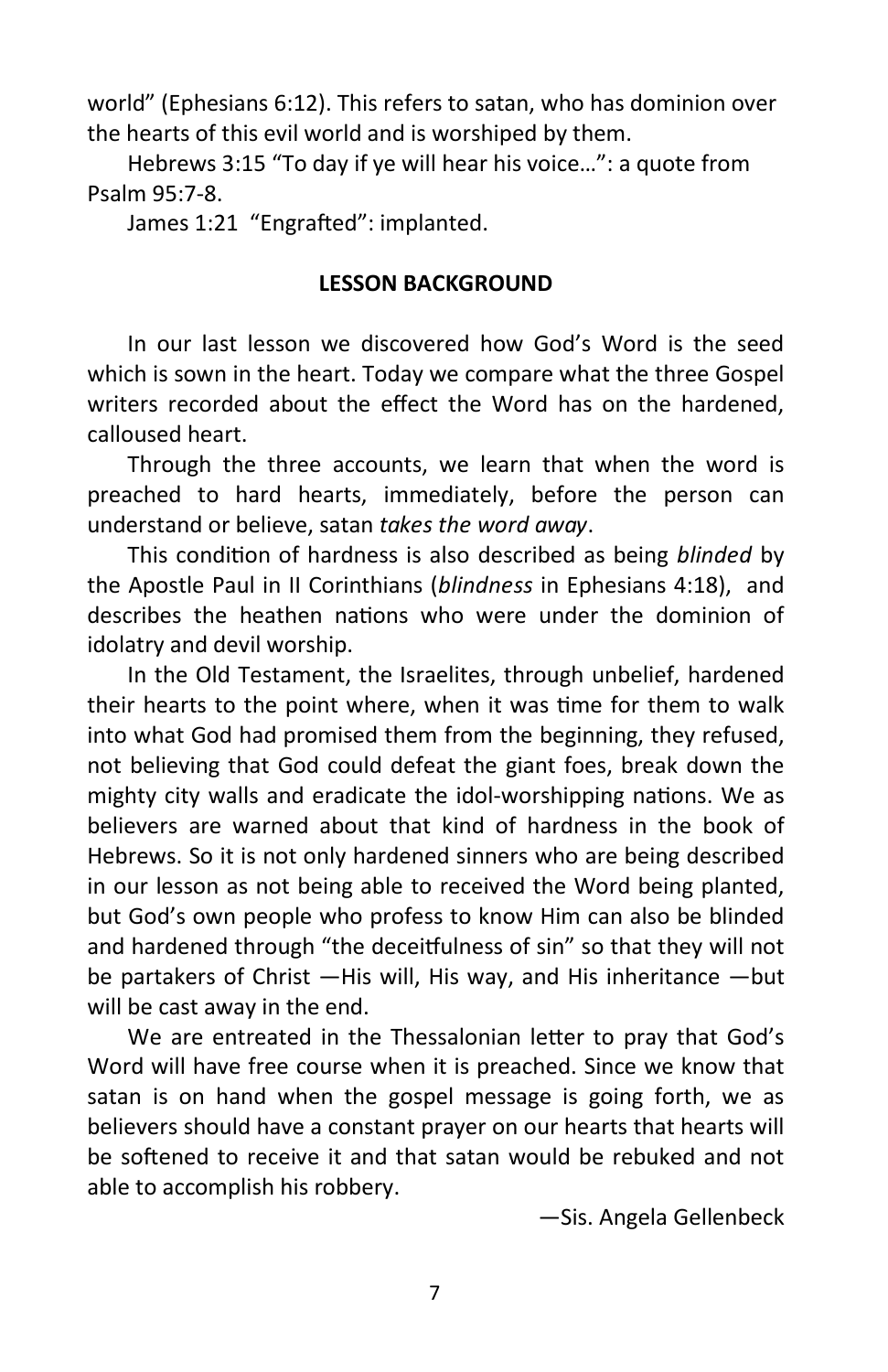world" (Ephesians 6:12). This refers to satan, who has dominion over the hearts of this evil world and is worshiped by them.

Hebrews 3:15 "To day if ye will hear his voice…": a quote from Psalm 95:7-8.

James 1:21 "Engrafted": implanted.

## LESSON BACKGROUND

In our last lesson we discovered how God's Word is the seed which is sown in the heart. Today we compare what the three Gospel writers recorded about the effect the Word has on the hardened, calloused heart.

Through the three accounts, we learn that when the word is preached to hard hearts, immediately, before the person can understand or believe, satan *takes the word away*.

This condition of hardness is also described as being *blinded* by the Apostle Paul in II Corinthians (*blindness* in Ephesians 4:18), and describes the heathen nations who were under the dominion of idolatry and devil worship.

In the Old Testament, the Israelites, through unbelief, hardened their hearts to the point where, when it was time for them to walk into what God had promised them from the beginning, they refused, not believing that God could defeat the giant foes, break down the mighty city walls and eradicate the idol-worshipping nations. We as believers are warned about that kind of hardness in the book of Hebrews. So it is not only hardened sinners who are being described in our lesson as not being able to received the Word being planted, but God's own people who profess to know Him can also be blinded and hardened through "the deceitfulness of sin" so that they will not be partakers of Christ —His will, His way, and His inheritance —but will be cast away in the end.

We are entreated in the Thessalonian letter to pray that God's Word will have free course when it is preached. Since we know that satan is on hand when the gospel message is going forth, we as believers should have a constant prayer on our hearts that hearts will be softened to receive it and that satan would be rebuked and not able to accomplish his robbery.

—Sis. Angela Gellenbeck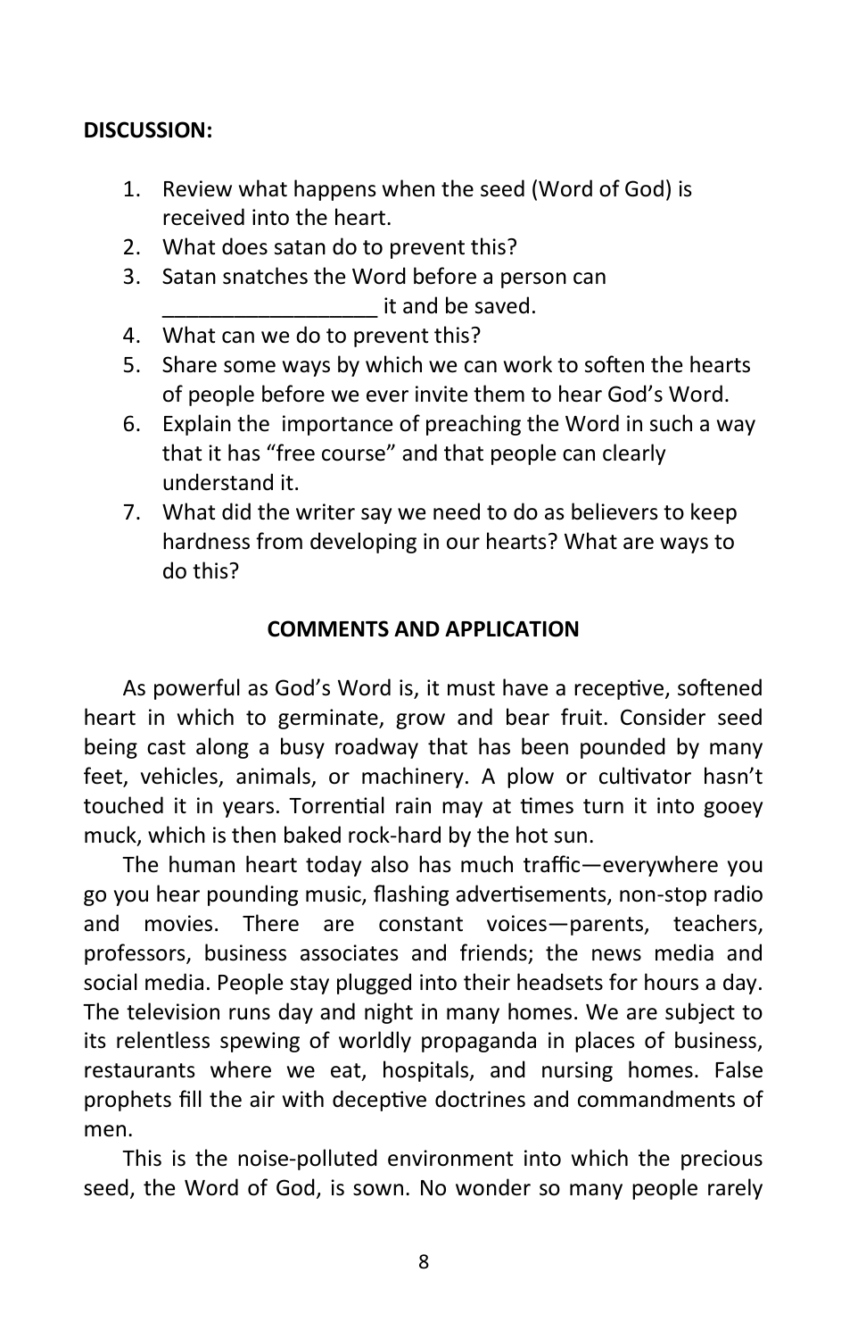**DISCUSSION:**

1. Review what happens when the seed (Word of God) is received into the heart.
2. What does satan do to prevent this?
3. Satan snatches the Word before a person can __________________ it and be saved.
4. What can we do to prevent this?
5. Share some ways by which we can work to soften the hearts of people before we ever invite them to hear God's Word.
6. Explain the importance of preaching the Word in such a way that it has "free course" and that people can clearly understand it.
7. What did the writer say we need to do as believers to keep hardness from developing in our hearts? What are ways to do this?

**COMMENTS AND APPLICATION**

As powerful as God's Word is, it must have a receptive, softened heart in which to germinate, grow and bear fruit. Consider seed being cast along a busy roadway that has been pounded by many feet, vehicles, animals, or machinery. A plow or cultivator hasn't touched it in years. Torrential rain may at times turn it into gooey muck, which is then baked rock-hard by the hot sun.

The human heart today also has much traffic—everywhere you go you hear pounding music, flashing advertisements, non-stop radio and movies. There are constant voices—parents, teachers, professors, business associates and friends; the news media and social media. People stay plugged into their headsets for hours a day. The television runs day and night in many homes. We are subject to its relentless spewing of worldly propaganda in places of business, restaurants where we eat, hospitals, and nursing homes. False prophets fill the air with deceptive doctrines and commandments of men.

This is the noise-polluted environment into which the precious seed, the Word of God, is sown. No wonder so many people rarely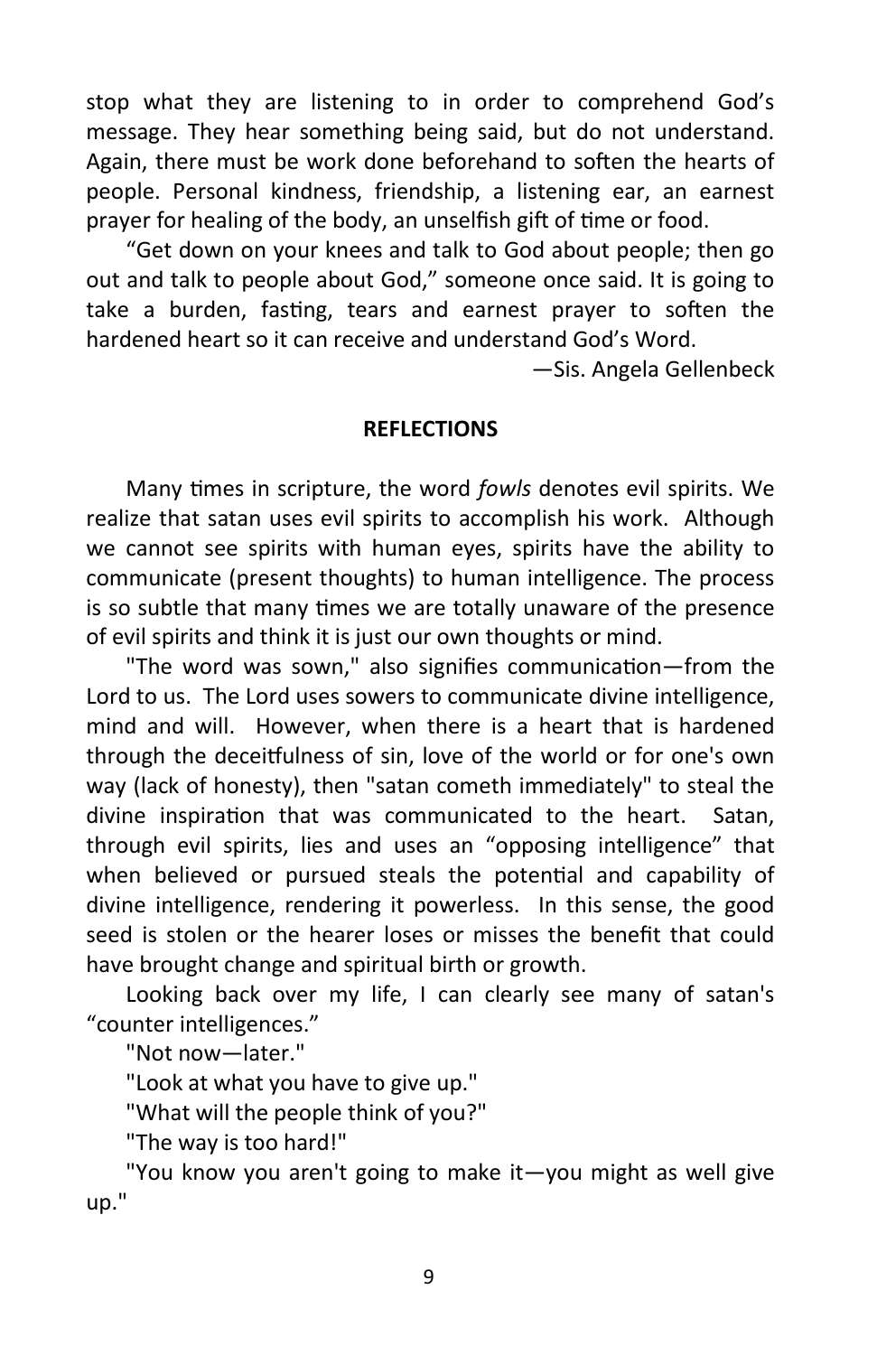stop what they are listening to in order to comprehend God's message. They hear something being said, but do not understand. Again, there must be work done beforehand to soften the hearts of people. Personal kindness, friendship, a listening ear, an earnest prayer for healing of the body, an unselfish gift of time or food.

"Get down on your knees and talk to God about people; then go out and talk to people about God," someone once said. It is going to take a burden, fasting, tears and earnest prayer to soften the hardened heart so it can receive and understand God's Word.

—Sis. Angela Gellenbeck

**REFLECTIONS**

Many times in scripture, the word *fowls* denotes evil spirits. We realize that satan uses evil spirits to accomplish his work. Although we cannot see spirits with human eyes, spirits have the ability to communicate (present thoughts) to human intelligence. The process is so subtle that many times we are totally unaware of the presence of evil spirits and think it is just our own thoughts or mind.

"The word was sown," also signifies communication—from the Lord to us. The Lord uses sowers to communicate divine intelligence, mind and will. However, when there is a heart that is hardened through the deceitfulness of sin, love of the world or for one's own way (lack of honesty), then "satan cometh immediately" to steal the divine inspiration that was communicated to the heart. Satan, through evil spirits, lies and uses an "opposing intelligence" that when believed or pursued steals the potential and capability of divine intelligence, rendering it powerless. In this sense, the good seed is stolen or the hearer loses or misses the benefit that could have brought change and spiritual birth or growth.

Looking back over my life, I can clearly see many of satan's "counter intelligences."

"Not now—later."

"Look at what you have to give up."

"What will the people think of you?"

"The way is too hard!"

"You know you aren't going to make it—you might as well give up."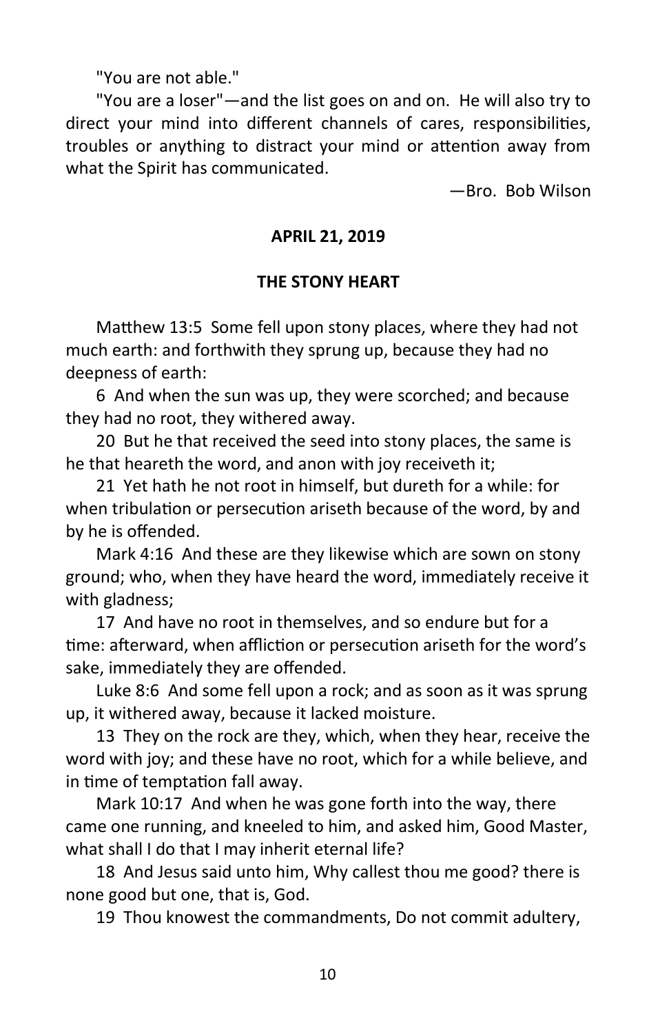"You are not able."

"You are a loser"—and the list goes on and on. He will also try to direct your mind into different channels of cares, responsibilities, troubles or anything to distract your mind or attention away from what the Spirit has communicated.

—Bro. Bob Wilson

**APRIL 21, 2019**

## THE STONY HEART

Matthew 13:5 Some fell upon stony places, where they had not much earth: and forthwith they sprung up, because they had no deepness of earth:

6 And when the sun was up, they were scorched; and because they had no root, they withered away.

20 But he that received the seed into stony places, the same is he that heareth the word, and anon with joy receiveth it;

21 Yet hath he not root in himself, but dureth for a while: for when tribulation or persecution ariseth because of the word, by and by he is offended.

Mark 4:16 And these are they likewise which are sown on stony ground; who, when they have heard the word, immediately receive it with gladness;

17 And have no root in themselves, and so endure but for a time: afterward, when affliction or persecution ariseth for the word's sake, immediately they are offended.

Luke 8:6 And some fell upon a rock; and as soon as it was sprung up, it withered away, because it lacked moisture.

13 They on the rock are they, which, when they hear, receive the word with joy; and these have no root, which for a while believe, and in time of temptation fall away.

Mark 10:17 And when he was gone forth into the way, there came one running, and kneeled to him, and asked him, Good Master, what shall I do that I may inherit eternal life?

18 And Jesus said unto him, Why callest thou me good? there is none good but one, that is, God.

19 Thou knowest the commandments, Do not commit adultery,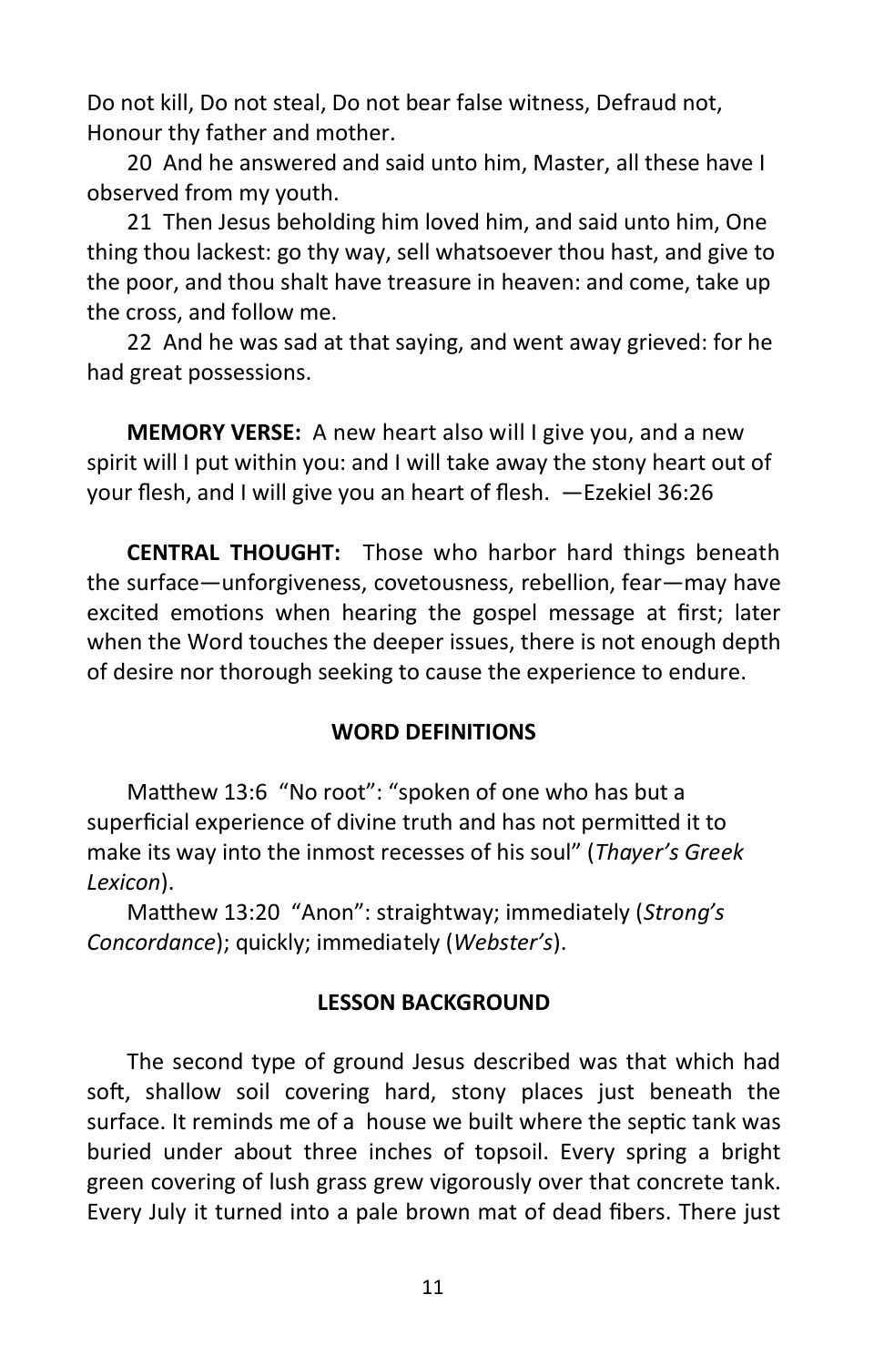Do not kill, Do not steal, Do not bear false witness, Defraud not, Honour thy father and mother.

20 And he answered and said unto him, Master, all these have I observed from my youth.

21 Then Jesus beholding him loved him, and said unto him, One thing thou lackest: go thy way, sell whatsoever thou hast, and give to the poor, and thou shalt have treasure in heaven: and come, take up the cross, and follow me.

22 And he was sad at that saying, and went away grieved: for he had great possessions.

**MEMORY VERSE:** A new heart also will I give you, and a new spirit will I put within you: and I will take away the stony heart out of your flesh, and I will give you an heart of flesh. —Ezekiel 36:26

**CENTRAL THOUGHT:** Those who harbor hard things beneath the surface—unforgiveness, covetousness, rebellion, fear—may have excited emotions when hearing the gospel message at first; later when the Word touches the deeper issues, there is not enough depth of desire nor thorough seeking to cause the experience to endure.

## WORD DEFINITIONS

Matthew 13:6 "No root": "spoken of one who has but a superficial experience of divine truth and has not permitted it to make its way into the inmost recesses of his soul" (*Thayer's Greek Lexicon*).

Matthew 13:20 "Anon": straightway; immediately (*Strong's Concordance*); quickly; immediately (*Webster's*).

## LESSON BACKGROUND

The second type of ground Jesus described was that which had soft, shallow soil covering hard, stony places just beneath the surface. It reminds me of a house we built where the septic tank was buried under about three inches of topsoil. Every spring a bright green covering of lush grass grew vigorously over that concrete tank. Every July it turned into a pale brown mat of dead fibers. There just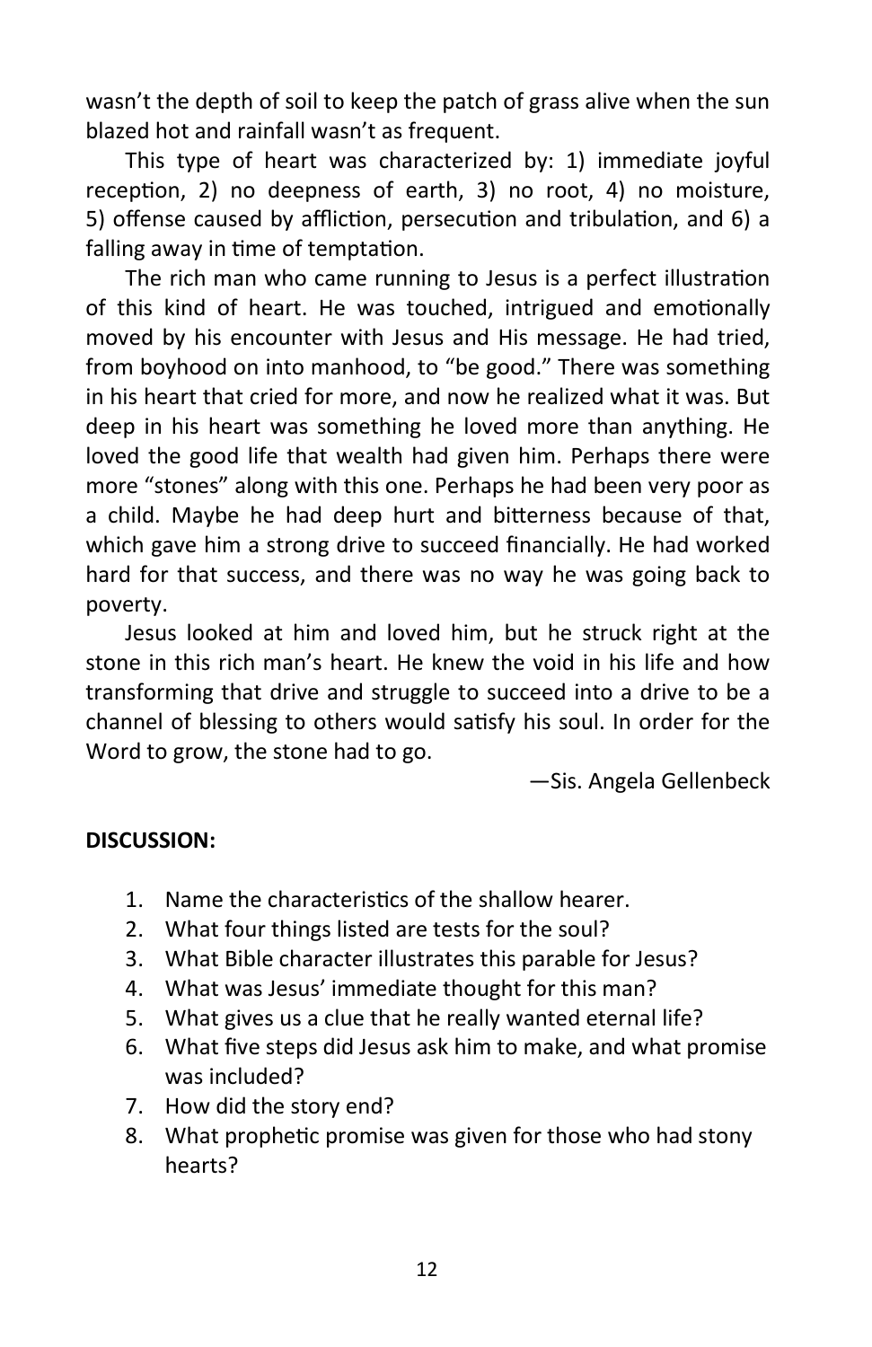wasn't the depth of soil to keep the patch of grass alive when the sun blazed hot and rainfall wasn't as frequent.

This type of heart was characterized by: 1) immediate joyful reception, 2) no deepness of earth, 3) no root, 4) no moisture, 5) offense caused by affliction, persecution and tribulation, and 6) a falling away in time of temptation.

The rich man who came running to Jesus is a perfect illustration of this kind of heart. He was touched, intrigued and emotionally moved by his encounter with Jesus and His message. He had tried, from boyhood on into manhood, to "be good." There was something in his heart that cried for more, and now he realized what it was. But deep in his heart was something he loved more than anything. He loved the good life that wealth had given him. Perhaps there were more "stones" along with this one. Perhaps he had been very poor as a child. Maybe he had deep hurt and bitterness because of that, which gave him a strong drive to succeed financially. He had worked hard for that success, and there was no way he was going back to poverty.

Jesus looked at him and loved him, but he struck right at the stone in this rich man's heart. He knew the void in his life and how transforming that drive and struggle to succeed into a drive to be a channel of blessing to others would satisfy his soul. In order for the Word to grow, the stone had to go.

—Sis. Angela Gellenbeck

**DISCUSSION:**

1. Name the characteristics of the shallow hearer.
2. What four things listed are tests for the soul?
3. What Bible character illustrates this parable for Jesus?
4. What was Jesus' immediate thought for this man?
5. What gives us a clue that he really wanted eternal life?
6. What five steps did Jesus ask him to make, and what promise was included?
7. How did the story end?
8. What prophetic promise was given for those who had stony hearts?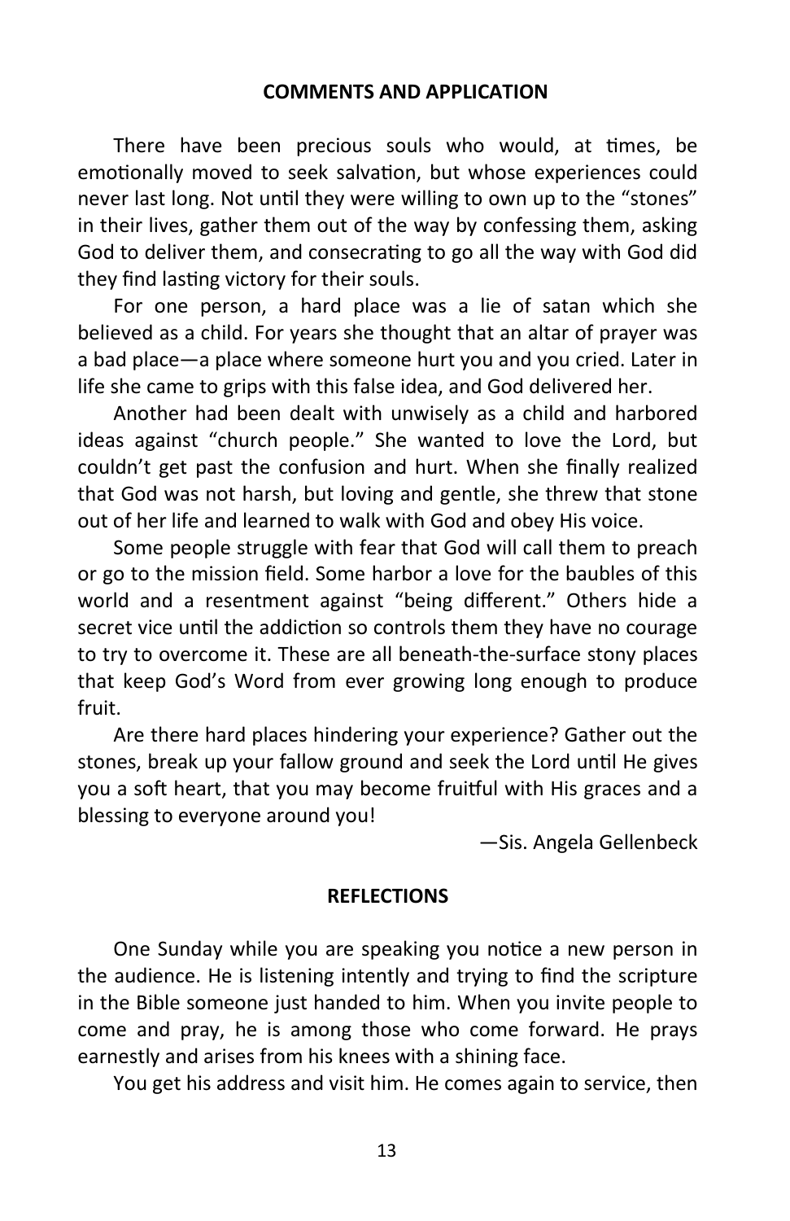## COMMENTS AND APPLICATION

There have been precious souls who would, at times, be emotionally moved to seek salvation, but whose experiences could never last long. Not until they were willing to own up to the "stones" in their lives, gather them out of the way by confessing them, asking God to deliver them, and consecrating to go all the way with God did they find lasting victory for their souls.

For one person, a hard place was a lie of satan which she believed as a child. For years she thought that an altar of prayer was a bad place—a place where someone hurt you and you cried. Later in life she came to grips with this false idea, and God delivered her.

Another had been dealt with unwisely as a child and harbored ideas against "church people." She wanted to love the Lord, but couldn't get past the confusion and hurt. When she finally realized that God was not harsh, but loving and gentle, she threw that stone out of her life and learned to walk with God and obey His voice.

Some people struggle with fear that God will call them to preach or go to the mission field. Some harbor a love for the baubles of this world and a resentment against "being different." Others hide a secret vice until the addiction so controls them they have no courage to try to overcome it. These are all beneath-the-surface stony places that keep God's Word from ever growing long enough to produce fruit.

Are there hard places hindering your experience? Gather out the stones, break up your fallow ground and seek the Lord until He gives you a soft heart, that you may become fruitful with His graces and a blessing to everyone around you!

—Sis. Angela Gellenbeck

## REFLECTIONS

One Sunday while you are speaking you notice a new person in the audience. He is listening intently and trying to find the scripture in the Bible someone just handed to him. When you invite people to come and pray, he is among those who come forward. He prays earnestly and arises from his knees with a shining face.

You get his address and visit him. He comes again to service, then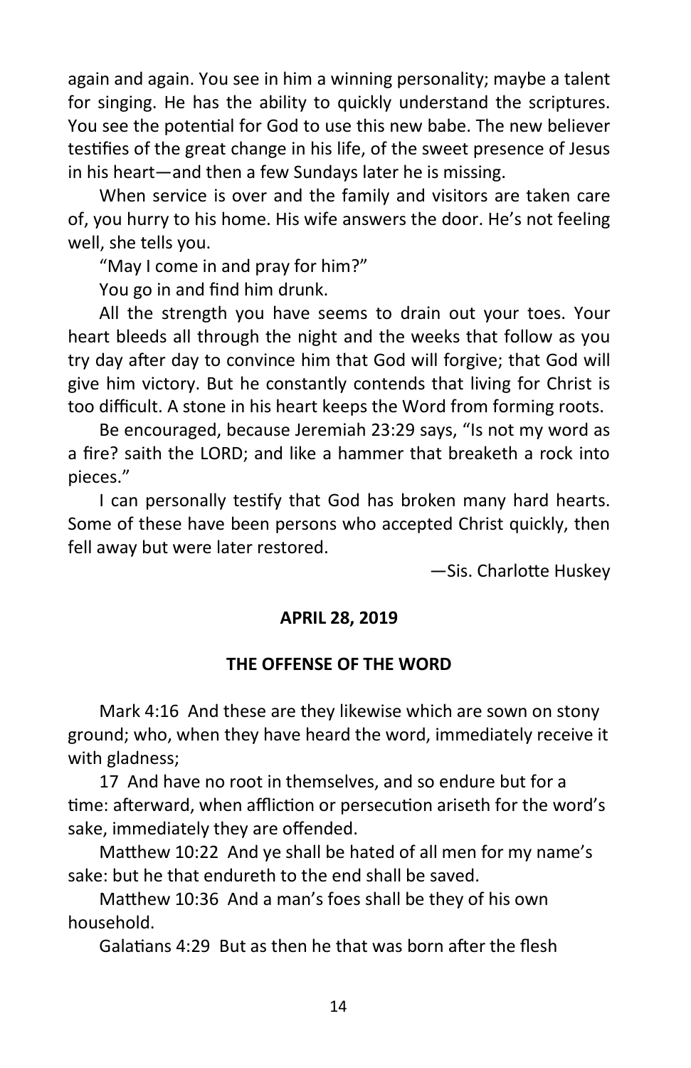again and again. You see in him a winning personality; maybe a talent for singing. He has the ability to quickly understand the scriptures. You see the potential for God to use this new babe. The new believer testifies of the great change in his life, of the sweet presence of Jesus in his heart—and then a few Sundays later he is missing.

When service is over and the family and visitors are taken care of, you hurry to his home. His wife answers the door. He's not feeling well, she tells you.

"May I come in and pray for him?"

You go in and find him drunk.

All the strength you have seems to drain out your toes. Your heart bleeds all through the night and the weeks that follow as you try day after day to convince him that God will forgive; that God will give him victory. But he constantly contends that living for Christ is too difficult. A stone in his heart keeps the Word from forming roots.

Be encouraged, because Jeremiah 23:29 says, "Is not my word as a fire? saith the LORD; and like a hammer that breaketh a rock into pieces."

I can personally testify that God has broken many hard hearts. Some of these have been persons who accepted Christ quickly, then fell away but were later restored.

—Sis. Charlotte Huskey

**APRIL 28, 2019**

## THE OFFENSE OF THE WORD

Mark 4:16 And these are they likewise which are sown on stony ground; who, when they have heard the word, immediately receive it with gladness;

17 And have no root in themselves, and so endure but for a time: afterward, when affliction or persecution ariseth for the word's sake, immediately they are offended.

Matthew 10:22 And ye shall be hated of all men for my name's sake: but he that endureth to the end shall be saved.

Matthew 10:36 And a man's foes shall be they of his own household.

Galatians 4:29 But as then he that was born after the flesh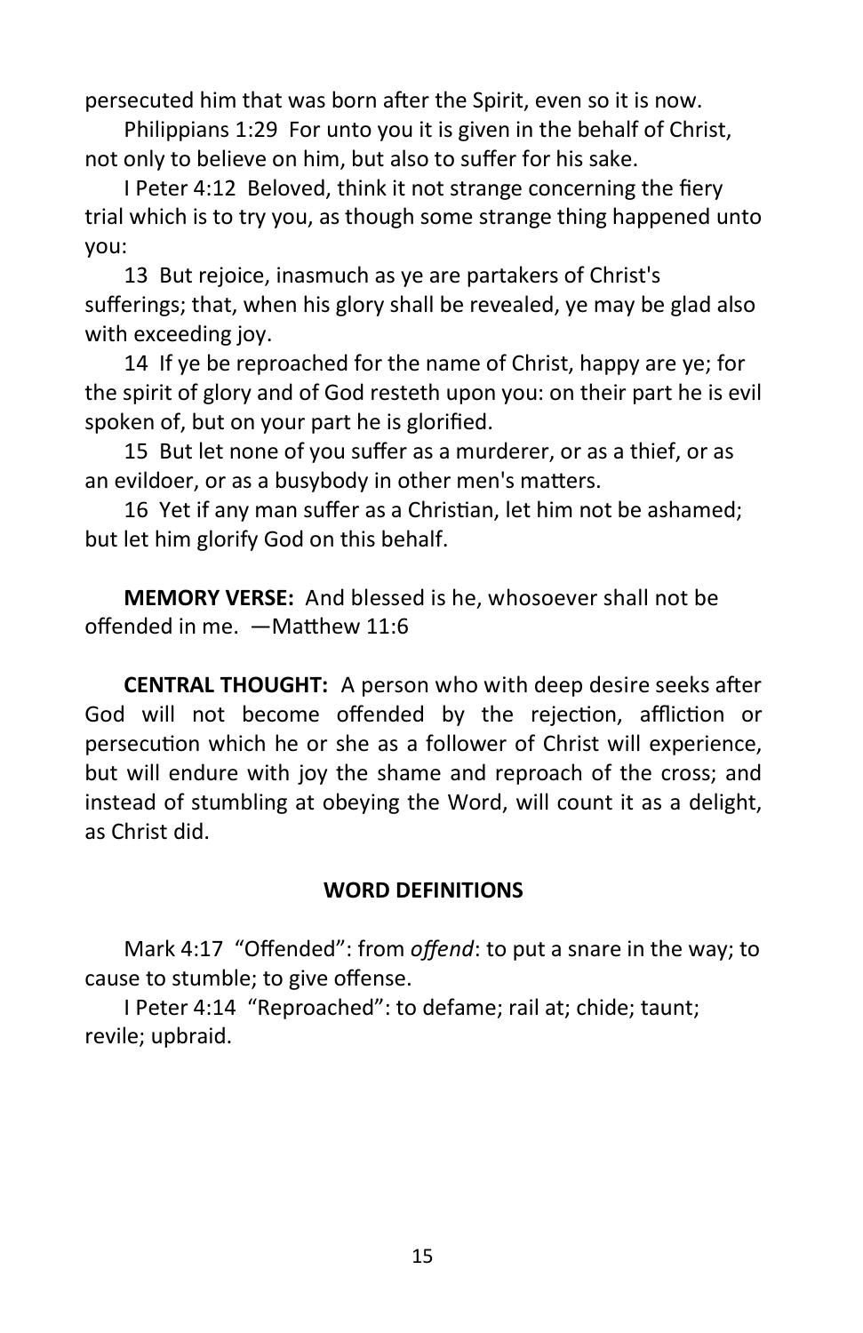persecuted him that was born after the Spirit, even so it is now.

Philippians 1:29 For unto you it is given in the behalf of Christ, not only to believe on him, but also to suffer for his sake.

I Peter 4:12 Beloved, think it not strange concerning the fiery trial which is to try you, as though some strange thing happened unto you:

13 But rejoice, inasmuch as ye are partakers of Christ's sufferings; that, when his glory shall be revealed, ye may be glad also with exceeding joy.

14 If ye be reproached for the name of Christ, happy are ye; for the spirit of glory and of God resteth upon you: on their part he is evil spoken of, but on your part he is glorified.

15 But let none of you suffer as a murderer, or as a thief, or as an evildoer, or as a busybody in other men's matters.

16 Yet if any man suffer as a Christian, let him not be ashamed; but let him glorify God on this behalf.

**MEMORY VERSE:** And blessed is he, whosoever shall not be offended in me. —Matthew 11:6

**CENTRAL THOUGHT:** A person who with deep desire seeks after God will not become offended by the rejection, affliction or persecution which he or she as a follower of Christ will experience, but will endure with joy the shame and reproach of the cross; and instead of stumbling at obeying the Word, will count it as a delight, as Christ did.

## WORD DEFINITIONS

Mark 4:17 "Offended": from *offend*: to put a snare in the way; to cause to stumble; to give offense.

I Peter 4:14 "Reproached": to defame; rail at; chide; taunt; revile; upbraid.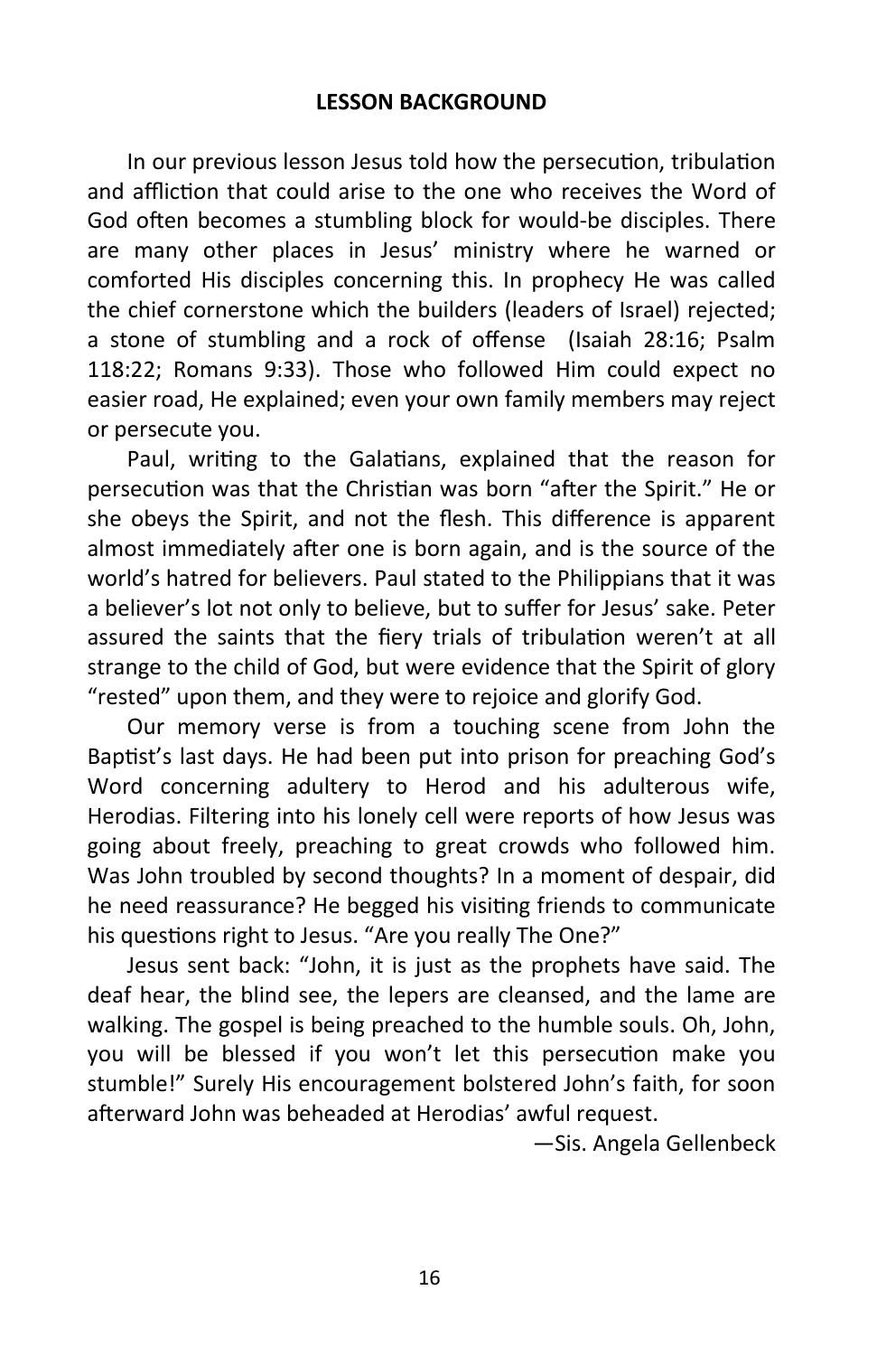## LESSON BACKGROUND

In our previous lesson Jesus told how the persecution, tribulation and affliction that could arise to the one who receives the Word of God often becomes a stumbling block for would-be disciples. There are many other places in Jesus' ministry where he warned or comforted His disciples concerning this. In prophecy He was called the chief cornerstone which the builders (leaders of Israel) rejected; a stone of stumbling and a rock of offense (Isaiah 28:16; Psalm 118:22; Romans 9:33). Those who followed Him could expect no easier road, He explained; even your own family members may reject or persecute you.

Paul, writing to the Galatians, explained that the reason for persecution was that the Christian was born "after the Spirit." He or she obeys the Spirit, and not the flesh. This difference is apparent almost immediately after one is born again, and is the source of the world's hatred for believers. Paul stated to the Philippians that it was a believer's lot not only to believe, but to suffer for Jesus' sake. Peter assured the saints that the fiery trials of tribulation weren't at all strange to the child of God, but were evidence that the Spirit of glory "rested" upon them, and they were to rejoice and glorify God.

Our memory verse is from a touching scene from John the Baptist's last days. He had been put into prison for preaching God's Word concerning adultery to Herod and his adulterous wife, Herodias. Filtering into his lonely cell were reports of how Jesus was going about freely, preaching to great crowds who followed him. Was John troubled by second thoughts? In a moment of despair, did he need reassurance? He begged his visiting friends to communicate his questions right to Jesus. "Are you really The One?"

Jesus sent back: "John, it is just as the prophets have said. The deaf hear, the blind see, the lepers are cleansed, and the lame are walking. The gospel is being preached to the humble souls. Oh, John, you will be blessed if you won't let this persecution make you stumble!" Surely His encouragement bolstered John's faith, for soon afterward John was beheaded at Herodias' awful request.

—Sis. Angela Gellenbeck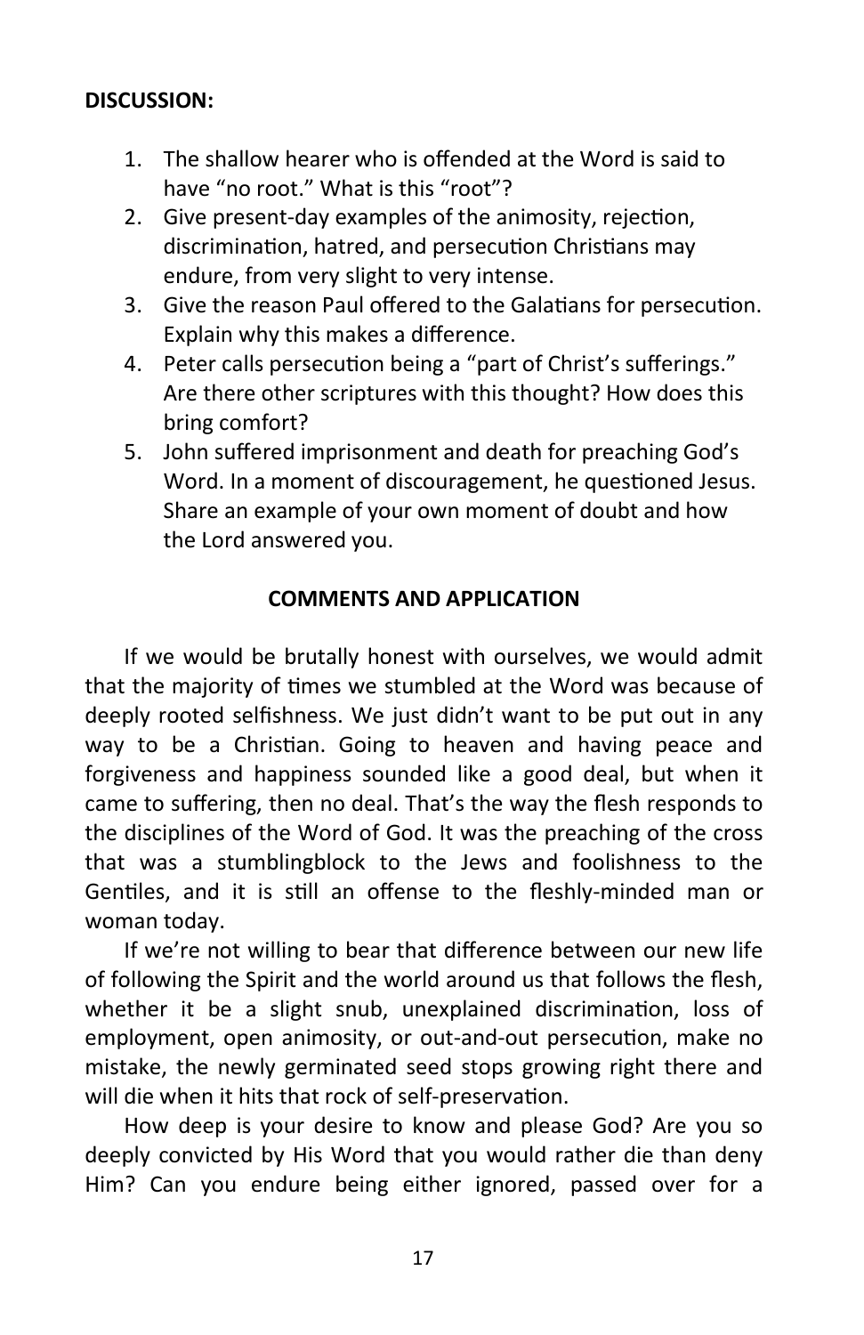**DISCUSSION:**

1. The shallow hearer who is offended at the Word is said to have "no root." What is this "root"?
2. Give present-day examples of the animosity, rejection, discrimination, hatred, and persecution Christians may endure, from very slight to very intense.
3. Give the reason Paul offered to the Galatians for persecution. Explain why this makes a difference.
4. Peter calls persecution being a "part of Christ's sufferings." Are there other scriptures with this thought? How does this bring comfort?
5. John suffered imprisonment and death for preaching God's Word. In a moment of discouragement, he questioned Jesus. Share an example of your own moment of doubt and how the Lord answered you.

## COMMENTS AND APPLICATION

If we would be brutally honest with ourselves, we would admit that the majority of times we stumbled at the Word was because of deeply rooted selfishness. We just didn't want to be put out in any way to be a Christian. Going to heaven and having peace and forgiveness and happiness sounded like a good deal, but when it came to suffering, then no deal. That's the way the flesh responds to the disciplines of the Word of God. It was the preaching of the cross that was a stumblingblock to the Jews and foolishness to the Gentiles, and it is still an offense to the fleshly-minded man or woman today.

If we're not willing to bear that difference between our new life of following the Spirit and the world around us that follows the flesh, whether it be a slight snub, unexplained discrimination, loss of employment, open animosity, or out-and-out persecution, make no mistake, the newly germinated seed stops growing right there and will die when it hits that rock of self-preservation.

How deep is your desire to know and please God? Are you so deeply convicted by His Word that you would rather die than deny Him? Can you endure being either ignored, passed over for a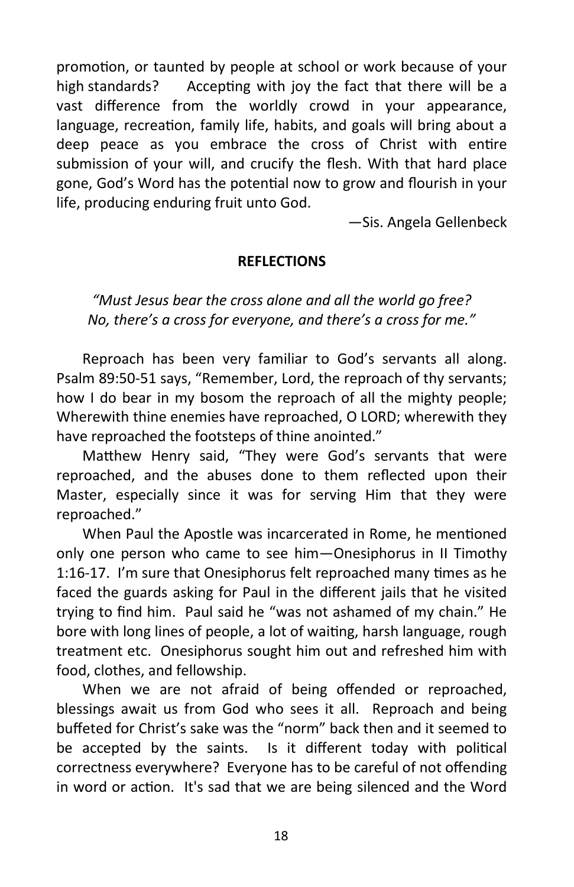promotion, or taunted by people at school or work because of your high standards? Accepting with joy the fact that there will be a vast difference from the worldly crowd in your appearance, language, recreation, family life, habits, and goals will bring about a deep peace as you embrace the cross of Christ with entire submission of your will, and crucify the flesh. With that hard place gone, God's Word has the potential now to grow and flourish in your life, producing enduring fruit unto God.

—Sis. Angela Gellenbeck

**REFLECTIONS**

*"Must Jesus bear the cross alone and all the world go free?*
*No, there's a cross for everyone, and there's a cross for me."*

Reproach has been very familiar to God's servants all along. Psalm 89:50-51 says, "Remember, Lord, the reproach of thy servants; how I do bear in my bosom the reproach of all the mighty people; Wherewith thine enemies have reproached, O LORD; wherewith they have reproached the footsteps of thine anointed."

Matthew Henry said, "They were God's servants that were reproached, and the abuses done to them reflected upon their Master, especially since it was for serving Him that they were reproached."

When Paul the Apostle was incarcerated in Rome, he mentioned only one person who came to see him—Onesiphorus in II Timothy 1:16-17. I'm sure that Onesiphorus felt reproached many times as he faced the guards asking for Paul in the different jails that he visited trying to find him. Paul said he "was not ashamed of my chain." He bore with long lines of people, a lot of waiting, harsh language, rough treatment etc. Onesiphorus sought him out and refreshed him with food, clothes, and fellowship.

When we are not afraid of being offended or reproached, blessings await us from God who sees it all. Reproach and being buffeted for Christ's sake was the "norm" back then and it seemed to be accepted by the saints. Is it different today with political correctness everywhere? Everyone has to be careful of not offending in word or action. It's sad that we are being silenced and the Word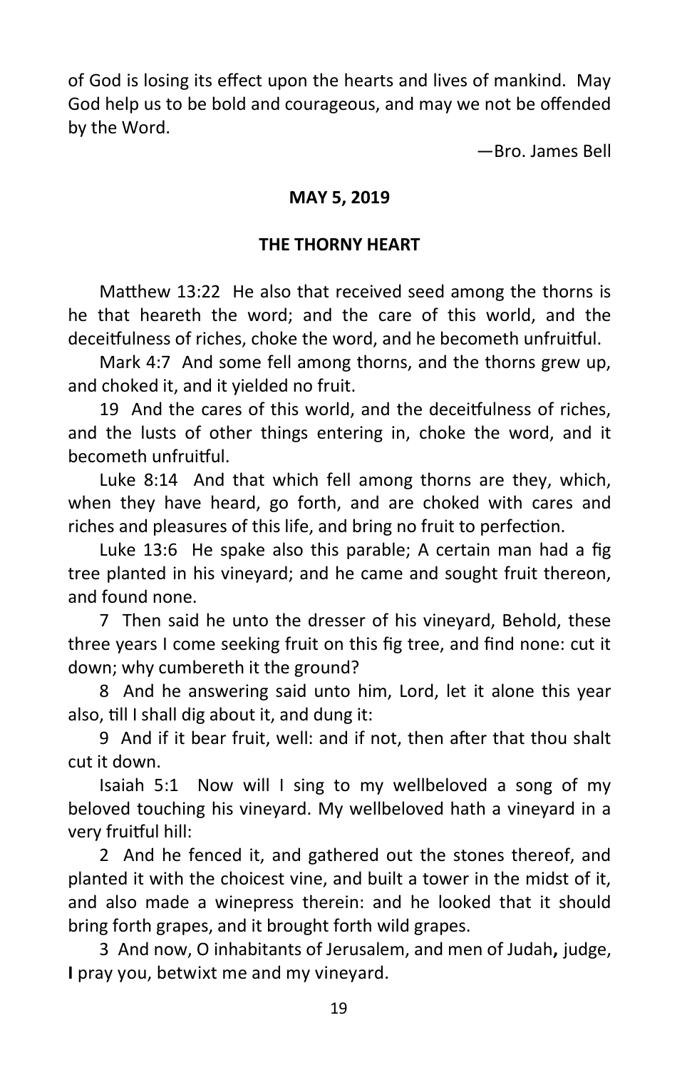of God is losing its effect upon the hearts and lives of mankind. May God help us to be bold and courageous, and may we not be offended by the Word.

—Bro. James Bell

**MAY 5, 2019**

## THE THORNY HEART

Matthew 13:22 He also that received seed among the thorns is he that heareth the word; and the care of this world, and the deceitfulness of riches, choke the word, and he becometh unfruitful.

Mark 4:7 And some fell among thorns, and the thorns grew up, and choked it, and it yielded no fruit.

19 And the cares of this world, and the deceitfulness of riches, and the lusts of other things entering in, choke the word, and it becometh unfruitful.

Luke 8:14 And that which fell among thorns are they, which, when they have heard, go forth, and are choked with cares and riches and pleasures of this life, and bring no fruit to perfection.

Luke 13:6 He spake also this parable; A certain man had a fig tree planted in his vineyard; and he came and sought fruit thereon, and found none.

7 Then said he unto the dresser of his vineyard, Behold, these three years I come seeking fruit on this fig tree, and find none: cut it down; why cumbereth it the ground?

8 And he answering said unto him, Lord, let it alone this year also, till I shall dig about it, and dung it:

9 And if it bear fruit, well: and if not, then after that thou shalt cut it down.

Isaiah 5:1 Now will I sing to my wellbeloved a song of my beloved touching his vineyard. My wellbeloved hath a vineyard in a very fruitful hill:

2 And he fenced it, and gathered out the stones thereof, and planted it with the choicest vine, and built a tower in the midst of it, and also made a winepress therein: and he looked that it should bring forth grapes, and it brought forth wild grapes.

3 And now, O inhabitants of Jerusalem, and men of Judah**,** judge, **I** pray you, betwixt me and my vineyard.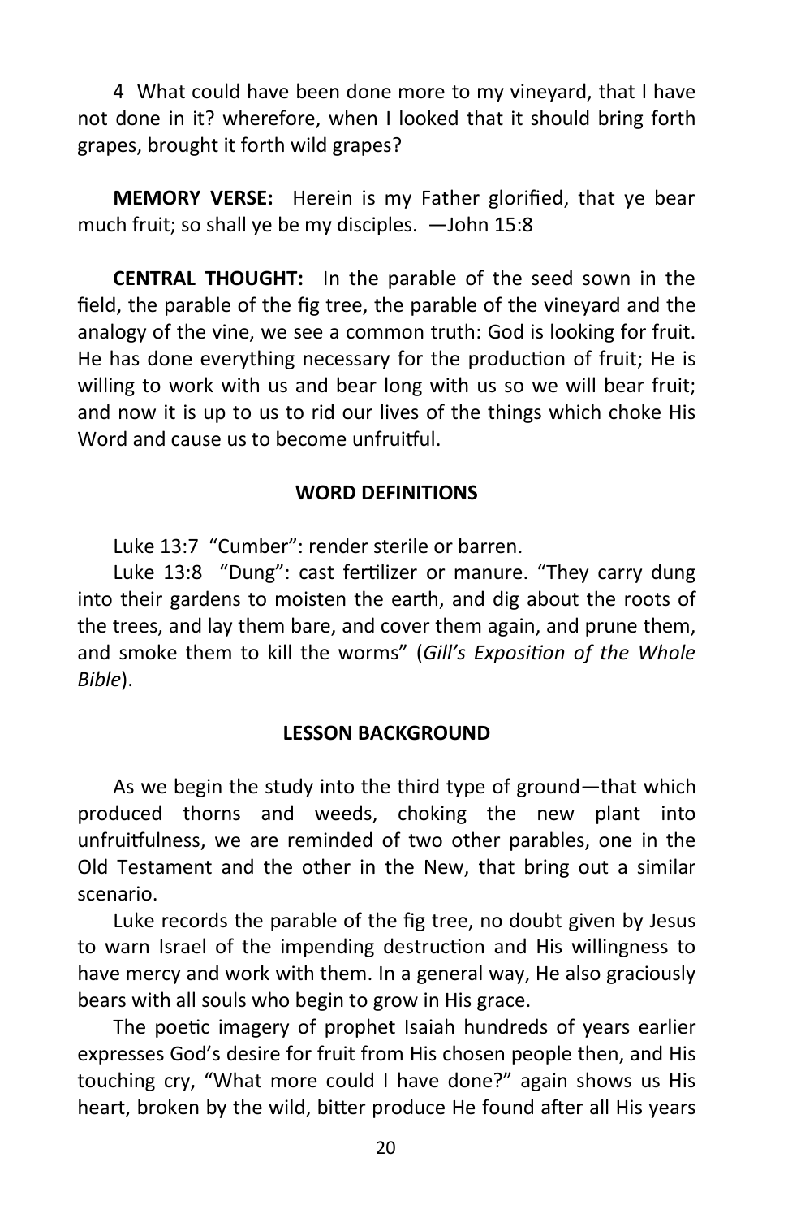4 What could have been done more to my vineyard, that I have not done in it? wherefore, when I looked that it should bring forth grapes, brought it forth wild grapes?

**MEMORY VERSE:** Herein is my Father glorified, that ye bear much fruit; so shall ye be my disciples. —John 15:8

**CENTRAL THOUGHT:** In the parable of the seed sown in the field, the parable of the fig tree, the parable of the vineyard and the analogy of the vine, we see a common truth: God is looking for fruit. He has done everything necessary for the production of fruit; He is willing to work with us and bear long with us so we will bear fruit; and now it is up to us to rid our lives of the things which choke His Word and cause us to become unfruitful.

### WORD DEFINITIONS

Luke 13:7 "Cumber": render sterile or barren.

Luke 13:8 "Dung": cast fertilizer or manure. "They carry dung into their gardens to moisten the earth, and dig about the roots of the trees, and lay them bare, and cover them again, and prune them, and smoke them to kill the worms" (*Gill's Exposition of the Whole Bible*).

### LESSON BACKGROUND

As we begin the study into the third type of ground—that which produced thorns and weeds, choking the new plant into unfruitfulness, we are reminded of two other parables, one in the Old Testament and the other in the New, that bring out a similar scenario.

Luke records the parable of the fig tree, no doubt given by Jesus to warn Israel of the impending destruction and His willingness to have mercy and work with them. In a general way, He also graciously bears with all souls who begin to grow in His grace.

The poetic imagery of prophet Isaiah hundreds of years earlier expresses God's desire for fruit from His chosen people then, and His touching cry, "What more could I have done?" again shows us His heart, broken by the wild, bitter produce He found after all His years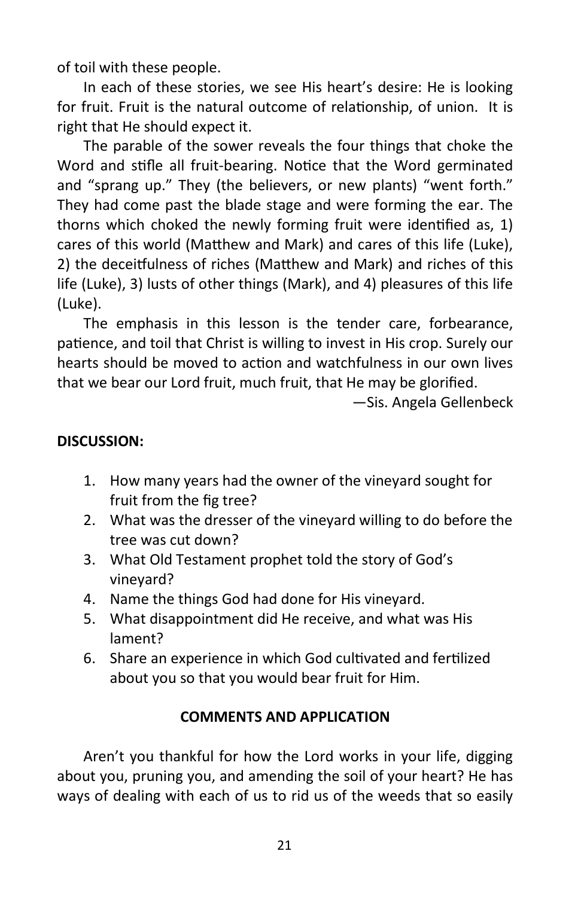of toil with these people.

In each of these stories, we see His heart's desire: He is looking for fruit. Fruit is the natural outcome of relationship, of union. It is right that He should expect it.

The parable of the sower reveals the four things that choke the Word and stifle all fruit-bearing. Notice that the Word germinated and "sprang up." They (the believers, or new plants) "went forth." They had come past the blade stage and were forming the ear. The thorns which choked the newly forming fruit were identified as, 1) cares of this world (Matthew and Mark) and cares of this life (Luke), 2) the deceitfulness of riches (Matthew and Mark) and riches of this life (Luke), 3) lusts of other things (Mark), and 4) pleasures of this life (Luke).

The emphasis in this lesson is the tender care, forbearance, patience, and toil that Christ is willing to invest in His crop. Surely our hearts should be moved to action and watchfulness in our own lives that we bear our Lord fruit, much fruit, that He may be glorified.

—Sis. Angela Gellenbeck

**DISCUSSION:**

1. How many years had the owner of the vineyard sought for fruit from the fig tree?
2. What was the dresser of the vineyard willing to do before the tree was cut down?
3. What Old Testament prophet told the story of God's vineyard?
4. Name the things God had done for His vineyard.
5. What disappointment did He receive, and what was His lament?
6. Share an experience in which God cultivated and fertilized about you so that you would bear fruit for Him.

**COMMENTS AND APPLICATION**

Aren't you thankful for how the Lord works in your life, digging about you, pruning you, and amending the soil of your heart? He has ways of dealing with each of us to rid us of the weeds that so easily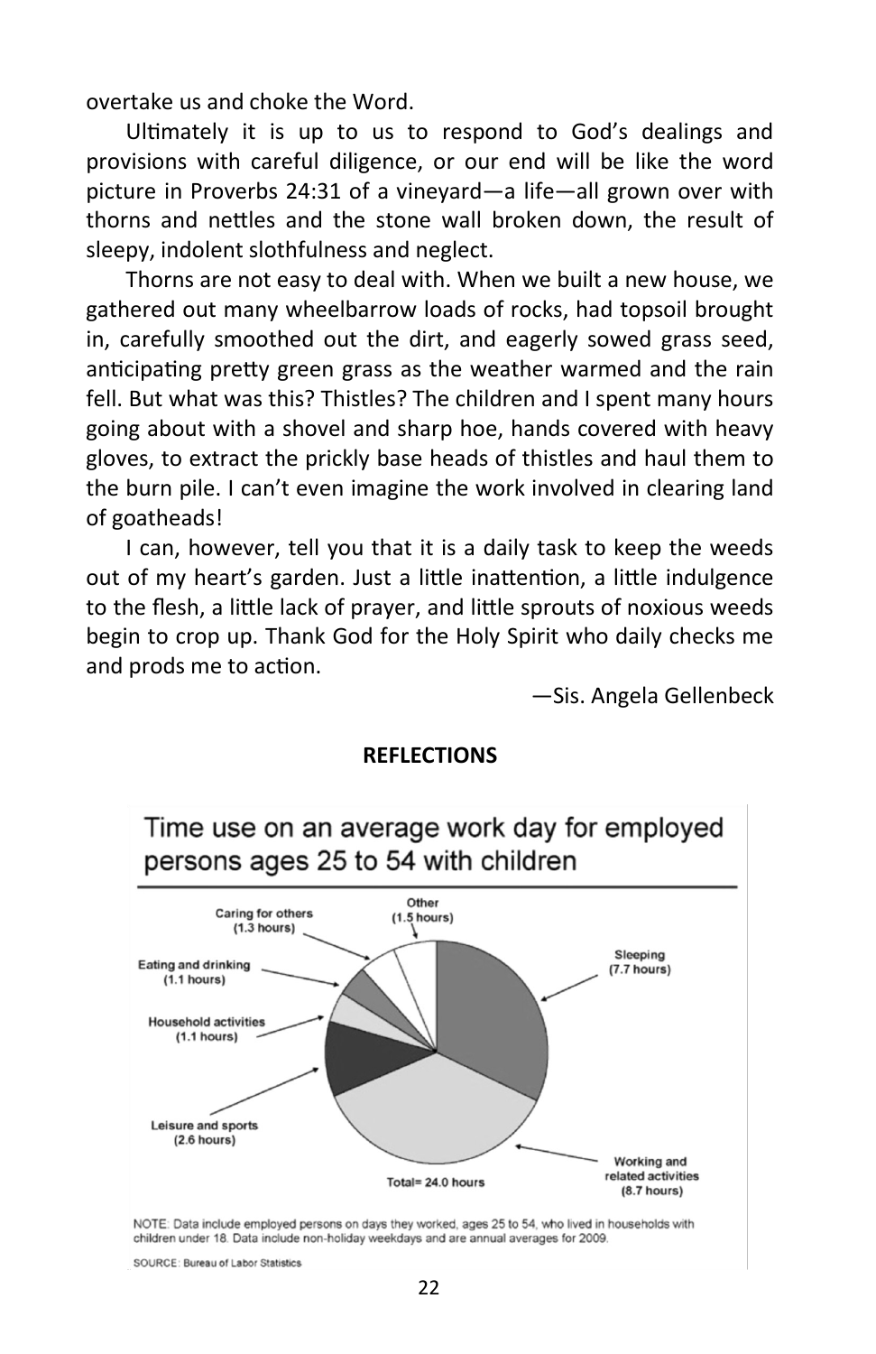overtake us and choke the Word.

Ultimately it is up to us to respond to God's dealings and provisions with careful diligence, or our end will be like the word picture in Proverbs 24:31 of a vineyard—a life—all grown over with thorns and nettles and the stone wall broken down, the result of sleepy, indolent slothfulness and neglect.

Thorns are not easy to deal with. When we built a new house, we gathered out many wheelbarrow loads of rocks, had topsoil brought in, carefully smoothed out the dirt, and eagerly sowed grass seed, anticipating pretty green grass as the weather warmed and the rain fell. But what was this? Thistles? The children and I spent many hours going about with a shovel and sharp hoe, hands covered with heavy gloves, to extract the prickly base heads of thistles and haul them to the burn pile. I can't even imagine the work involved in clearing land of goatheads!

I can, however, tell you that it is a daily task to keep the weeds out of my heart's garden. Just a little inattention, a little indulgence to the flesh, a little lack of prayer, and little sprouts of noxious weeds begin to crop up. Thank God for the Holy Spirit who daily checks me and prods me to action.

—Sis. Angela Gellenbeck

**REFLECTIONS**

Time use on an average work day for employed persons ages 25 to 54 with children

- Sleeping (7.7 hours)
- Working and related activities (8.7 hours)
- Leisure and sports (2.6 hours)
- Household activities (1.1 hours)
- Eating and drinking (1.1 hours)
- Caring for others (1.3 hours)
- Other (1.5 hours)

Total= 24.0 hours

NOTE: Data include employed persons on days they worked, ages 25 to 54, who lived in households with children under 18. Data include non-holiday weekdays and are annual averages for 2009.

SOURCE: Bureau of Labor Statistics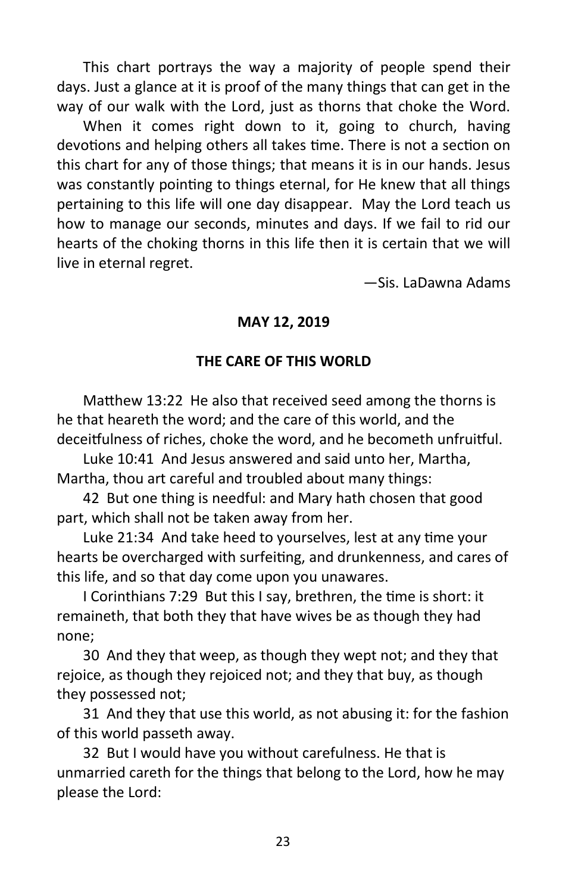This chart portrays the way a majority of people spend their days. Just a glance at it is proof of the many things that can get in the way of our walk with the Lord, just as thorns that choke the Word.

When it comes right down to it, going to church, having devotions and helping others all takes time. There is not a section on this chart for any of those things; that means it is in our hands. Jesus was constantly pointing to things eternal, for He knew that all things pertaining to this life will one day disappear. May the Lord teach us how to manage our seconds, minutes and days. If we fail to rid our hearts of the choking thorns in this life then it is certain that we will live in eternal regret.

—Sis. LaDawna Adams

**MAY 12, 2019**

**THE CARE OF THIS WORLD**

Matthew 13:22 He also that received seed among the thorns is he that heareth the word; and the care of this world, and the deceitfulness of riches, choke the word, and he becometh unfruitful.

Luke 10:41 And Jesus answered and said unto her, Martha, Martha, thou art careful and troubled about many things:

42 But one thing is needful: and Mary hath chosen that good part, which shall not be taken away from her.

Luke 21:34 And take heed to yourselves, lest at any time your hearts be overcharged with surfeiting, and drunkenness, and cares of this life, and so that day come upon you unawares.

I Corinthians 7:29 But this I say, brethren, the time is short: it remaineth, that both they that have wives be as though they had none;

30 And they that weep, as though they wept not; and they that rejoice, as though they rejoiced not; and they that buy, as though they possessed not;

31 And they that use this world, as not abusing it: for the fashion of this world passeth away.

32 But I would have you without carefulness. He that is unmarried careth for the things that belong to the Lord, how he may please the Lord: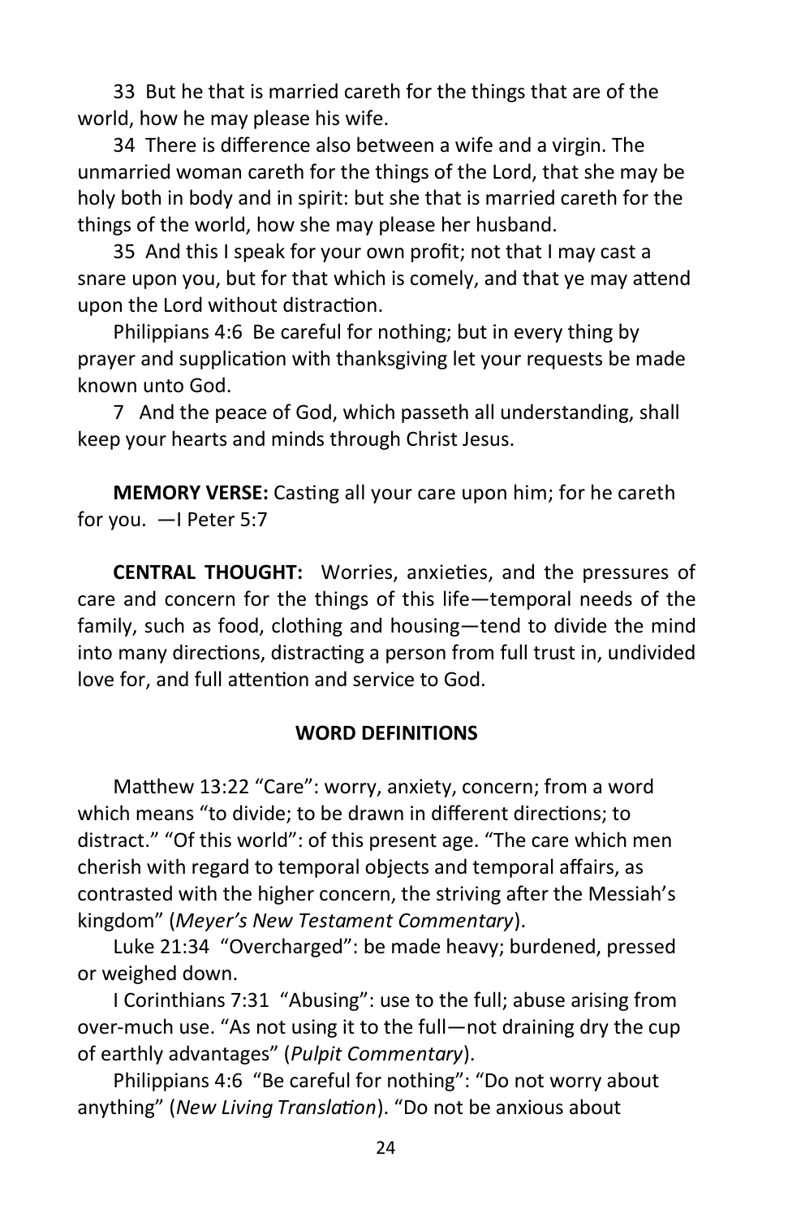33 But he that is married careth for the things that are of the world, how he may please his wife.

34 There is difference also between a wife and a virgin. The unmarried woman careth for the things of the Lord, that she may be holy both in body and in spirit: but she that is married careth for the things of the world, how she may please her husband.

35 And this I speak for your own profit; not that I may cast a snare upon you, but for that which is comely, and that ye may attend upon the Lord without distraction.

Philippians 4:6 Be careful for nothing; but in every thing by prayer and supplication with thanksgiving let your requests be made known unto God.

7 And the peace of God, which passeth all understanding, shall keep your hearts and minds through Christ Jesus.

**MEMORY VERSE:** Casting all your care upon him; for he careth for you. —I Peter 5:7

**CENTRAL THOUGHT:** Worries, anxieties, and the pressures of care and concern for the things of this life—temporal needs of the family, such as food, clothing and housing—tend to divide the mind into many directions, distracting a person from full trust in, undivided love for, and full attention and service to God.

**WORD DEFINITIONS**

Matthew 13:22 "Care": worry, anxiety, concern; from a word which means "to divide; to be drawn in different directions; to distract." "Of this world": of this present age. "The care which men cherish with regard to temporal objects and temporal affairs, as contrasted with the higher concern, the striving after the Messiah's kingdom" (*Meyer's New Testament Commentary*).

Luke 21:34 "Overcharged": be made heavy; burdened, pressed or weighed down.

I Corinthians 7:31 "Abusing": use to the full; abuse arising from over-much use. "As not using it to the full—not draining dry the cup of earthly advantages" (*Pulpit Commentary*).

Philippians 4:6 "Be careful for nothing": "Do not worry about anything" (*New Living Translation*). "Do not be anxious about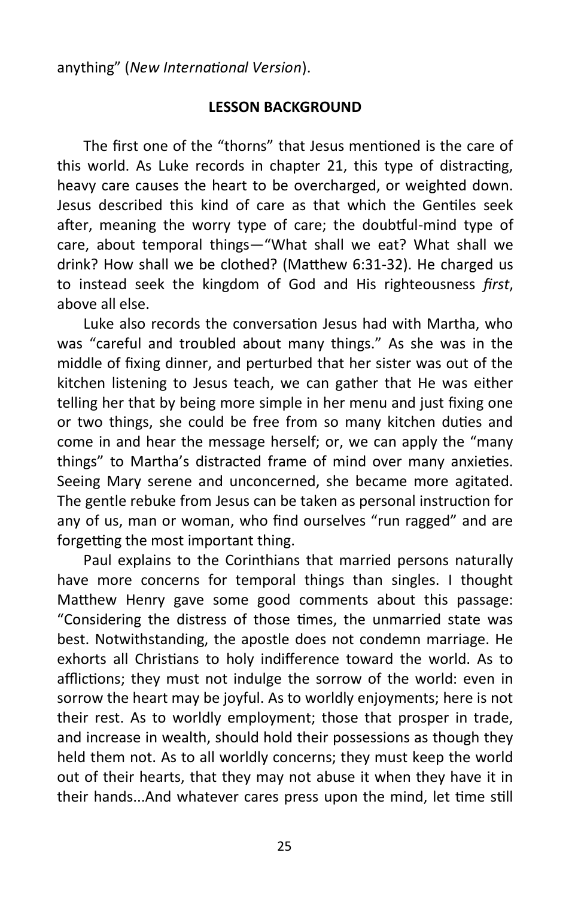anything" (*New International Version*).

**LESSON BACKGROUND**

The first one of the "thorns" that Jesus mentioned is the care of this world. As Luke records in chapter 21, this type of distracting, heavy care causes the heart to be overcharged, or weighted down. Jesus described this kind of care as that which the Gentiles seek after, meaning the worry type of care; the doubtful-mind type of care, about temporal things—"What shall we eat? What shall we drink? How shall we be clothed? (Matthew 6:31-32). He charged us to instead seek the kingdom of God and His righteousness *first*, above all else.

Luke also records the conversation Jesus had with Martha, who was "careful and troubled about many things." As she was in the middle of fixing dinner, and perturbed that her sister was out of the kitchen listening to Jesus teach, we can gather that He was either telling her that by being more simple in her menu and just fixing one or two things, she could be free from so many kitchen duties and come in and hear the message herself; or, we can apply the "many things" to Martha's distracted frame of mind over many anxieties. Seeing Mary serene and unconcerned, she became more agitated. The gentle rebuke from Jesus can be taken as personal instruction for any of us, man or woman, who find ourselves "run ragged" and are forgetting the most important thing.

Paul explains to the Corinthians that married persons naturally have more concerns for temporal things than singles. I thought Matthew Henry gave some good comments about this passage: "Considering the distress of those times, the unmarried state was best. Notwithstanding, the apostle does not condemn marriage. He exhorts all Christians to holy indifference toward the world. As to afflictions; they must not indulge the sorrow of the world: even in sorrow the heart may be joyful. As to worldly enjoyments; here is not their rest. As to worldly employment; those that prosper in trade, and increase in wealth, should hold their possessions as though they held them not. As to all worldly concerns; they must keep the world out of their hearts, that they may not abuse it when they have it in their hands...And whatever cares press upon the mind, let time still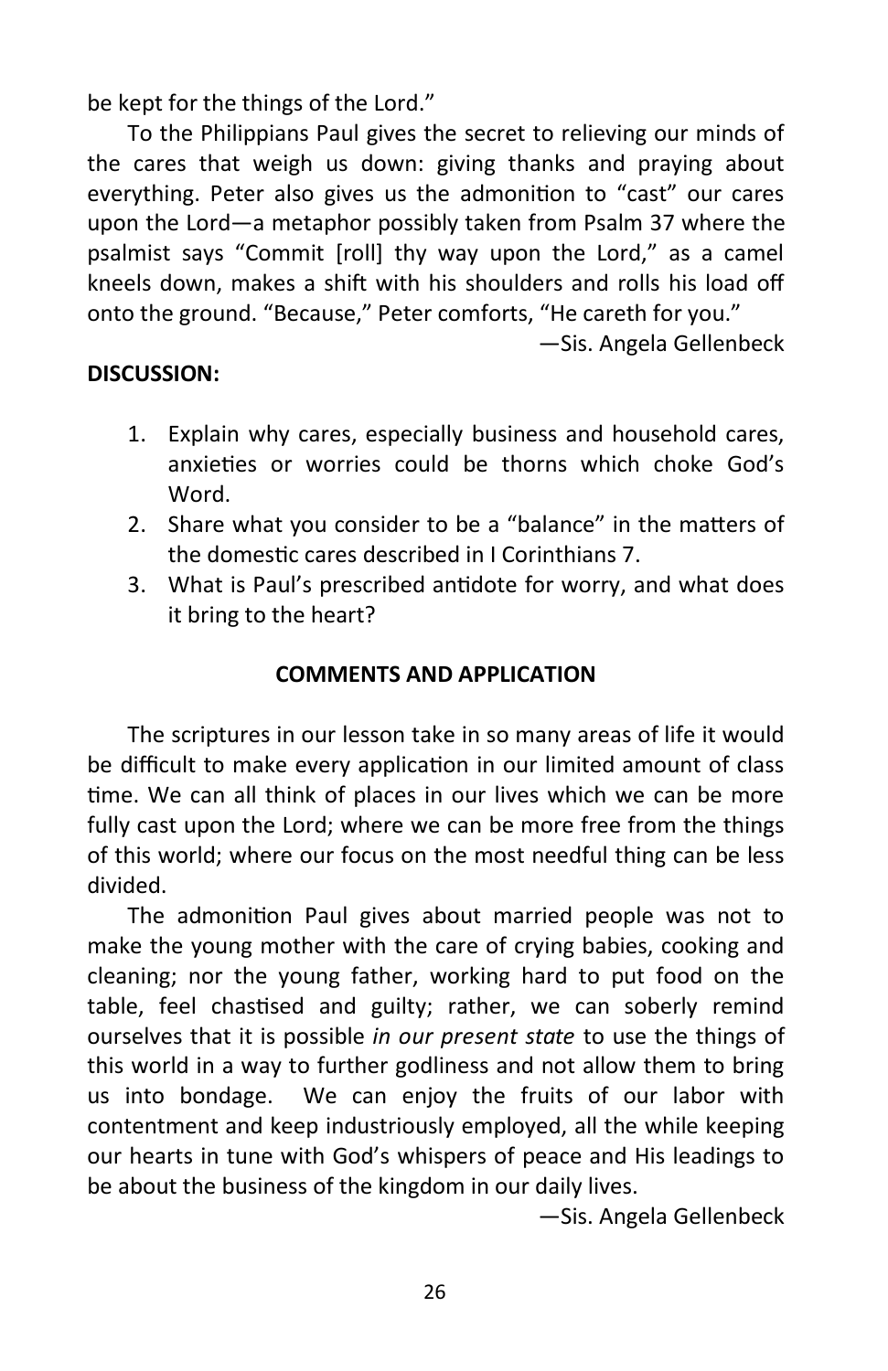be kept for the things of the Lord."

To the Philippians Paul gives the secret to relieving our minds of the cares that weigh us down: giving thanks and praying about everything. Peter also gives us the admonition to "cast" our cares upon the Lord—a metaphor possibly taken from Psalm 37 where the psalmist says "Commit [roll] thy way upon the Lord," as a camel kneels down, makes a shift with his shoulders and rolls his load off onto the ground. "Because," Peter comforts, "He careth for you."

—Sis. Angela Gellenbeck

**DISCUSSION:**

1. Explain why cares, especially business and household cares, anxieties or worries could be thorns which choke God's Word.
2. Share what you consider to be a "balance" in the matters of the domestic cares described in I Corinthians 7.
3. What is Paul's prescribed antidote for worry, and what does it bring to the heart?

## COMMENTS AND APPLICATION

The scriptures in our lesson take in so many areas of life it would be difficult to make every application in our limited amount of class time. We can all think of places in our lives which we can be more fully cast upon the Lord; where we can be more free from the things of this world; where our focus on the most needful thing can be less divided.

The admonition Paul gives about married people was not to make the young mother with the care of crying babies, cooking and cleaning; nor the young father, working hard to put food on the table, feel chastised and guilty; rather, we can soberly remind ourselves that it is possible *in our present state* to use the things of this world in a way to further godliness and not allow them to bring us into bondage. We can enjoy the fruits of our labor with contentment and keep industriously employed, all the while keeping our hearts in tune with God's whispers of peace and His leadings to be about the business of the kingdom in our daily lives.

—Sis. Angela Gellenbeck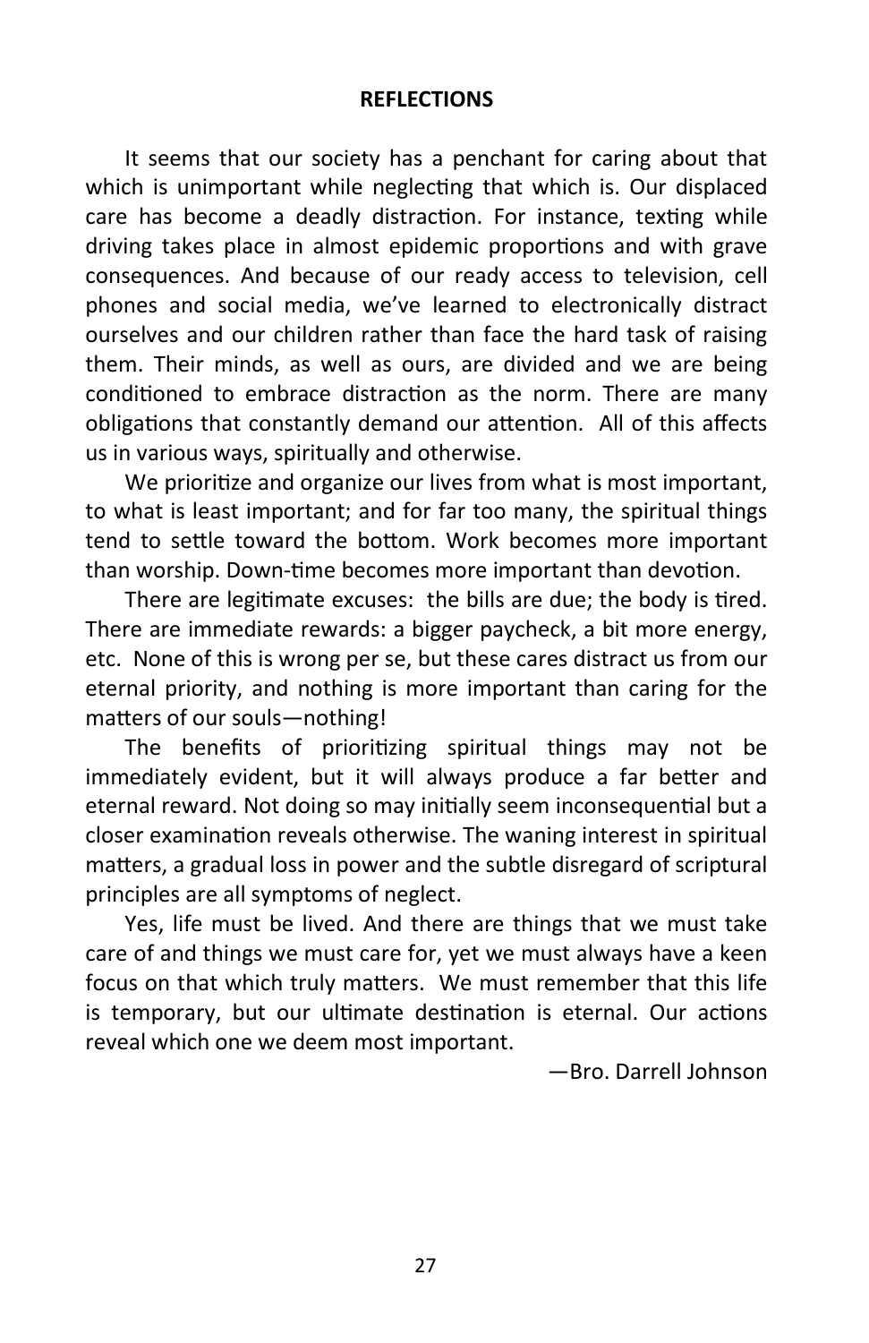## REFLECTIONS

It seems that our society has a penchant for caring about that which is unimportant while neglecting that which is. Our displaced care has become a deadly distraction. For instance, texting while driving takes place in almost epidemic proportions and with grave consequences. And because of our ready access to television, cell phones and social media, we've learned to electronically distract ourselves and our children rather than face the hard task of raising them. Their minds, as well as ours, are divided and we are being conditioned to embrace distraction as the norm. There are many obligations that constantly demand our attention. All of this affects us in various ways, spiritually and otherwise.

We prioritize and organize our lives from what is most important, to what is least important; and for far too many, the spiritual things tend to settle toward the bottom. Work becomes more important than worship. Down-time becomes more important than devotion.

There are legitimate excuses: the bills are due; the body is tired. There are immediate rewards: a bigger paycheck, a bit more energy, etc. None of this is wrong per se, but these cares distract us from our eternal priority, and nothing is more important than caring for the matters of our souls—nothing!

The benefits of prioritizing spiritual things may not be immediately evident, but it will always produce a far better and eternal reward. Not doing so may initially seem inconsequential but a closer examination reveals otherwise. The waning interest in spiritual matters, a gradual loss in power and the subtle disregard of scriptural principles are all symptoms of neglect.

Yes, life must be lived. And there are things that we must take care of and things we must care for, yet we must always have a keen focus on that which truly matters. We must remember that this life is temporary, but our ultimate destination is eternal. Our actions reveal which one we deem most important.

—Bro. Darrell Johnson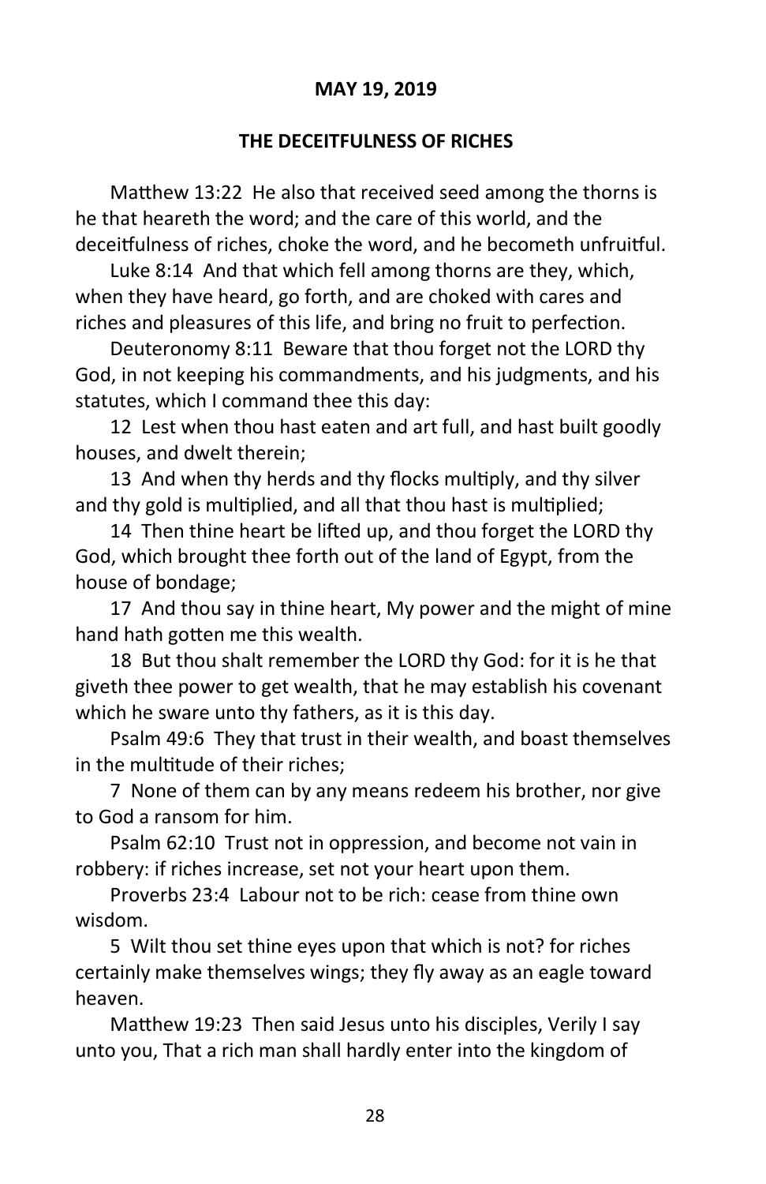**MAY 19, 2019**

**THE DECEITFULNESS OF RICHES**

Matthew 13:22 He also that received seed among the thorns is he that heareth the word; and the care of this world, and the deceitfulness of riches, choke the word, and he becometh unfruitful.

Luke 8:14 And that which fell among thorns are they, which, when they have heard, go forth, and are choked with cares and riches and pleasures of this life, and bring no fruit to perfection.

Deuteronomy 8:11 Beware that thou forget not the LORD thy God, in not keeping his commandments, and his judgments, and his statutes, which I command thee this day:

12 Lest when thou hast eaten and art full, and hast built goodly houses, and dwelt therein;

13 And when thy herds and thy flocks multiply, and thy silver and thy gold is multiplied, and all that thou hast is multiplied;

14 Then thine heart be lifted up, and thou forget the LORD thy God, which brought thee forth out of the land of Egypt, from the house of bondage;

17 And thou say in thine heart, My power and the might of mine hand hath gotten me this wealth.

18 But thou shalt remember the LORD thy God: for it is he that giveth thee power to get wealth, that he may establish his covenant which he sware unto thy fathers, as it is this day.

Psalm 49:6 They that trust in their wealth, and boast themselves in the multitude of their riches;

7 None of them can by any means redeem his brother, nor give to God a ransom for him.

Psalm 62:10 Trust not in oppression, and become not vain in robbery: if riches increase, set not your heart upon them.

Proverbs 23:4 Labour not to be rich: cease from thine own wisdom.

5 Wilt thou set thine eyes upon that which is not? for riches certainly make themselves wings; they fly away as an eagle toward heaven.

Matthew 19:23 Then said Jesus unto his disciples, Verily I say unto you, That a rich man shall hardly enter into the kingdom of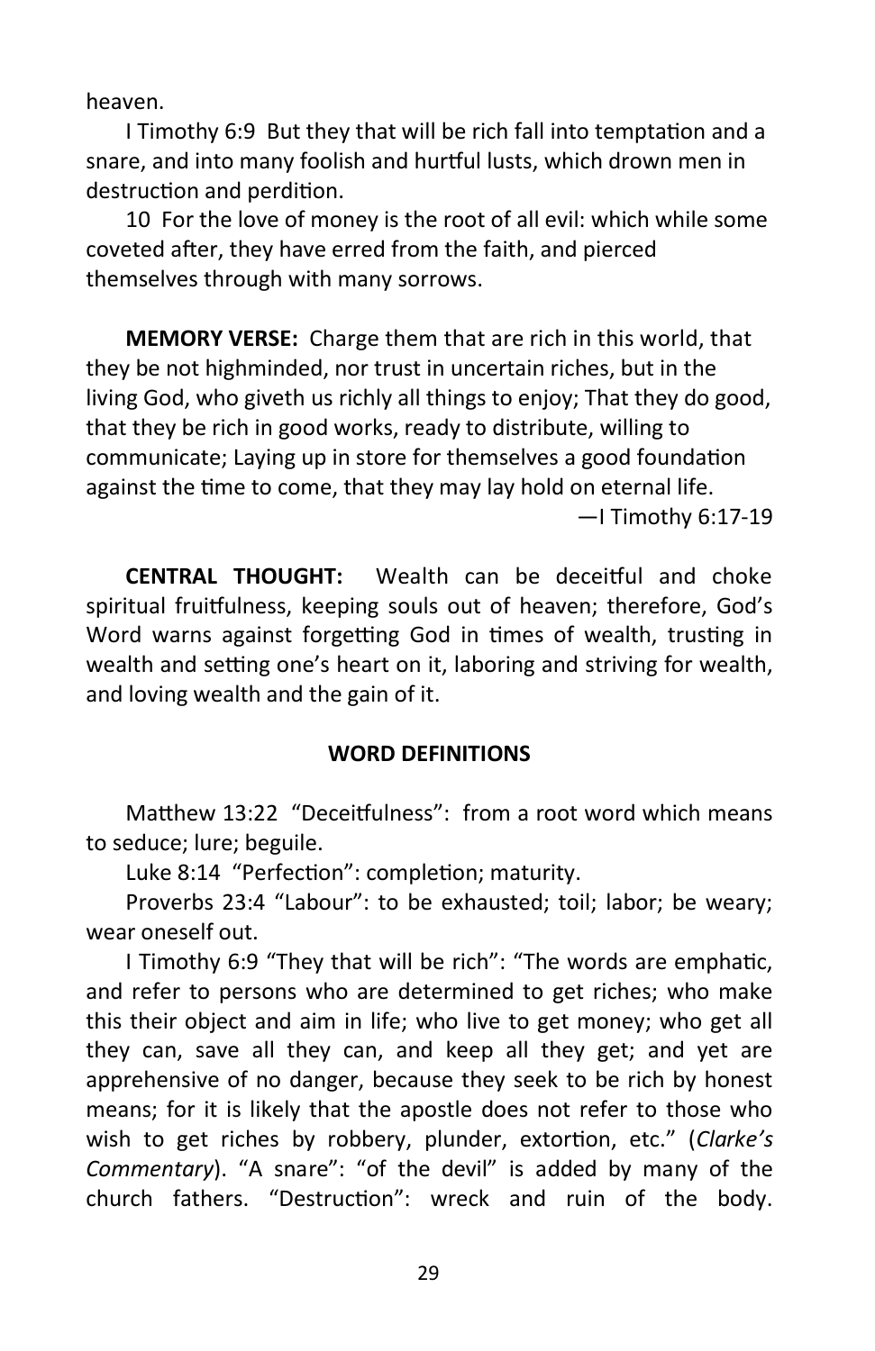heaven.

I Timothy 6:9 But they that will be rich fall into temptation and a snare, and into many foolish and hurtful lusts, which drown men in destruction and perdition.

10 For the love of money is the root of all evil: which while some coveted after, they have erred from the faith, and pierced themselves through with many sorrows.

**MEMORY VERSE:** Charge them that are rich in this world, that they be not highminded, nor trust in uncertain riches, but in the living God, who giveth us richly all things to enjoy; That they do good, that they be rich in good works, ready to distribute, willing to communicate; Laying up in store for themselves a good foundation against the time to come, that they may lay hold on eternal life.

—I Timothy 6:17-19

**CENTRAL THOUGHT:** Wealth can be deceitful and choke spiritual fruitfulness, keeping souls out of heaven; therefore, God's Word warns against forgetting God in times of wealth, trusting in wealth and setting one's heart on it, laboring and striving for wealth, and loving wealth and the gain of it.

**WORD DEFINITIONS**

Matthew 13:22 "Deceitfulness": from a root word which means to seduce; lure; beguile.

Luke 8:14 "Perfection": completion; maturity.

Proverbs 23:4 "Labour": to be exhausted; toil; labor; be weary; wear oneself out.

I Timothy 6:9 "They that will be rich": "The words are emphatic, and refer to persons who are determined to get riches; who make this their object and aim in life; who live to get money; who get all they can, save all they can, and keep all they get; and yet are apprehensive of no danger, because they seek to be rich by honest means; for it is likely that the apostle does not refer to those who wish to get riches by robbery, plunder, extortion, etc." (*Clarke's Commentary*). "A snare": "of the devil" is added by many of the church fathers. "Destruction": wreck and ruin of the body.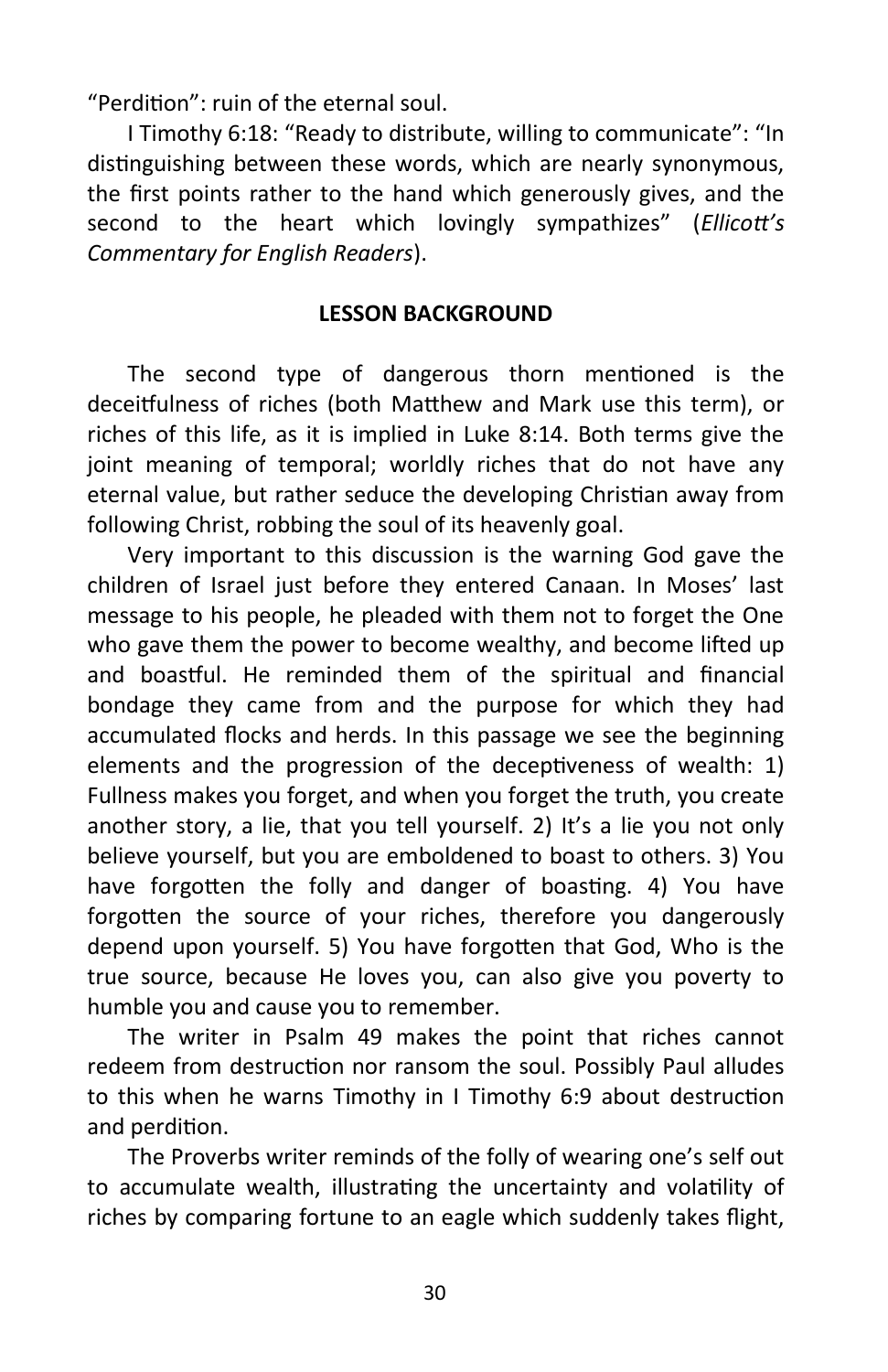"Perdition": ruin of the eternal soul.

I Timothy 6:18: "Ready to distribute, willing to communicate": "In distinguishing between these words, which are nearly synonymous, the first points rather to the hand which generously gives, and the second to the heart which lovingly sympathizes" (*Ellicott's Commentary for English Readers*).

## LESSON BACKGROUND

The second type of dangerous thorn mentioned is the deceitfulness of riches (both Matthew and Mark use this term), or riches of this life, as it is implied in Luke 8:14. Both terms give the joint meaning of temporal; worldly riches that do not have any eternal value, but rather seduce the developing Christian away from following Christ, robbing the soul of its heavenly goal.

Very important to this discussion is the warning God gave the children of Israel just before they entered Canaan. In Moses' last message to his people, he pleaded with them not to forget the One who gave them the power to become wealthy, and become lifted up and boastful. He reminded them of the spiritual and financial bondage they came from and the purpose for which they had accumulated flocks and herds. In this passage we see the beginning elements and the progression of the deceptiveness of wealth: 1) Fullness makes you forget, and when you forget the truth, you create another story, a lie, that you tell yourself. 2) It's a lie you not only believe yourself, but you are emboldened to boast to others. 3) You have forgotten the folly and danger of boasting. 4) You have forgotten the source of your riches, therefore you dangerously depend upon yourself. 5) You have forgotten that God, Who is the true source, because He loves you, can also give you poverty to humble you and cause you to remember.

The writer in Psalm 49 makes the point that riches cannot redeem from destruction nor ransom the soul. Possibly Paul alludes to this when he warns Timothy in I Timothy 6:9 about destruction and perdition.

The Proverbs writer reminds of the folly of wearing one's self out to accumulate wealth, illustrating the uncertainty and volatility of riches by comparing fortune to an eagle which suddenly takes flight,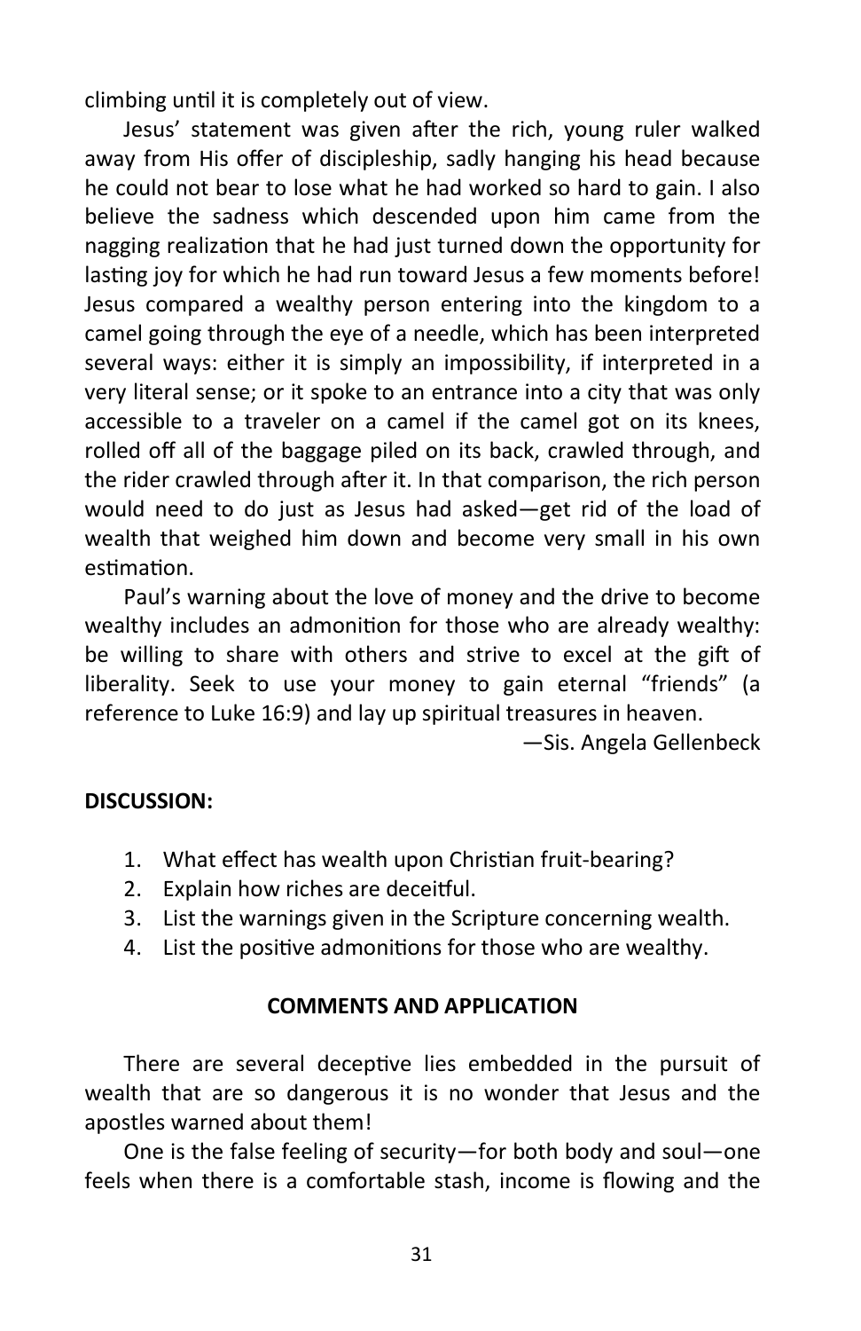climbing until it is completely out of view.

Jesus' statement was given after the rich, young ruler walked away from His offer of discipleship, sadly hanging his head because he could not bear to lose what he had worked so hard to gain. I also believe the sadness which descended upon him came from the nagging realization that he had just turned down the opportunity for lasting joy for which he had run toward Jesus a few moments before! Jesus compared a wealthy person entering into the kingdom to a camel going through the eye of a needle, which has been interpreted several ways: either it is simply an impossibility, if interpreted in a very literal sense; or it spoke to an entrance into a city that was only accessible to a traveler on a camel if the camel got on its knees, rolled off all of the baggage piled on its back, crawled through, and the rider crawled through after it. In that comparison, the rich person would need to do just as Jesus had asked—get rid of the load of wealth that weighed him down and become very small in his own estimation.

Paul's warning about the love of money and the drive to become wealthy includes an admonition for those who are already wealthy: be willing to share with others and strive to excel at the gift of liberality. Seek to use your money to gain eternal "friends" (a reference to Luke 16:9) and lay up spiritual treasures in heaven.

—Sis. Angela Gellenbeck

**DISCUSSION:**

1. What effect has wealth upon Christian fruit-bearing?
2. Explain how riches are deceitful.
3. List the warnings given in the Scripture concerning wealth.
4. List the positive admonitions for those who are wealthy.

**COMMENTS AND APPLICATION**

There are several deceptive lies embedded in the pursuit of wealth that are so dangerous it is no wonder that Jesus and the apostles warned about them!

One is the false feeling of security—for both body and soul—one feels when there is a comfortable stash, income is flowing and the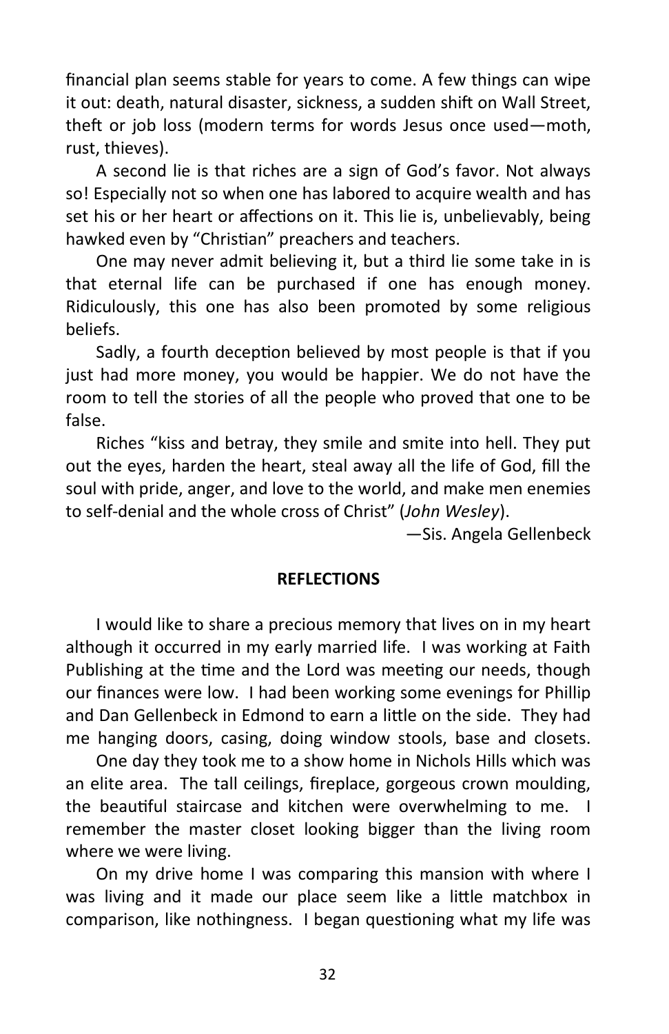financial plan seems stable for years to come. A few things can wipe it out: death, natural disaster, sickness, a sudden shift on Wall Street, theft or job loss (modern terms for words Jesus once used—moth, rust, thieves).

A second lie is that riches are a sign of God's favor. Not always so! Especially not so when one has labored to acquire wealth and has set his or her heart or affections on it. This lie is, unbelievably, being hawked even by "Christian" preachers and teachers.

One may never admit believing it, but a third lie some take in is that eternal life can be purchased if one has enough money. Ridiculously, this one has also been promoted by some religious beliefs.

Sadly, a fourth deception believed by most people is that if you just had more money, you would be happier. We do not have the room to tell the stories of all the people who proved that one to be false.

Riches "kiss and betray, they smile and smite into hell. They put out the eyes, harden the heart, steal away all the life of God, fill the soul with pride, anger, and love to the world, and make men enemies to self-denial and the whole cross of Christ" (*John Wesley*).

—Sis. Angela Gellenbeck

## REFLECTIONS

I would like to share a precious memory that lives on in my heart although it occurred in my early married life. I was working at Faith Publishing at the time and the Lord was meeting our needs, though our finances were low. I had been working some evenings for Phillip and Dan Gellenbeck in Edmond to earn a little on the side. They had me hanging doors, casing, doing window stools, base and closets.

One day they took me to a show home in Nichols Hills which was an elite area. The tall ceilings, fireplace, gorgeous crown moulding, the beautiful staircase and kitchen were overwhelming to me. I remember the master closet looking bigger than the living room where we were living.

On my drive home I was comparing this mansion with where I was living and it made our place seem like a little matchbox in comparison, like nothingness. I began questioning what my life was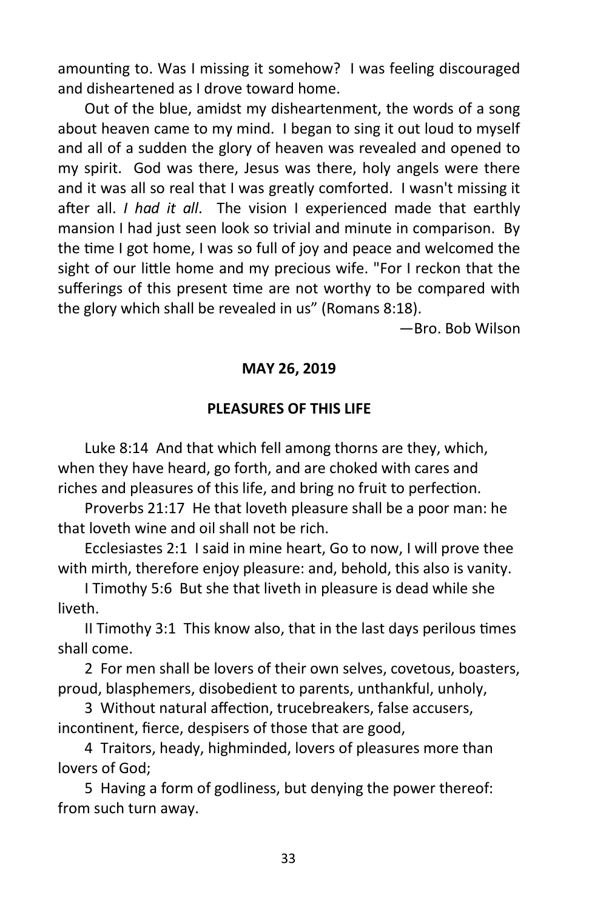amounting to. Was I missing it somehow? I was feeling discouraged and disheartened as I drove toward home.

Out of the blue, amidst my disheartenment, the words of a song about heaven came to my mind. I began to sing it out loud to myself and all of a sudden the glory of heaven was revealed and opened to my spirit. God was there, Jesus was there, holy angels were there and it was all so real that I was greatly comforted. I wasn't missing it after all. *I had it all*. The vision I experienced made that earthly mansion I had just seen look so trivial and minute in comparison. By the time I got home, I was so full of joy and peace and welcomed the sight of our little home and my precious wife. "For I reckon that the sufferings of this present time are not worthy to be compared with the glory which shall be revealed in us" (Romans 8:18).

—Bro. Bob Wilson

**MAY 26, 2019**

**PLEASURES OF THIS LIFE**

Luke 8:14 And that which fell among thorns are they, which, when they have heard, go forth, and are choked with cares and riches and pleasures of this life, and bring no fruit to perfection.

Proverbs 21:17 He that loveth pleasure shall be a poor man: he that loveth wine and oil shall not be rich.

Ecclesiastes 2:1 I said in mine heart, Go to now, I will prove thee with mirth, therefore enjoy pleasure: and, behold, this also is vanity.

I Timothy 5:6 But she that liveth in pleasure is dead while she liveth.

II Timothy 3:1 This know also, that in the last days perilous times shall come.

2 For men shall be lovers of their own selves, covetous, boasters, proud, blasphemers, disobedient to parents, unthankful, unholy,

3 Without natural affection, trucebreakers, false accusers, incontinent, fierce, despisers of those that are good,

4 Traitors, heady, highminded, lovers of pleasures more than lovers of God;

5 Having a form of godliness, but denying the power thereof: from such turn away.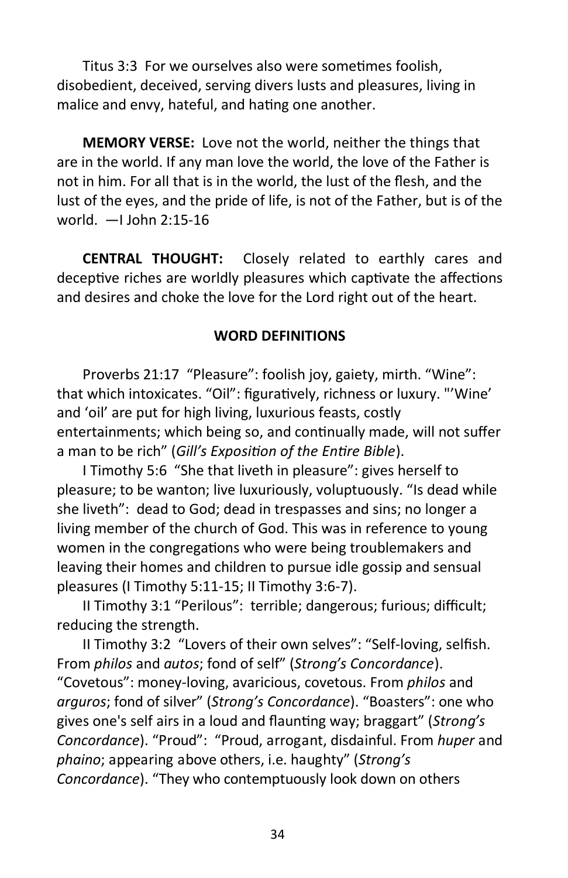Titus 3:3 For we ourselves also were sometimes foolish, disobedient, deceived, serving divers lusts and pleasures, living in malice and envy, hateful, and hating one another.

**MEMORY VERSE:** Love not the world, neither the things that are in the world. If any man love the world, the love of the Father is not in him. For all that is in the world, the lust of the flesh, and the lust of the eyes, and the pride of life, is not of the Father, but is of the world. —I John 2:15-16

**CENTRAL THOUGHT:** Closely related to earthly cares and deceptive riches are worldly pleasures which captivate the affections and desires and choke the love for the Lord right out of the heart.

### WORD DEFINITIONS

Proverbs 21:17 "Pleasure": foolish joy, gaiety, mirth. "Wine": that which intoxicates. "Oil": figuratively, richness or luxury. "'Wine' and 'oil' are put for high living, luxurious feasts, costly entertainments; which being so, and continually made, will not suffer a man to be rich" (*Gill's Exposition of the Entire Bible*).

I Timothy 5:6 "She that liveth in pleasure": gives herself to pleasure; to be wanton; live luxuriously, voluptuously. "Is dead while she liveth": dead to God; dead in trespasses and sins; no longer a living member of the church of God. This was in reference to young women in the congregations who were being troublemakers and leaving their homes and children to pursue idle gossip and sensual pleasures (I Timothy 5:11-15; II Timothy 3:6-7).

II Timothy 3:1 "Perilous": terrible; dangerous; furious; difficult; reducing the strength.

II Timothy 3:2 "Lovers of their own selves": "Self-loving, selfish. From *philos* and *autos*; fond of self" (*Strong's Concordance*). "Covetous": money-loving, avaricious, covetous. From *philos* and *arguros*; fond of silver" (*Strong's Concordance*). "Boasters": one who gives one's self airs in a loud and flaunting way; braggart" (*Strong's Concordance*). "Proud": "Proud, arrogant, disdainful. From *huper* and *phaino*; appearing above others, i.e. haughty" (*Strong's Concordance*). "They who contemptuously look down on others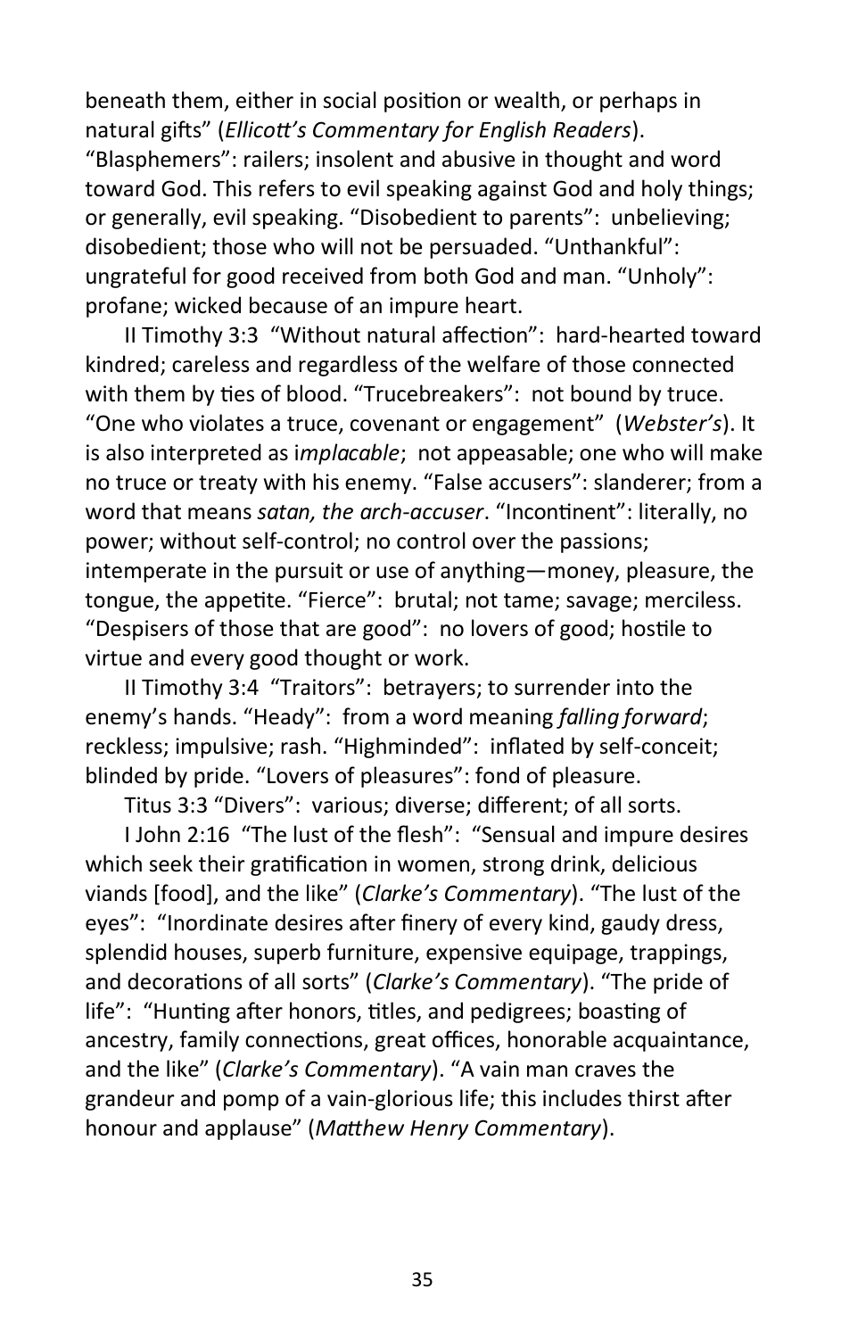beneath them, either in social position or wealth, or perhaps in natural gifts" (*Ellicott's Commentary for English Readers*). "Blasphemers": railers; insolent and abusive in thought and word toward God. This refers to evil speaking against God and holy things; or generally, evil speaking. "Disobedient to parents": unbelieving; disobedient; those who will not be persuaded. "Unthankful": ungrateful for good received from both God and man. "Unholy": profane; wicked because of an impure heart.

II Timothy 3:3 "Without natural affection": hard-hearted toward kindred; careless and regardless of the welfare of those connected with them by ties of blood. "Trucebreakers": not bound by truce. "One who violates a truce, covenant or engagement" (*Webster's*). It is also interpreted as i*mplacable*; not appeasable; one who will make no truce or treaty with his enemy. "False accusers": slanderer; from a word that means *satan, the arch-accuser*. "Incontinent": literally, no power; without self-control; no control over the passions; intemperate in the pursuit or use of anything—money, pleasure, the tongue, the appetite. "Fierce": brutal; not tame; savage; merciless. "Despisers of those that are good": no lovers of good; hostile to virtue and every good thought or work.

II Timothy 3:4 "Traitors": betrayers; to surrender into the enemy's hands. "Heady": from a word meaning *falling forward*; reckless; impulsive; rash. "Highminded": inflated by self-conceit; blinded by pride. "Lovers of pleasures": fond of pleasure.

Titus 3:3 "Divers": various; diverse; different; of all sorts.

I John 2:16 "The lust of the flesh": "Sensual and impure desires which seek their gratification in women, strong drink, delicious viands [food], and the like" (*Clarke's Commentary*). "The lust of the eyes": "Inordinate desires after finery of every kind, gaudy dress, splendid houses, superb furniture, expensive equipage, trappings, and decorations of all sorts" (*Clarke's Commentary*). "The pride of life": "Hunting after honors, titles, and pedigrees; boasting of ancestry, family connections, great offices, honorable acquaintance, and the like" (*Clarke's Commentary*). "A vain man craves the grandeur and pomp of a vain-glorious life; this includes thirst after honour and applause" (*Matthew Henry Commentary*).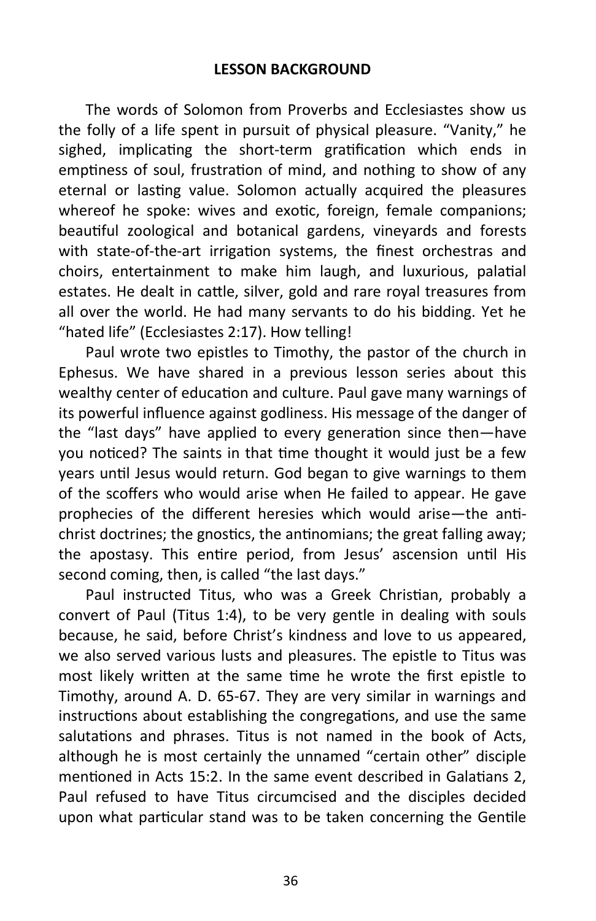## LESSON BACKGROUND

The words of Solomon from Proverbs and Ecclesiastes show us the folly of a life spent in pursuit of physical pleasure. "Vanity," he sighed, implicating the short-term gratification which ends in emptiness of soul, frustration of mind, and nothing to show of any eternal or lasting value. Solomon actually acquired the pleasures whereof he spoke: wives and exotic, foreign, female companions; beautiful zoological and botanical gardens, vineyards and forests with state-of-the-art irrigation systems, the finest orchestras and choirs, entertainment to make him laugh, and luxurious, palatial estates. He dealt in cattle, silver, gold and rare royal treasures from all over the world. He had many servants to do his bidding. Yet he "hated life" (Ecclesiastes 2:17). How telling!

Paul wrote two epistles to Timothy, the pastor of the church in Ephesus. We have shared in a previous lesson series about this wealthy center of education and culture. Paul gave many warnings of its powerful influence against godliness. His message of the danger of the "last days" have applied to every generation since then—have you noticed? The saints in that time thought it would just be a few years until Jesus would return. God began to give warnings to them of the scoffers who would arise when He failed to appear. He gave prophecies of the different heresies which would arise—the anti-christ doctrines; the gnostics, the antinomians; the great falling away; the apostasy. This entire period, from Jesus' ascension until His second coming, then, is called "the last days."

Paul instructed Titus, who was a Greek Christian, probably a convert of Paul (Titus 1:4), to be very gentle in dealing with souls because, he said, before Christ's kindness and love to us appeared, we also served various lusts and pleasures. The epistle to Titus was most likely written at the same time he wrote the first epistle to Timothy, around A. D. 65-67. They are very similar in warnings and instructions about establishing the congregations, and use the same salutations and phrases. Titus is not named in the book of Acts, although he is most certainly the unnamed "certain other" disciple mentioned in Acts 15:2. In the same event described in Galatians 2, Paul refused to have Titus circumcised and the disciples decided upon what particular stand was to be taken concerning the Gentile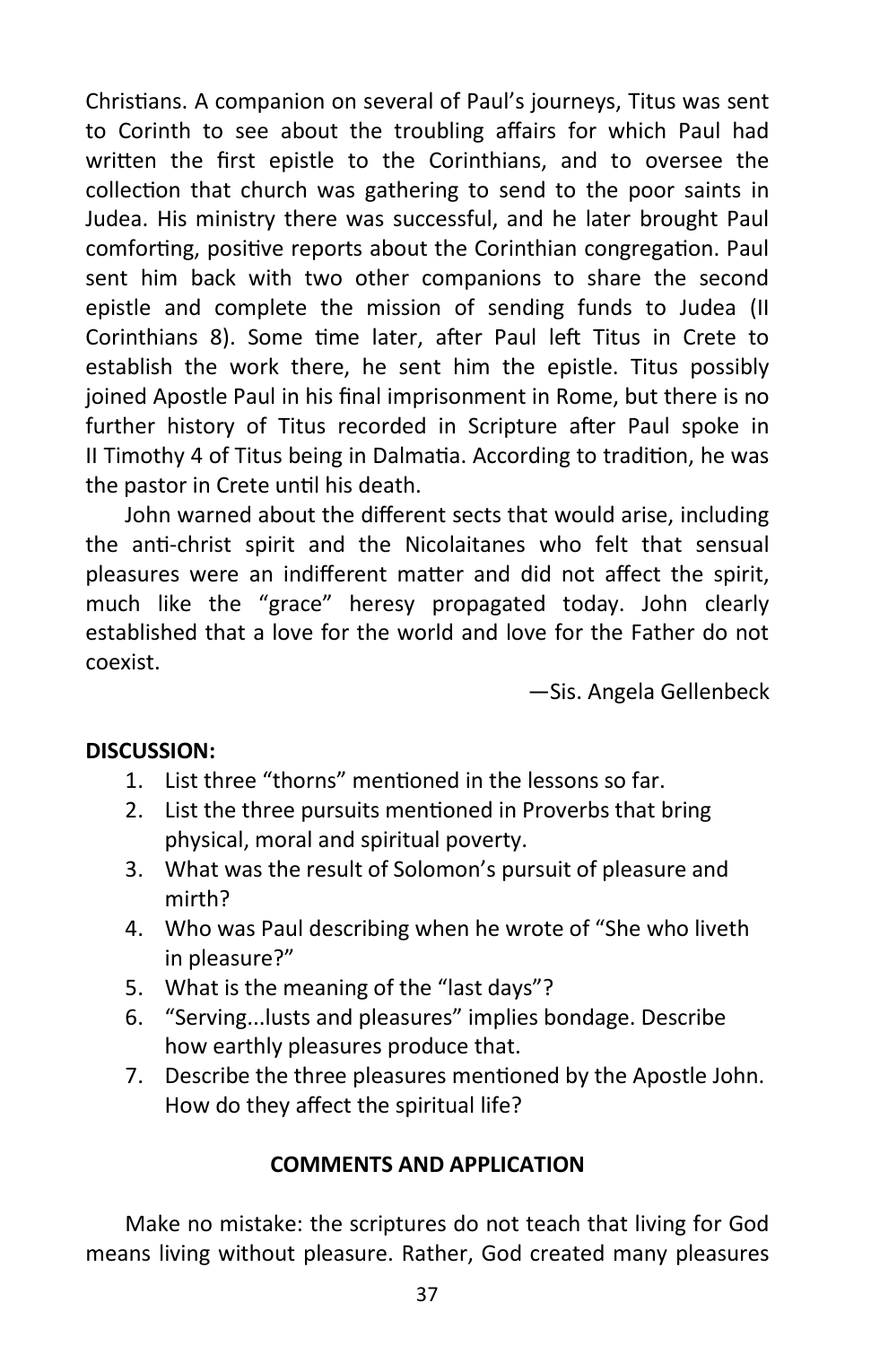Christians. A companion on several of Paul's journeys, Titus was sent to Corinth to see about the troubling affairs for which Paul had written the first epistle to the Corinthians, and to oversee the collection that church was gathering to send to the poor saints in Judea. His ministry there was successful, and he later brought Paul comforting, positive reports about the Corinthian congregation. Paul sent him back with two other companions to share the second epistle and complete the mission of sending funds to Judea (II Corinthians 8). Some time later, after Paul left Titus in Crete to establish the work there, he sent him the epistle. Titus possibly joined Apostle Paul in his final imprisonment in Rome, but there is no further history of Titus recorded in Scripture after Paul spoke in II Timothy 4 of Titus being in Dalmatia. According to tradition, he was the pastor in Crete until his death.

John warned about the different sects that would arise, including the anti-christ spirit and the Nicolaitanes who felt that sensual pleasures were an indifferent matter and did not affect the spirit, much like the "grace" heresy propagated today. John clearly established that a love for the world and love for the Father do not coexist.

—Sis. Angela Gellenbeck

**DISCUSSION:**

1. List three "thorns" mentioned in the lessons so far.
2. List the three pursuits mentioned in Proverbs that bring physical, moral and spiritual poverty.
3. What was the result of Solomon's pursuit of pleasure and mirth?
4. Who was Paul describing when he wrote of "She who liveth in pleasure?"
5. What is the meaning of the "last days"?
6. "Serving...lusts and pleasures" implies bondage. Describe how earthly pleasures produce that.
7. Describe the three pleasures mentioned by the Apostle John. How do they affect the spiritual life?

## COMMENTS AND APPLICATION

Make no mistake: the scriptures do not teach that living for God means living without pleasure. Rather, God created many pleasures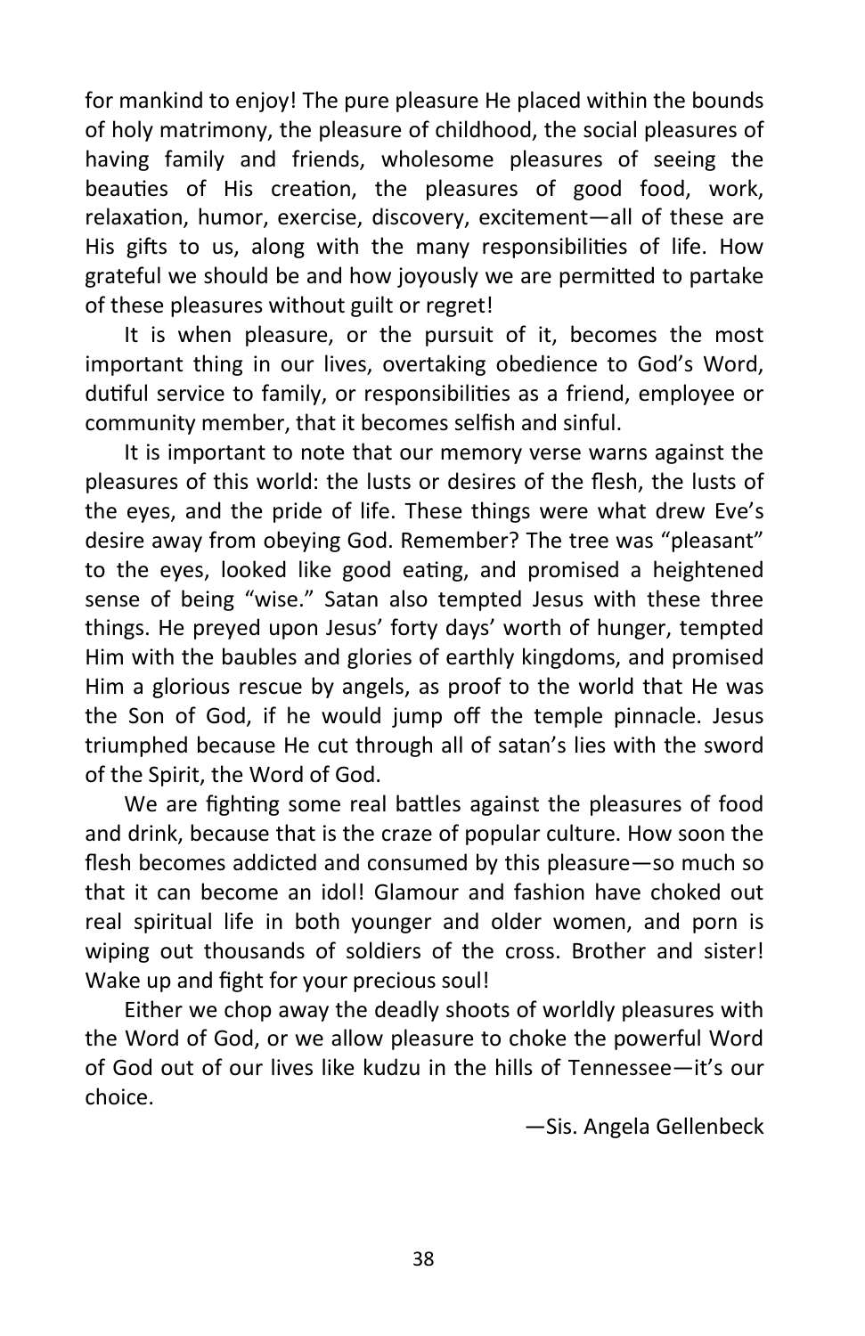for mankind to enjoy! The pure pleasure He placed within the bounds of holy matrimony, the pleasure of childhood, the social pleasures of having family and friends, wholesome pleasures of seeing the beauties of His creation, the pleasures of good food, work, relaxation, humor, exercise, discovery, excitement—all of these are His gifts to us, along with the many responsibilities of life. How grateful we should be and how joyously we are permitted to partake of these pleasures without guilt or regret!

It is when pleasure, or the pursuit of it, becomes the most important thing in our lives, overtaking obedience to God's Word, dutiful service to family, or responsibilities as a friend, employee or community member, that it becomes selfish and sinful.

It is important to note that our memory verse warns against the pleasures of this world: the lusts or desires of the flesh, the lusts of the eyes, and the pride of life. These things were what drew Eve's desire away from obeying God. Remember? The tree was "pleasant" to the eyes, looked like good eating, and promised a heightened sense of being "wise." Satan also tempted Jesus with these three things. He preyed upon Jesus' forty days' worth of hunger, tempted Him with the baubles and glories of earthly kingdoms, and promised Him a glorious rescue by angels, as proof to the world that He was the Son of God, if he would jump off the temple pinnacle. Jesus triumphed because He cut through all of satan's lies with the sword of the Spirit, the Word of God.

We are fighting some real battles against the pleasures of food and drink, because that is the craze of popular culture. How soon the flesh becomes addicted and consumed by this pleasure—so much so that it can become an idol! Glamour and fashion have choked out real spiritual life in both younger and older women, and porn is wiping out thousands of soldiers of the cross. Brother and sister! Wake up and fight for your precious soul!

Either we chop away the deadly shoots of worldly pleasures with the Word of God, or we allow pleasure to choke the powerful Word of God out of our lives like kudzu in the hills of Tennessee—it's our choice.

—Sis. Angela Gellenbeck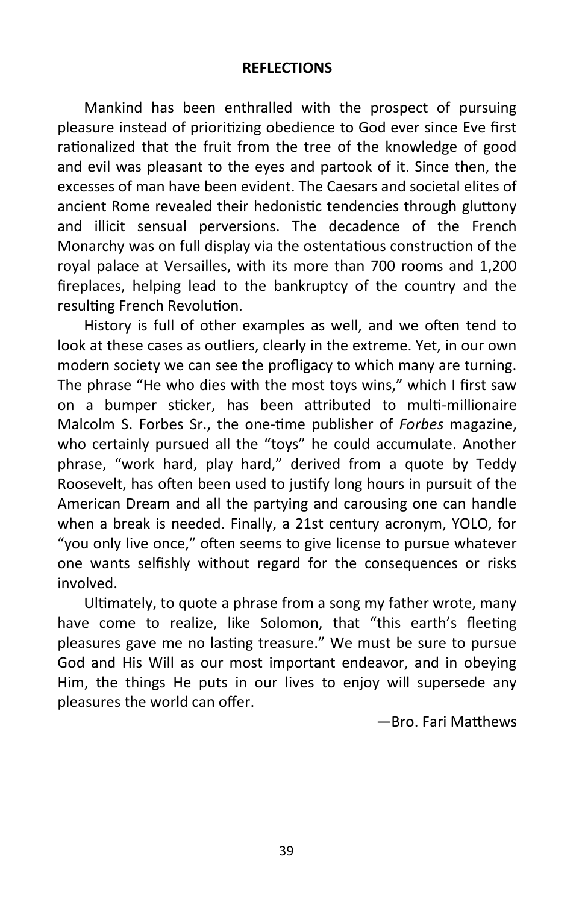## REFLECTIONS

Mankind has been enthralled with the prospect of pursuing pleasure instead of prioritizing obedience to God ever since Eve first rationalized that the fruit from the tree of the knowledge of good and evil was pleasant to the eyes and partook of it. Since then, the excesses of man have been evident. The Caesars and societal elites of ancient Rome revealed their hedonistic tendencies through gluttony and illicit sensual perversions. The decadence of the French Monarchy was on full display via the ostentatious construction of the royal palace at Versailles, with its more than 700 rooms and 1,200 fireplaces, helping lead to the bankruptcy of the country and the resulting French Revolution.

History is full of other examples as well, and we often tend to look at these cases as outliers, clearly in the extreme. Yet, in our own modern society we can see the profligacy to which many are turning. The phrase "He who dies with the most toys wins," which I first saw on a bumper sticker, has been attributed to multi-millionaire Malcolm S. Forbes Sr., the one-time publisher of *Forbes* magazine, who certainly pursued all the "toys" he could accumulate. Another phrase, "work hard, play hard," derived from a quote by Teddy Roosevelt, has often been used to justify long hours in pursuit of the American Dream and all the partying and carousing one can handle when a break is needed. Finally, a 21st century acronym, YOLO, for "you only live once," often seems to give license to pursue whatever one wants selfishly without regard for the consequences or risks involved.

Ultimately, to quote a phrase from a song my father wrote, many have come to realize, like Solomon, that "this earth's fleeting pleasures gave me no lasting treasure." We must be sure to pursue God and His Will as our most important endeavor, and in obeying Him, the things He puts in our lives to enjoy will supersede any pleasures the world can offer.

—Bro. Fari Matthews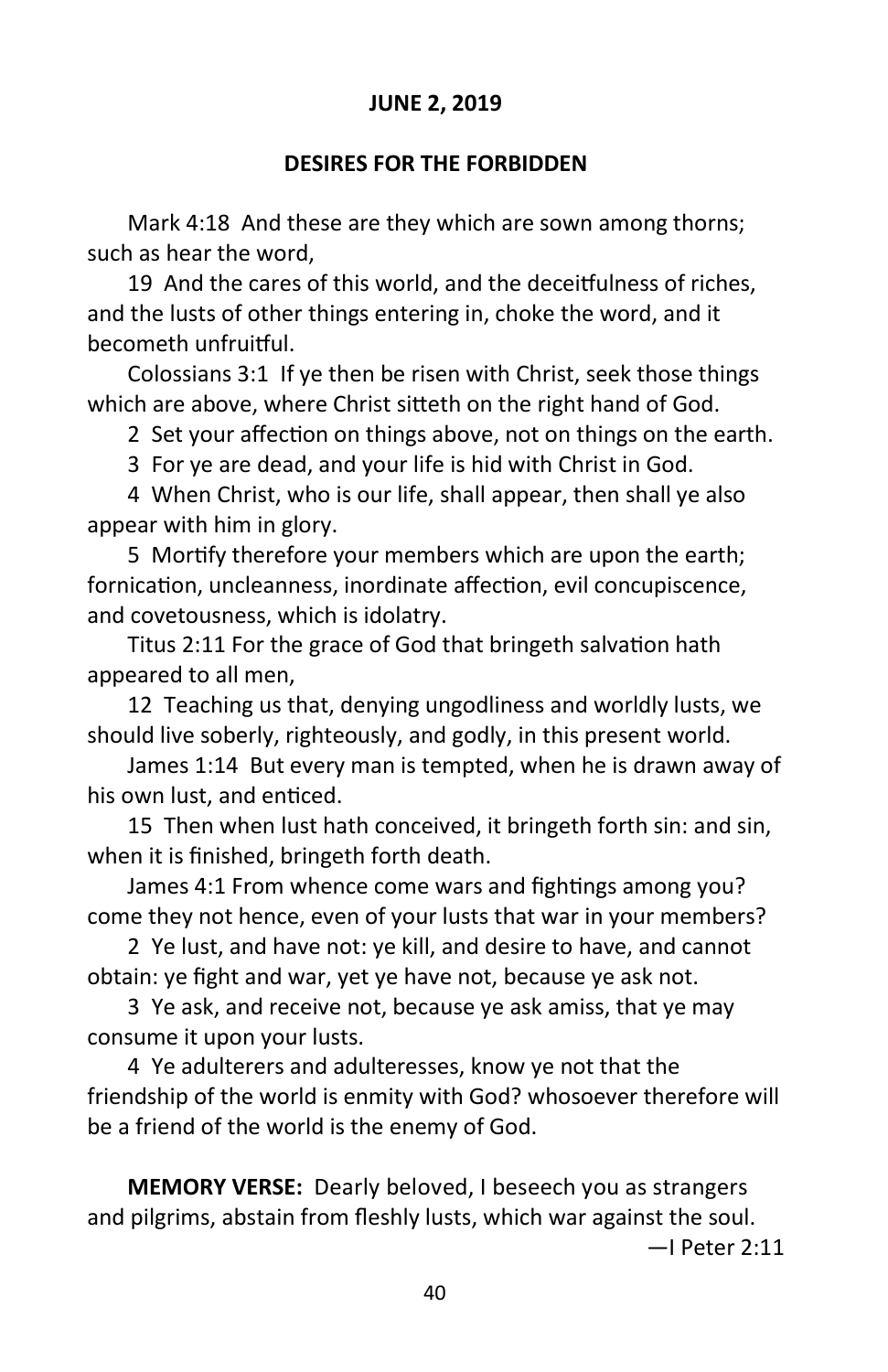**JUNE 2, 2019**

## DESIRES FOR THE FORBIDDEN

Mark 4:18 And these are they which are sown among thorns; such as hear the word,

19 And the cares of this world, and the deceitfulness of riches, and the lusts of other things entering in, choke the word, and it becometh unfruitful.

Colossians 3:1 If ye then be risen with Christ, seek those things which are above, where Christ sitteth on the right hand of God.

2 Set your affection on things above, not on things on the earth.

3 For ye are dead, and your life is hid with Christ in God.

4 When Christ, who is our life, shall appear, then shall ye also appear with him in glory.

5 Mortify therefore your members which are upon the earth; fornication, uncleanness, inordinate affection, evil concupiscence, and covetousness, which is idolatry.

Titus 2:11 For the grace of God that bringeth salvation hath appeared to all men,

12 Teaching us that, denying ungodliness and worldly lusts, we should live soberly, righteously, and godly, in this present world.

James 1:14 But every man is tempted, when he is drawn away of his own lust, and enticed.

15 Then when lust hath conceived, it bringeth forth sin: and sin, when it is finished, bringeth forth death.

James 4:1 From whence come wars and fightings among you? come they not hence, even of your lusts that war in your members?

2 Ye lust, and have not: ye kill, and desire to have, and cannot obtain: ye fight and war, yet ye have not, because ye ask not.

3 Ye ask, and receive not, because ye ask amiss, that ye may consume it upon your lusts.

4 Ye adulterers and adulteresses, know ye not that the friendship of the world is enmity with God? whosoever therefore will be a friend of the world is the enemy of God.

**MEMORY VERSE:** Dearly beloved, I beseech you as strangers and pilgrims, abstain from fleshly lusts, which war against the soul.

—I Peter 2:11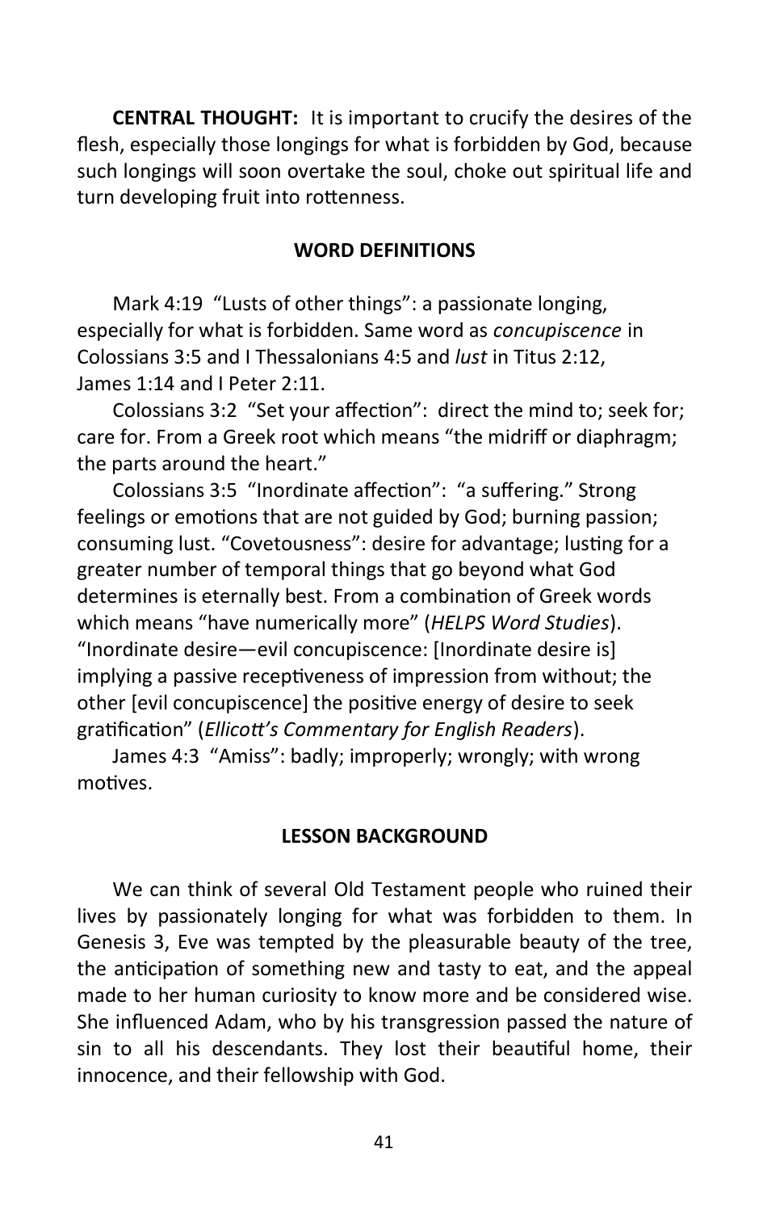**CENTRAL THOUGHT:** It is important to crucify the desires of the flesh, especially those longings for what is forbidden by God, because such longings will soon overtake the soul, choke out spiritual life and turn developing fruit into rottenness.

## WORD DEFINITIONS

Mark 4:19 "Lusts of other things": a passionate longing, especially for what is forbidden. Same word as *concupiscence* in Colossians 3:5 and I Thessalonians 4:5 and *lust* in Titus 2:12, James 1:14 and I Peter 2:11.

Colossians 3:2 "Set your affection": direct the mind to; seek for; care for. From a Greek root which means "the midriff or diaphragm; the parts around the heart."

Colossians 3:5 "Inordinate affection": "a suffering." Strong feelings or emotions that are not guided by God; burning passion; consuming lust. "Covetousness": desire for advantage; lusting for a greater number of temporal things that go beyond what God determines is eternally best. From a combination of Greek words which means "have numerically more" (*HELPS Word Studies*). "Inordinate desire—evil concupiscence: [Inordinate desire is] implying a passive receptiveness of impression from without; the other [evil concupiscence] the positive energy of desire to seek gratification" (*Ellicott's Commentary for English Readers*).

James 4:3 "Amiss": badly; improperly; wrongly; with wrong motives.

## LESSON BACKGROUND

We can think of several Old Testament people who ruined their lives by passionately longing for what was forbidden to them. In Genesis 3, Eve was tempted by the pleasurable beauty of the tree, the anticipation of something new and tasty to eat, and the appeal made to her human curiosity to know more and be considered wise. She influenced Adam, who by his transgression passed the nature of sin to all his descendants. They lost their beautiful home, their innocence, and their fellowship with God.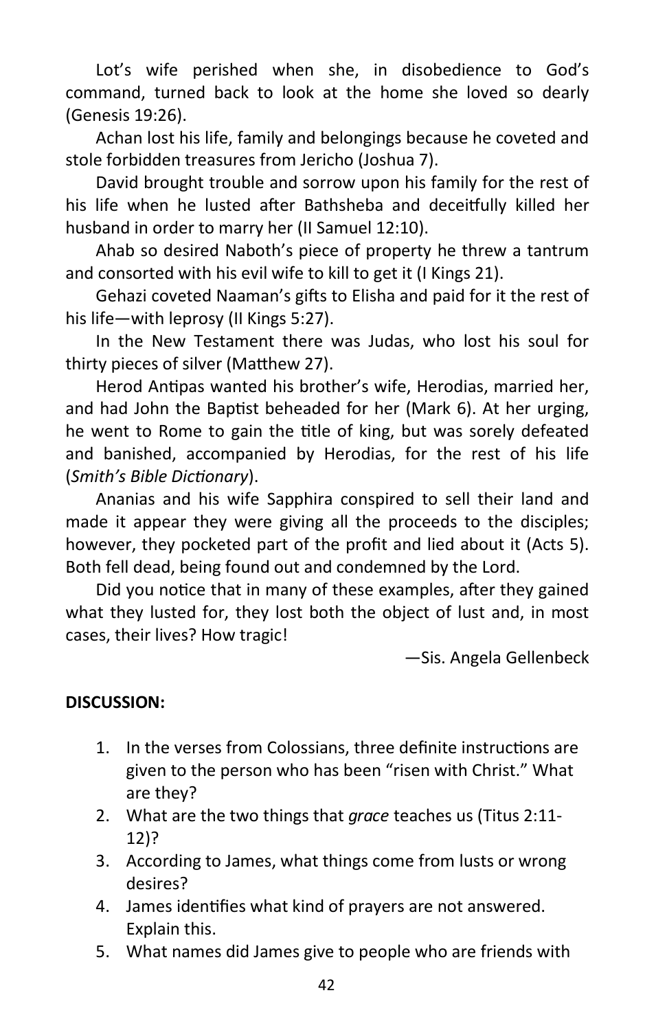Lot's wife perished when she, in disobedience to God's command, turned back to look at the home she loved so dearly (Genesis 19:26).

Achan lost his life, family and belongings because he coveted and stole forbidden treasures from Jericho (Joshua 7).

David brought trouble and sorrow upon his family for the rest of his life when he lusted after Bathsheba and deceitfully killed her husband in order to marry her (II Samuel 12:10).

Ahab so desired Naboth's piece of property he threw a tantrum and consorted with his evil wife to kill to get it (I Kings 21).

Gehazi coveted Naaman's gifts to Elisha and paid for it the rest of his life—with leprosy (II Kings 5:27).

In the New Testament there was Judas, who lost his soul for thirty pieces of silver (Matthew 27).

Herod Antipas wanted his brother's wife, Herodias, married her, and had John the Baptist beheaded for her (Mark 6). At her urging, he went to Rome to gain the title of king, but was sorely defeated and banished, accompanied by Herodias, for the rest of his life (*Smith's Bible Dictionary*).

Ananias and his wife Sapphira conspired to sell their land and made it appear they were giving all the proceeds to the disciples; however, they pocketed part of the profit and lied about it (Acts 5). Both fell dead, being found out and condemned by the Lord.

Did you notice that in many of these examples, after they gained what they lusted for, they lost both the object of lust and, in most cases, their lives? How tragic!

—Sis. Angela Gellenbeck

**DISCUSSION:**

1. In the verses from Colossians, three definite instructions are given to the person who has been "risen with Christ." What are they?
2. What are the two things that *grace* teaches us (Titus 2:11-12)?
3. According to James, what things come from lusts or wrong desires?
4. James identifies what kind of prayers are not answered. Explain this.
5. What names did James give to people who are friends with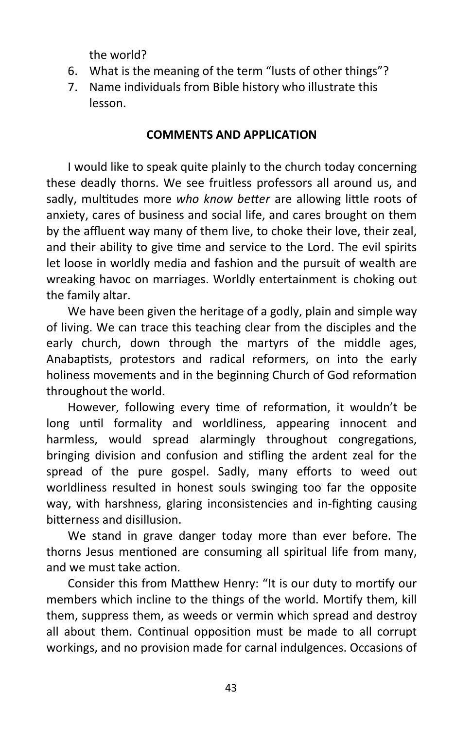the world?

6. What is the meaning of the term “lusts of other things”?
7. Name individuals from Bible history who illustrate this lesson.

**COMMENTS AND APPLICATION**

I would like to speak quite plainly to the church today concerning these deadly thorns. We see fruitless professors all around us, and sadly, multitudes more *who know better* are allowing little roots of anxiety, cares of business and social life, and cares brought on them by the affluent way many of them live, to choke their love, their zeal, and their ability to give time and service to the Lord. The evil spirits let loose in worldly media and fashion and the pursuit of wealth are wreaking havoc on marriages. Worldly entertainment is choking out the family altar.

We have been given the heritage of a godly, plain and simple way of living. We can trace this teaching clear from the disciples and the early church, down through the martyrs of the middle ages, Anabaptists, protestors and radical reformers, on into the early holiness movements and in the beginning Church of God reformation throughout the world.

However, following every time of reformation, it wouldn’t be long until formality and worldliness, appearing innocent and harmless, would spread alarmingly throughout congregations, bringing division and confusion and stifling the ardent zeal for the spread of the pure gospel. Sadly, many efforts to weed out worldliness resulted in honest souls swinging too far the opposite way, with harshness, glaring inconsistencies and in-fighting causing bitterness and disillusion.

We stand in grave danger today more than ever before. The thorns Jesus mentioned are consuming all spiritual life from many, and we must take action.

Consider this from Matthew Henry: “It is our duty to mortify our members which incline to the things of the world. Mortify them, kill them, suppress them, as weeds or vermin which spread and destroy all about them. Continual opposition must be made to all corrupt workings, and no provision made for carnal indulgences. Occasions of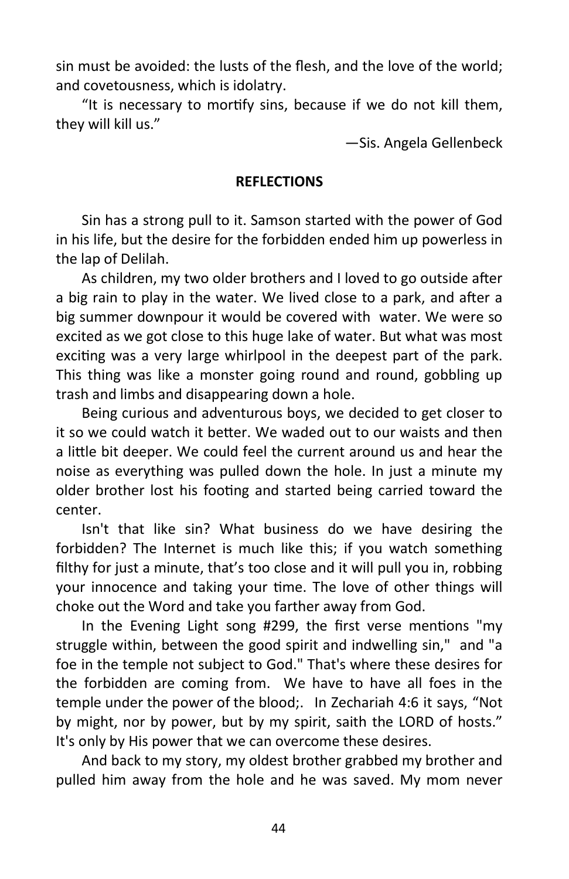sin must be avoided: the lusts of the flesh, and the love of the world; and covetousness, which is idolatry.

"It is necessary to mortify sins, because if we do not kill them, they will kill us."

—Sis. Angela Gellenbeck

**REFLECTIONS**

Sin has a strong pull to it. Samson started with the power of God in his life, but the desire for the forbidden ended him up powerless in the lap of Delilah.

As children, my two older brothers and I loved to go outside after a big rain to play in the water. We lived close to a park, and after a big summer downpour it would be covered with water. We were so excited as we got close to this huge lake of water. But what was most exciting was a very large whirlpool in the deepest part of the park. This thing was like a monster going round and round, gobbling up trash and limbs and disappearing down a hole.

Being curious and adventurous boys, we decided to get closer to it so we could watch it better. We waded out to our waists and then a little bit deeper. We could feel the current around us and hear the noise as everything was pulled down the hole. In just a minute my older brother lost his footing and started being carried toward the center.

Isn't that like sin? What business do we have desiring the forbidden? The Internet is much like this; if you watch something filthy for just a minute, that's too close and it will pull you in, robbing your innocence and taking your time. The love of other things will choke out the Word and take you farther away from God.

In the Evening Light song #299, the first verse mentions "my struggle within, between the good spirit and indwelling sin," and "a foe in the temple not subject to God." That's where these desires for the forbidden are coming from. We have to have all foes in the temple under the power of the blood;. In Zechariah 4:6 it says, "Not by might, nor by power, but by my spirit, saith the LORD of hosts." It's only by His power that we can overcome these desires.

And back to my story, my oldest brother grabbed my brother and pulled him away from the hole and he was saved. My mom never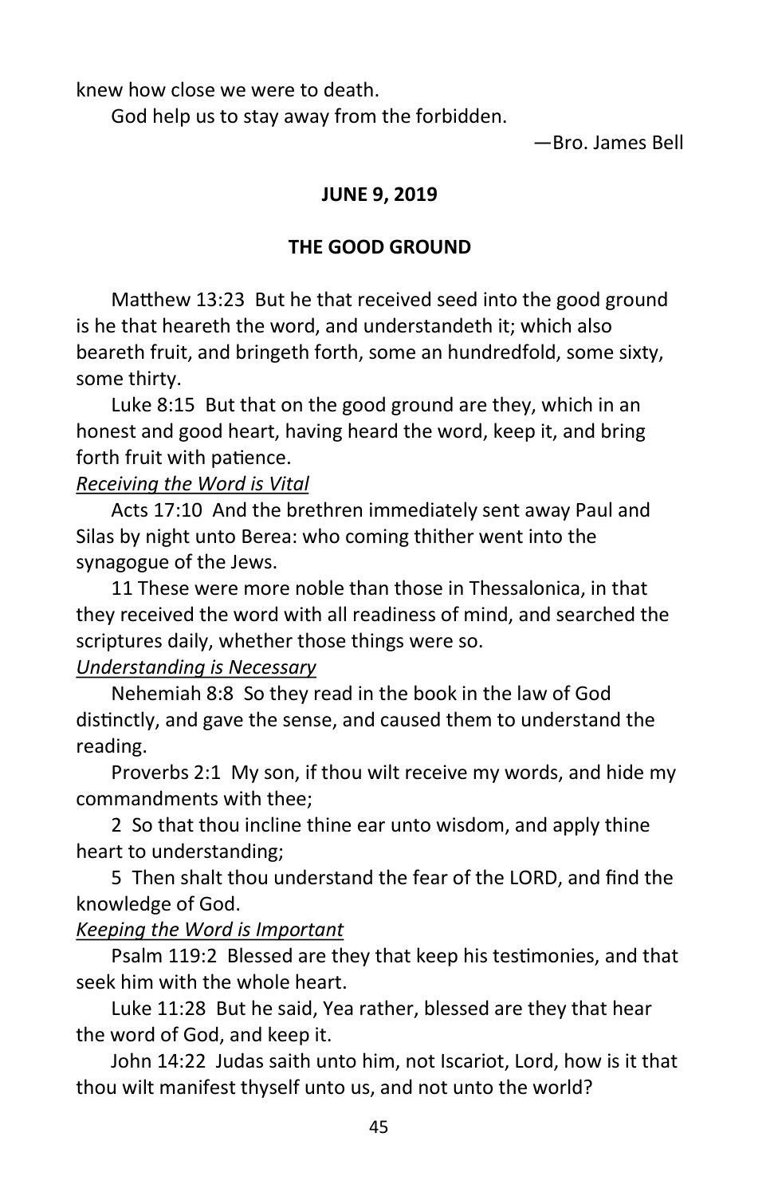knew how close we were to death.

God help us to stay away from the forbidden.

—Bro. James Bell

**JUNE 9, 2019**

## THE GOOD GROUND

Matthew 13:23 But he that received seed into the good ground is he that heareth the word, and understandeth it; which also beareth fruit, and bringeth forth, some an hundredfold, some sixty, some thirty.

Luke 8:15 But that on the good ground are they, which in an honest and good heart, having heard the word, keep it, and bring forth fruit with patience.

*Receiving the Word is Vital*

Acts 17:10 And the brethren immediately sent away Paul and Silas by night unto Berea: who coming thither went into the synagogue of the Jews.

11 These were more noble than those in Thessalonica, in that they received the word with all readiness of mind, and searched the scriptures daily, whether those things were so.

*Understanding is Necessary*

Nehemiah 8:8 So they read in the book in the law of God distinctly, and gave the sense, and caused them to understand the reading.

Proverbs 2:1 My son, if thou wilt receive my words, and hide my commandments with thee;

2 So that thou incline thine ear unto wisdom, and apply thine heart to understanding;

5 Then shalt thou understand the fear of the LORD, and find the knowledge of God.

*Keeping the Word is Important*

Psalm 119:2 Blessed are they that keep his testimonies, and that seek him with the whole heart.

Luke 11:28 But he said, Yea rather, blessed are they that hear the word of God, and keep it.

John 14:22 Judas saith unto him, not Iscariot, Lord, how is it that thou wilt manifest thyself unto us, and not unto the world?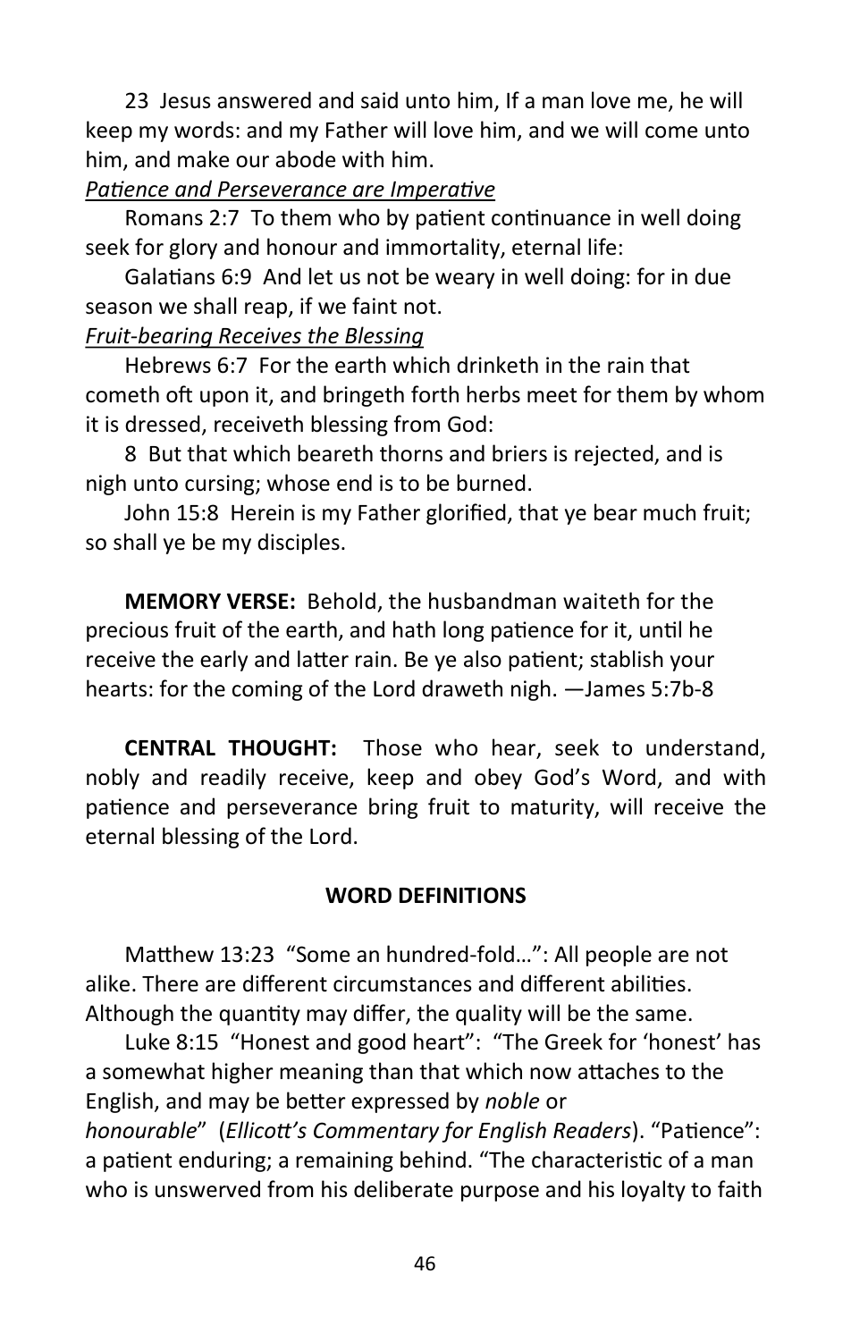23 Jesus answered and said unto him, If a man love me, he will keep my words: and my Father will love him, and we will come unto him, and make our abode with him.

*Patience and Perseverance are Imperative*

Romans 2:7 To them who by patient continuance in well doing seek for glory and honour and immortality, eternal life:

Galatians 6:9 And let us not be weary in well doing: for in due season we shall reap, if we faint not.

*Fruit-bearing Receives the Blessing*

Hebrews 6:7 For the earth which drinketh in the rain that cometh oft upon it, and bringeth forth herbs meet for them by whom it is dressed, receiveth blessing from God:

8 But that which beareth thorns and briers is rejected, and is nigh unto cursing; whose end is to be burned.

John 15:8 Herein is my Father glorified, that ye bear much fruit; so shall ye be my disciples.

**MEMORY VERSE:** Behold, the husbandman waiteth for the precious fruit of the earth, and hath long patience for it, until he receive the early and latter rain. Be ye also patient; stablish your hearts: for the coming of the Lord draweth nigh. —James 5:7b-8

**CENTRAL THOUGHT:** Those who hear, seek to understand, nobly and readily receive, keep and obey God's Word, and with patience and perseverance bring fruit to maturity, will receive the eternal blessing of the Lord.

**WORD DEFINITIONS**

Matthew 13:23 "Some an hundred-fold…": All people are not alike. There are different circumstances and different abilities. Although the quantity may differ, the quality will be the same.

Luke 8:15 "Honest and good heart": "The Greek for 'honest' has a somewhat higher meaning than that which now attaches to the English, and may be better expressed by *noble* or *honourable*" (*Ellicott's Commentary for English Readers*). "Patience": a patient enduring; a remaining behind. "The characteristic of a man who is unswerved from his deliberate purpose and his loyalty to faith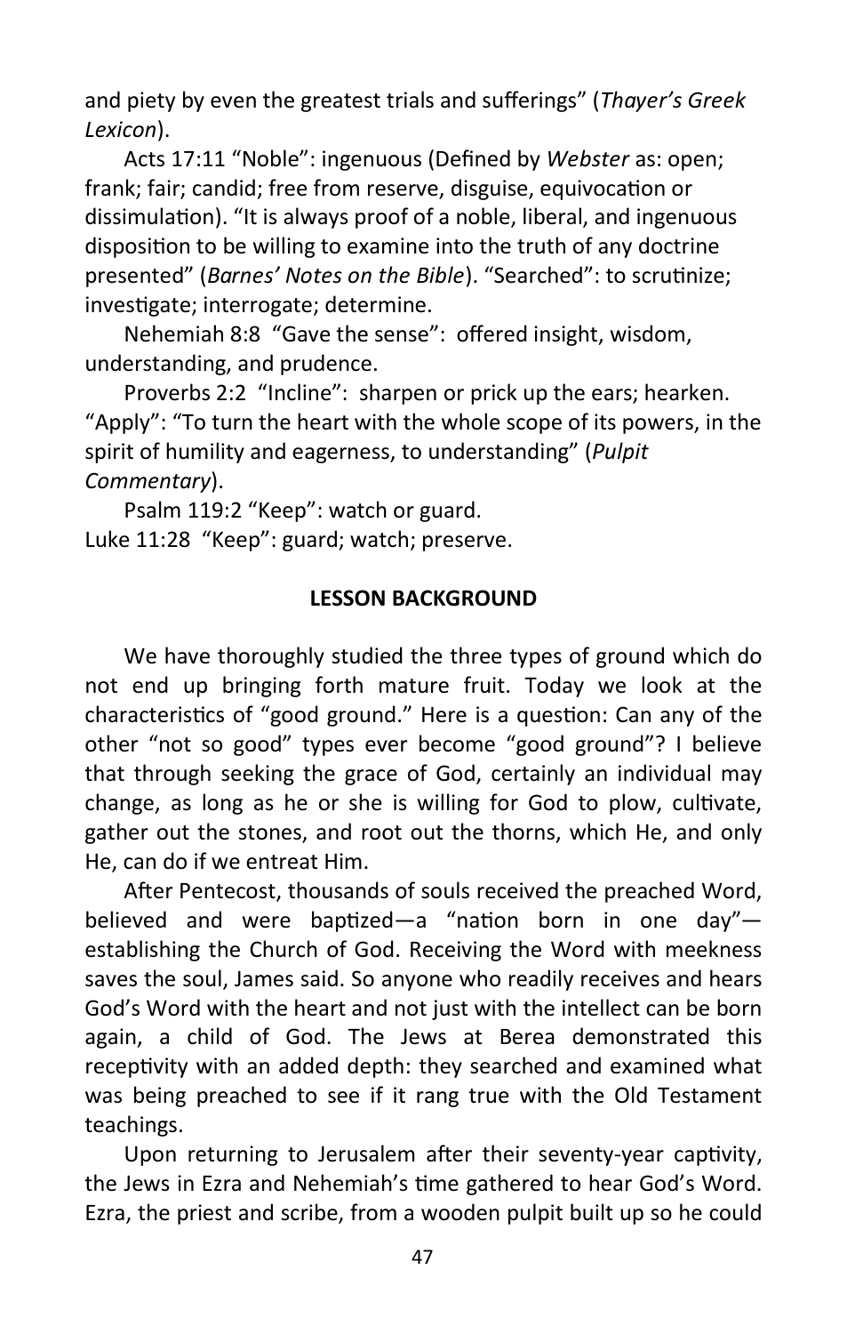and piety by even the greatest trials and sufferings" (*Thayer's Greek Lexicon*).

Acts 17:11 "Noble": ingenuous (Defined by *Webster* as: open; frank; fair; candid; free from reserve, disguise, equivocation or dissimulation). "It is always proof of a noble, liberal, and ingenuous disposition to be willing to examine into the truth of any doctrine presented" (*Barnes' Notes on the Bible*). "Searched": to scrutinize; investigate; interrogate; determine.

Nehemiah 8:8 "Gave the sense": offered insight, wisdom, understanding, and prudence.

Proverbs 2:2 "Incline": sharpen or prick up the ears; hearken. "Apply": "To turn the heart with the whole scope of its powers, in the spirit of humility and eagerness, to understanding" (*Pulpit Commentary*).

Psalm 119:2 "Keep": watch or guard.
Luke 11:28 "Keep": guard; watch; preserve.

**LESSON BACKGROUND**

We have thoroughly studied the three types of ground which do not end up bringing forth mature fruit. Today we look at the characteristics of "good ground." Here is a question: Can any of the other "not so good" types ever become "good ground"? I believe that through seeking the grace of God, certainly an individual may change, as long as he or she is willing for God to plow, cultivate, gather out the stones, and root out the thorns, which He, and only He, can do if we entreat Him.

After Pentecost, thousands of souls received the preached Word, believed and were baptized—a "nation born in one day"—establishing the Church of God. Receiving the Word with meekness saves the soul, James said. So anyone who readily receives and hears God's Word with the heart and not just with the intellect can be born again, a child of God. The Jews at Berea demonstrated this receptivity with an added depth: they searched and examined what was being preached to see if it rang true with the Old Testament teachings.

Upon returning to Jerusalem after their seventy-year captivity, the Jews in Ezra and Nehemiah's time gathered to hear God's Word. Ezra, the priest and scribe, from a wooden pulpit built up so he could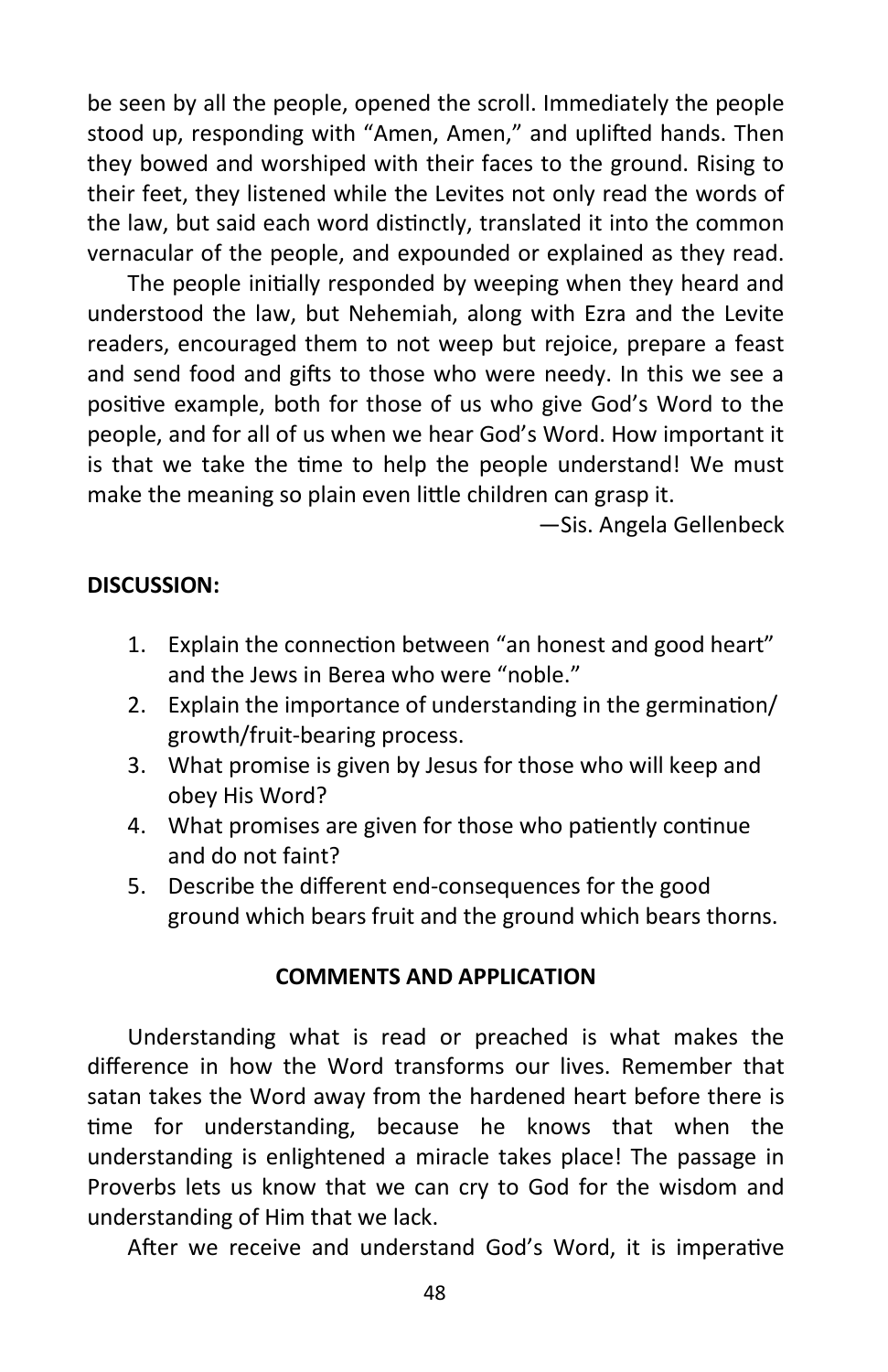be seen by all the people, opened the scroll. Immediately the people stood up, responding with "Amen, Amen," and uplifted hands. Then they bowed and worshiped with their faces to the ground. Rising to their feet, they listened while the Levites not only read the words of the law, but said each word distinctly, translated it into the common vernacular of the people, and expounded or explained as they read.

The people initially responded by weeping when they heard and understood the law, but Nehemiah, along with Ezra and the Levite readers, encouraged them to not weep but rejoice, prepare a feast and send food and gifts to those who were needy. In this we see a positive example, both for those of us who give God's Word to the people, and for all of us when we hear God's Word. How important it is that we take the time to help the people understand! We must make the meaning so plain even little children can grasp it.

—Sis. Angela Gellenbeck

**DISCUSSION:**

1. Explain the connection between "an honest and good heart" and the Jews in Berea who were "noble."
2. Explain the importance of understanding in the germination/growth/fruit-bearing process.
3. What promise is given by Jesus for those who will keep and obey His Word?
4. What promises are given for those who patiently continue and do not faint?
5. Describe the different end-consequences for the good ground which bears fruit and the ground which bears thorns.

**COMMENTS AND APPLICATION**

Understanding what is read or preached is what makes the difference in how the Word transforms our lives. Remember that satan takes the Word away from the hardened heart before there is time for understanding, because he knows that when the understanding is enlightened a miracle takes place! The passage in Proverbs lets us know that we can cry to God for the wisdom and understanding of Him that we lack.

After we receive and understand God's Word, it is imperative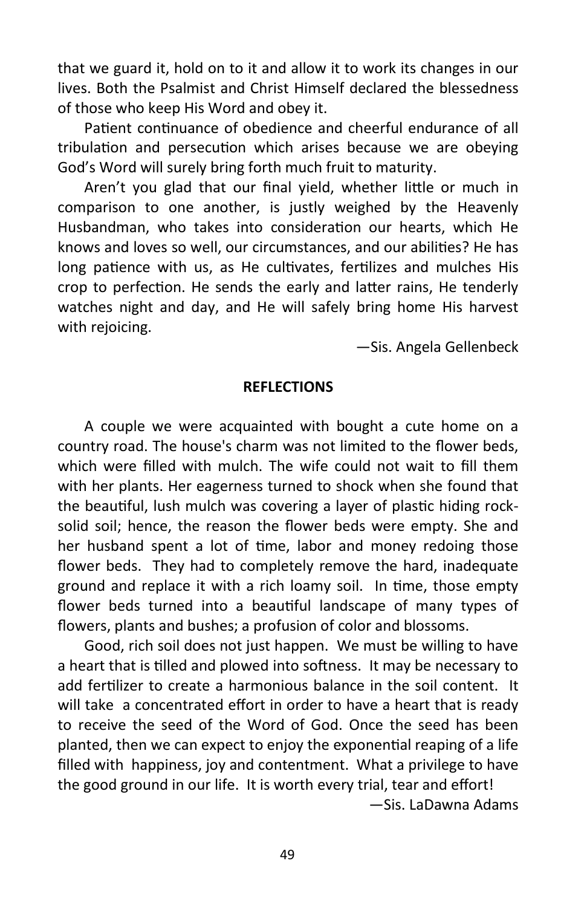that we guard it, hold on to it and allow it to work its changes in our lives. Both the Psalmist and Christ Himself declared the blessedness of those who keep His Word and obey it.

Patient continuance of obedience and cheerful endurance of all tribulation and persecution which arises because we are obeying God's Word will surely bring forth much fruit to maturity.

Aren't you glad that our final yield, whether little or much in comparison to one another, is justly weighed by the Heavenly Husbandman, who takes into consideration our hearts, which He knows and loves so well, our circumstances, and our abilities? He has long patience with us, as He cultivates, fertilizes and mulches His crop to perfection. He sends the early and latter rains, He tenderly watches night and day, and He will safely bring home His harvest with rejoicing.

—Sis. Angela Gellenbeck

**REFLECTIONS**

A couple we were acquainted with bought a cute home on a country road. The house's charm was not limited to the flower beds, which were filled with mulch. The wife could not wait to fill them with her plants. Her eagerness turned to shock when she found that the beautiful, lush mulch was covering a layer of plastic hiding rock-solid soil; hence, the reason the flower beds were empty. She and her husband spent a lot of time, labor and money redoing those flower beds. They had to completely remove the hard, inadequate ground and replace it with a rich loamy soil. In time, those empty flower beds turned into a beautiful landscape of many types of flowers, plants and bushes; a profusion of color and blossoms.

Good, rich soil does not just happen. We must be willing to have a heart that is tilled and plowed into softness. It may be necessary to add fertilizer to create a harmonious balance in the soil content. It will take a concentrated effort in order to have a heart that is ready to receive the seed of the Word of God. Once the seed has been planted, then we can expect to enjoy the exponential reaping of a life filled with happiness, joy and contentment. What a privilege to have the good ground in our life. It is worth every trial, tear and effort!

—Sis. LaDawna Adams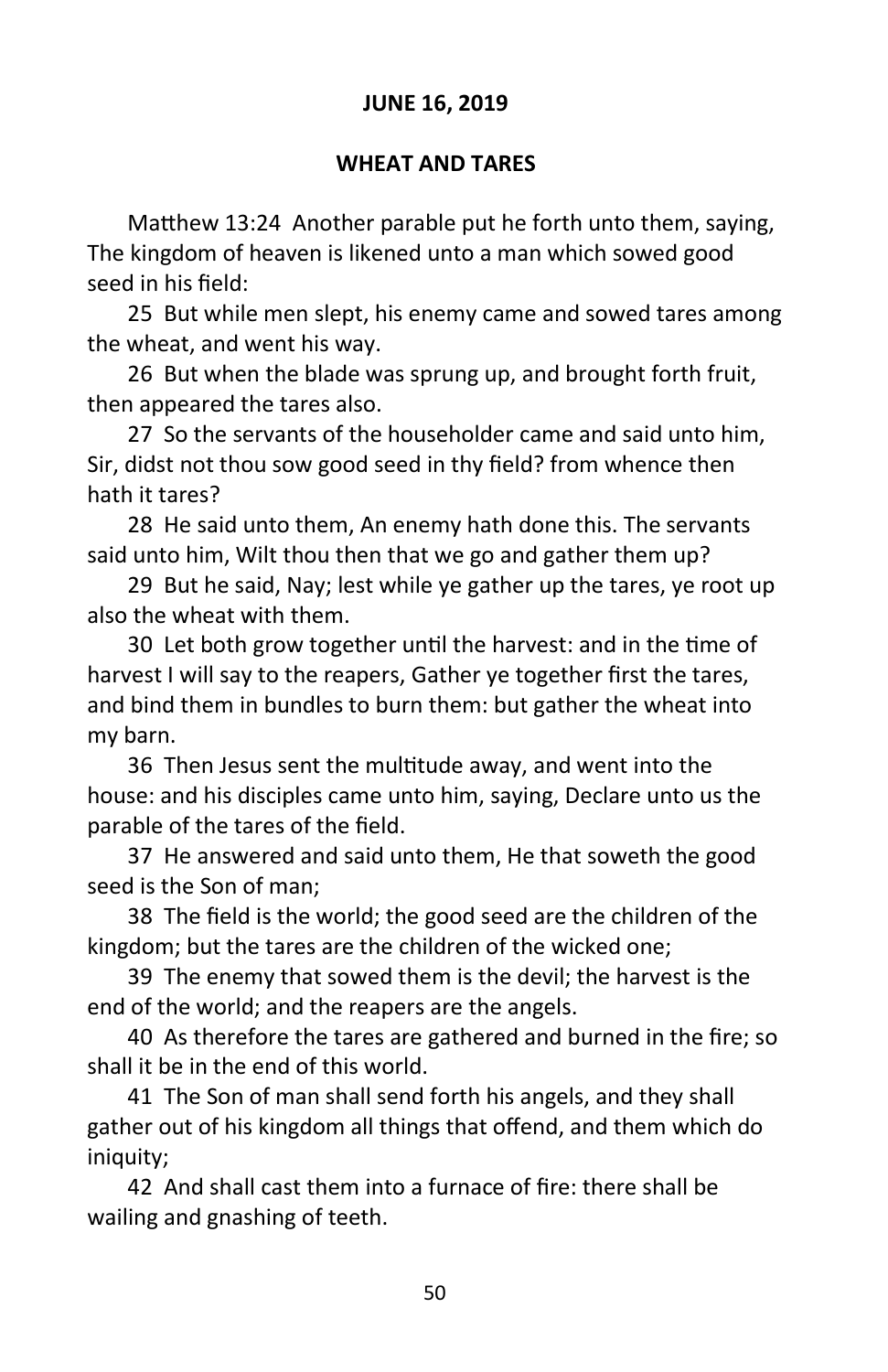**JUNE 16, 2019**

**WHEAT AND TARES**

Matthew 13:24 Another parable put he forth unto them, saying, The kingdom of heaven is likened unto a man which sowed good seed in his field:

25 But while men slept, his enemy came and sowed tares among the wheat, and went his way.

26 But when the blade was sprung up, and brought forth fruit, then appeared the tares also.

27 So the servants of the householder came and said unto him, Sir, didst not thou sow good seed in thy field? from whence then hath it tares?

28 He said unto them, An enemy hath done this. The servants said unto him, Wilt thou then that we go and gather them up?

29 But he said, Nay; lest while ye gather up the tares, ye root up also the wheat with them.

30 Let both grow together until the harvest: and in the time of harvest I will say to the reapers, Gather ye together first the tares, and bind them in bundles to burn them: but gather the wheat into my barn.

36 Then Jesus sent the multitude away, and went into the house: and his disciples came unto him, saying, Declare unto us the parable of the tares of the field.

37 He answered and said unto them, He that soweth the good seed is the Son of man;

38 The field is the world; the good seed are the children of the kingdom; but the tares are the children of the wicked one;

39 The enemy that sowed them is the devil; the harvest is the end of the world; and the reapers are the angels.

40 As therefore the tares are gathered and burned in the fire; so shall it be in the end of this world.

41 The Son of man shall send forth his angels, and they shall gather out of his kingdom all things that offend, and them which do iniquity;

42 And shall cast them into a furnace of fire: there shall be wailing and gnashing of teeth.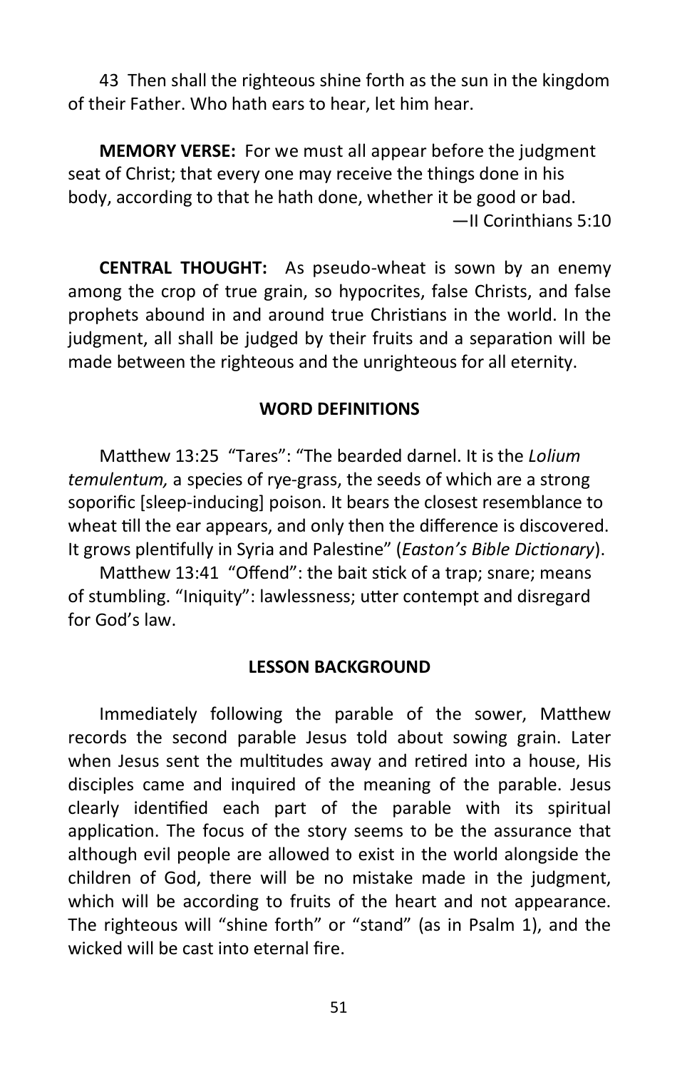43 Then shall the righteous shine forth as the sun in the kingdom of their Father. Who hath ears to hear, let him hear.

**MEMORY VERSE:** For we must all appear before the judgment seat of Christ; that every one may receive the things done in his body, according to that he hath done, whether it be good or bad.
—II Corinthians 5:10

**CENTRAL THOUGHT:** As pseudo-wheat is sown by an enemy among the crop of true grain, so hypocrites, false Christs, and false prophets abound in and around true Christians in the world. In the judgment, all shall be judged by their fruits and a separation will be made between the righteous and the unrighteous for all eternity.

### WORD DEFINITIONS

Matthew 13:25 "Tares": "The bearded darnel. It is the *Lolium temulentum,* a species of rye-grass, the seeds of which are a strong soporific [sleep-inducing] poison. It bears the closest resemblance to wheat till the ear appears, and only then the difference is discovered. It grows plentifully in Syria and Palestine" (*Easton's Bible Dictionary*).

Matthew 13:41 "Offend": the bait stick of a trap; snare; means of stumbling. "Iniquity": lawlessness; utter contempt and disregard for God's law.

### LESSON BACKGROUND

Immediately following the parable of the sower, Matthew records the second parable Jesus told about sowing grain. Later when Jesus sent the multitudes away and retired into a house, His disciples came and inquired of the meaning of the parable. Jesus clearly identified each part of the parable with its spiritual application. The focus of the story seems to be the assurance that although evil people are allowed to exist in the world alongside the children of God, there will be no mistake made in the judgment, which will be according to fruits of the heart and not appearance. The righteous will "shine forth" or "stand" (as in Psalm 1), and the wicked will be cast into eternal fire.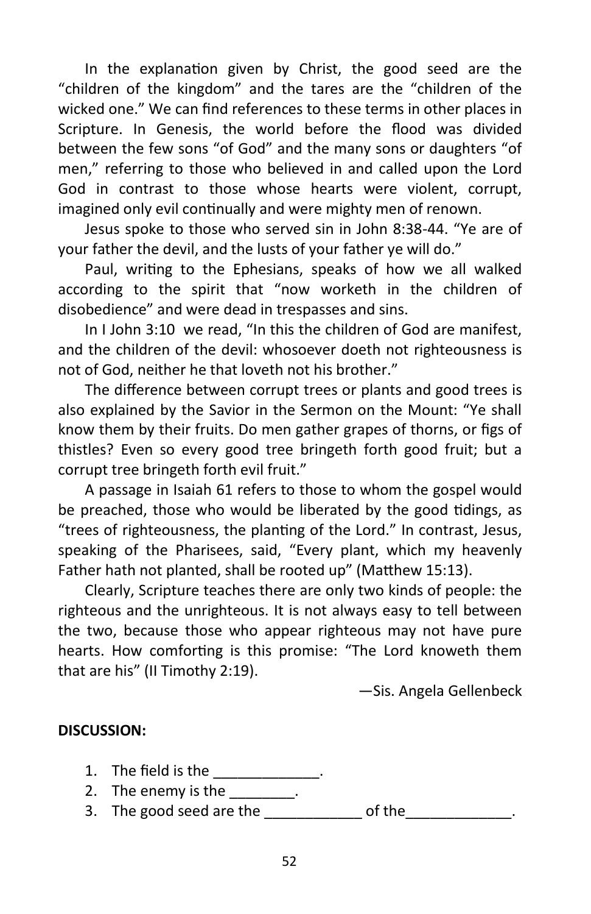In the explanation given by Christ, the good seed are the "children of the kingdom" and the tares are the "children of the wicked one." We can find references to these terms in other places in Scripture. In Genesis, the world before the flood was divided between the few sons "of God" and the many sons or daughters "of men," referring to those who believed in and called upon the Lord God in contrast to those whose hearts were violent, corrupt, imagined only evil continually and were mighty men of renown.

Jesus spoke to those who served sin in John 8:38-44. "Ye are of your father the devil, and the lusts of your father ye will do."

Paul, writing to the Ephesians, speaks of how we all walked according to the spirit that "now worketh in the children of disobedience" and were dead in trespasses and sins.

In I John 3:10 we read, "In this the children of God are manifest, and the children of the devil: whosoever doeth not righteousness is not of God, neither he that loveth not his brother."

The difference between corrupt trees or plants and good trees is also explained by the Savior in the Sermon on the Mount: "Ye shall know them by their fruits. Do men gather grapes of thorns, or figs of thistles? Even so every good tree bringeth forth good fruit; but a corrupt tree bringeth forth evil fruit."

A passage in Isaiah 61 refers to those to whom the gospel would be preached, those who would be liberated by the good tidings, as "trees of righteousness, the planting of the Lord." In contrast, Jesus, speaking of the Pharisees, said, "Every plant, which my heavenly Father hath not planted, shall be rooted up" (Matthew 15:13).

Clearly, Scripture teaches there are only two kinds of people: the righteous and the unrighteous. It is not always easy to tell between the two, because those who appear righteous may not have pure hearts. How comforting is this promise: "The Lord knoweth them that are his" (II Timothy 2:19).

—Sis. Angela Gellenbeck

**DISCUSSION:**

1. The field is the _____________.
2. The enemy is the ________.
3. The good seed are the ____________ of the_____________.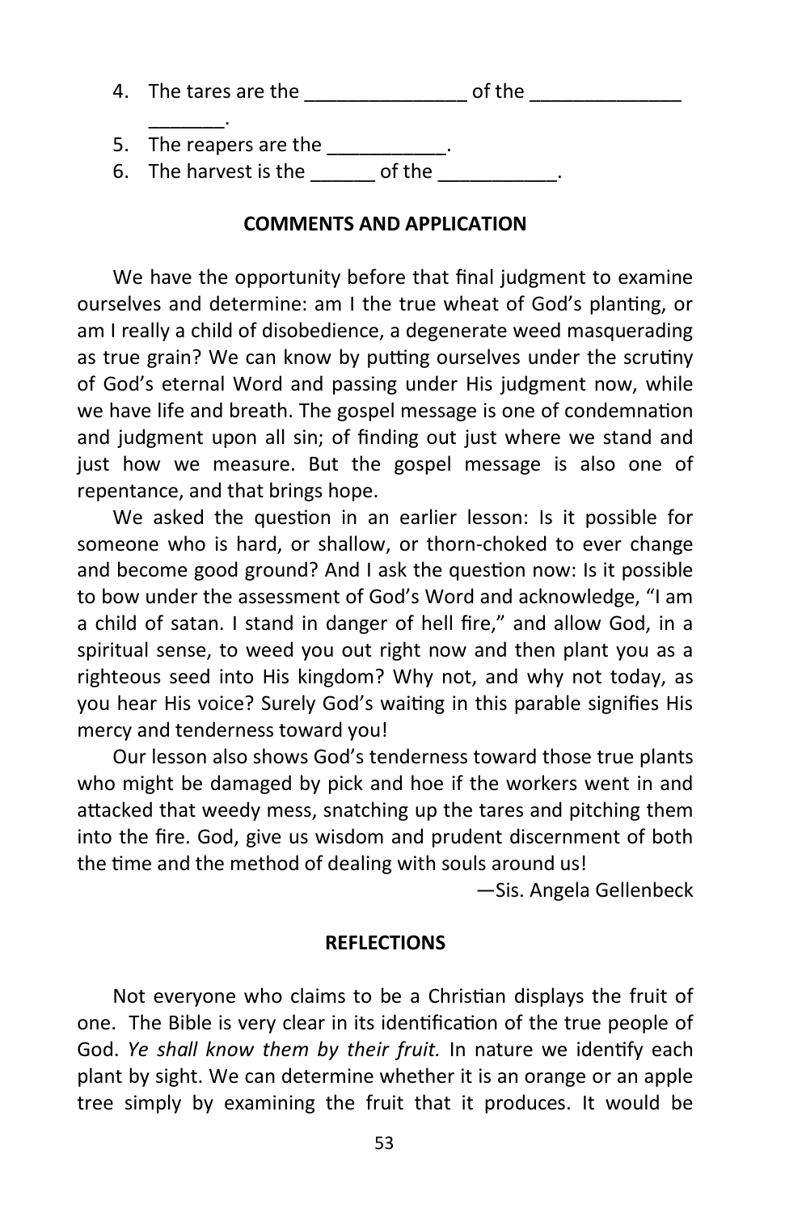4. The tares are the _______________ of the _______________ _______.
5. The reapers are the ___________.
6. The harvest is the ______ of the ___________.

**COMMENTS AND APPLICATION**

We have the opportunity before that final judgment to examine ourselves and determine: am I the true wheat of God's planting, or am I really a child of disobedience, a degenerate weed masquerading as true grain? We can know by putting ourselves under the scrutiny of God's eternal Word and passing under His judgment now, while we have life and breath. The gospel message is one of condemnation and judgment upon all sin; of finding out just where we stand and just how we measure. But the gospel message is also one of repentance, and that brings hope.

We asked the question in an earlier lesson: Is it possible for someone who is hard, or shallow, or thorn-choked to ever change and become good ground? And I ask the question now: Is it possible to bow under the assessment of God's Word and acknowledge, "I am a child of satan. I stand in danger of hell fire," and allow God, in a spiritual sense, to weed you out right now and then plant you as a righteous seed into His kingdom? Why not, and why not today, as you hear His voice? Surely God's waiting in this parable signifies His mercy and tenderness toward you!

Our lesson also shows God's tenderness toward those true plants who might be damaged by pick and hoe if the workers went in and attacked that weedy mess, snatching up the tares and pitching them into the fire. God, give us wisdom and prudent discernment of both the time and the method of dealing with souls around us!

—Sis. Angela Gellenbeck

**REFLECTIONS**

Not everyone who claims to be a Christian displays the fruit of one. The Bible is very clear in its identification of the true people of God. *Ye shall know them by their fruit.* In nature we identify each plant by sight. We can determine whether it is an orange or an apple tree simply by examining the fruit that it produces. It would be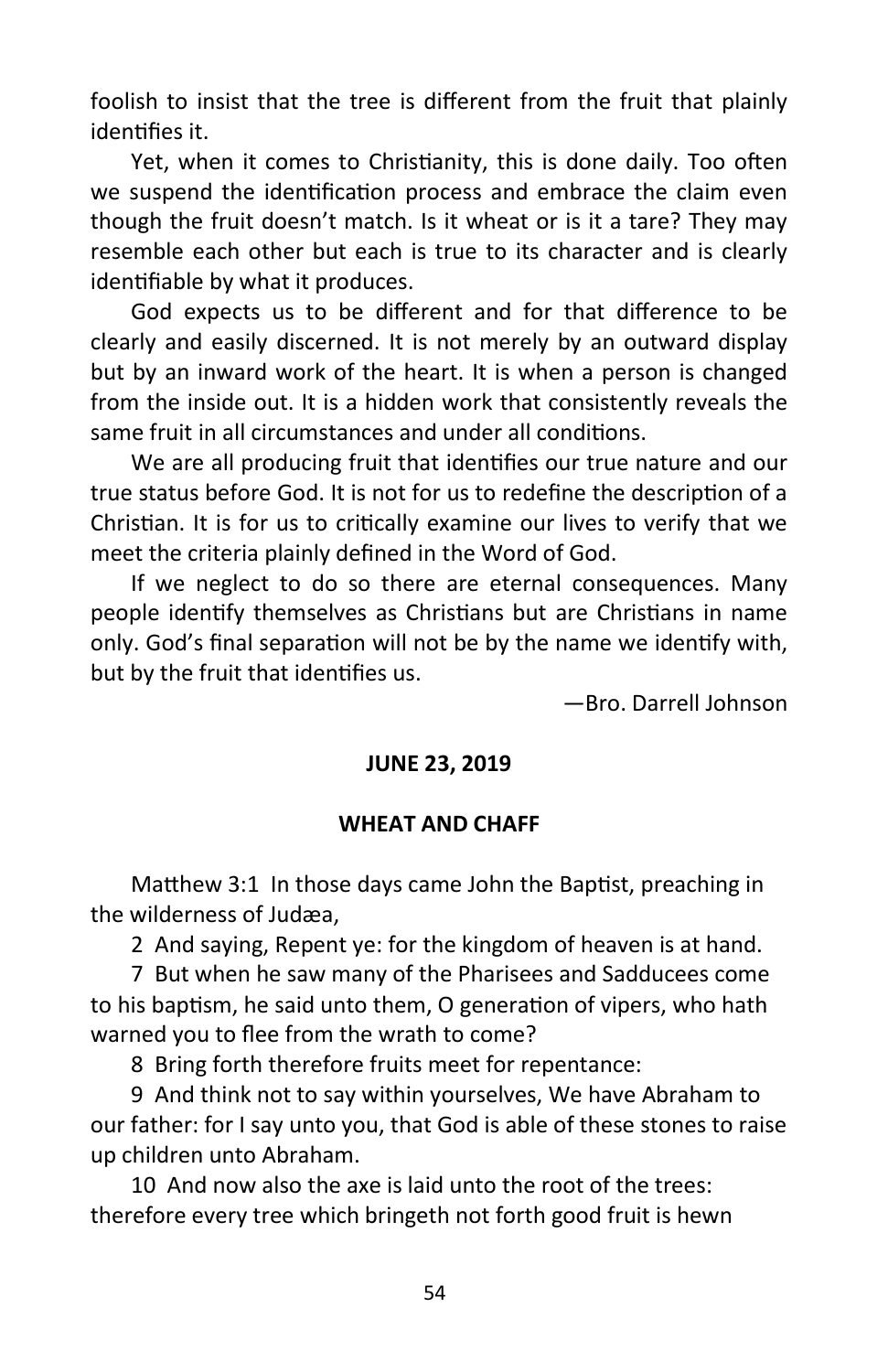foolish to insist that the tree is different from the fruit that plainly identifies it.

Yet, when it comes to Christianity, this is done daily. Too often we suspend the identification process and embrace the claim even though the fruit doesn't match. Is it wheat or is it a tare? They may resemble each other but each is true to its character and is clearly identifiable by what it produces.

God expects us to be different and for that difference to be clearly and easily discerned. It is not merely by an outward display but by an inward work of the heart. It is when a person is changed from the inside out. It is a hidden work that consistently reveals the same fruit in all circumstances and under all conditions.

We are all producing fruit that identifies our true nature and our true status before God. It is not for us to redefine the description of a Christian. It is for us to critically examine our lives to verify that we meet the criteria plainly defined in the Word of God.

If we neglect to do so there are eternal consequences. Many people identify themselves as Christians but are Christians in name only. God's final separation will not be by the name we identify with, but by the fruit that identifies us.

—Bro. Darrell Johnson

**JUNE 23, 2019**

**WHEAT AND CHAFF**

Matthew 3:1 In those days came John the Baptist, preaching in the wilderness of Judæa,

2 And saying, Repent ye: for the kingdom of heaven is at hand.

7 But when he saw many of the Pharisees and Sadducees come to his baptism, he said unto them, O generation of vipers, who hath warned you to flee from the wrath to come?

8 Bring forth therefore fruits meet for repentance:

9 And think not to say within yourselves, We have Abraham to our father: for I say unto you, that God is able of these stones to raise up children unto Abraham.

10 And now also the axe is laid unto the root of the trees: therefore every tree which bringeth not forth good fruit is hewn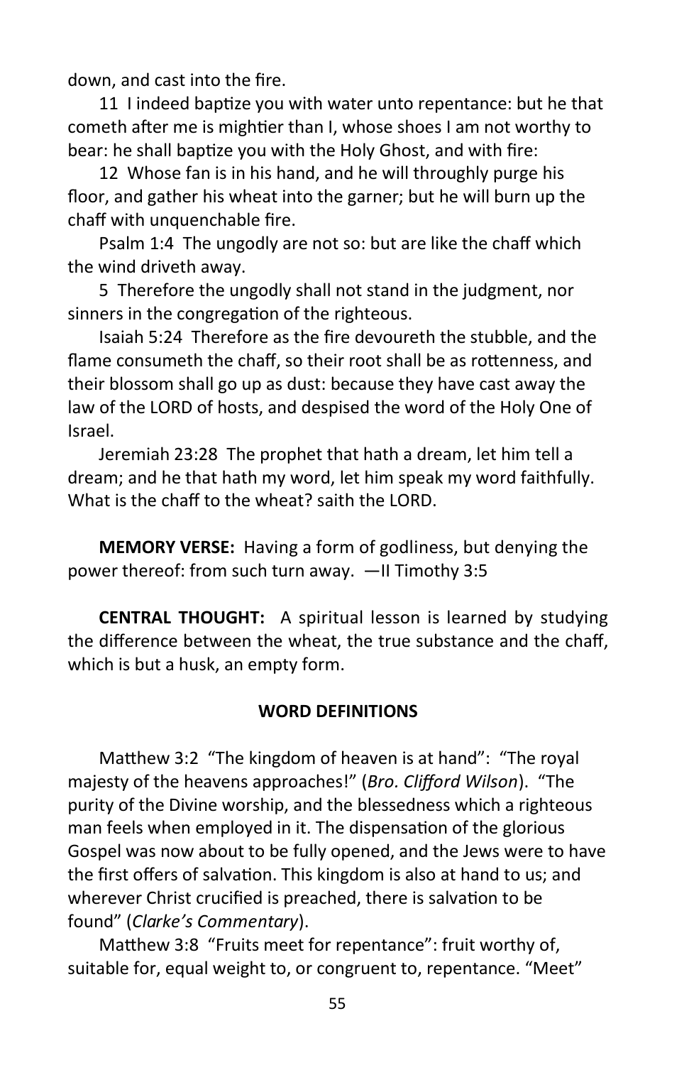down, and cast into the fire.

11 I indeed baptize you with water unto repentance: but he that cometh after me is mightier than I, whose shoes I am not worthy to bear: he shall baptize you with the Holy Ghost, and with fire:

12 Whose fan is in his hand, and he will throughly purge his floor, and gather his wheat into the garner; but he will burn up the chaff with unquenchable fire.

Psalm 1:4 The ungodly are not so: but are like the chaff which the wind driveth away.

5 Therefore the ungodly shall not stand in the judgment, nor sinners in the congregation of the righteous.

Isaiah 5:24 Therefore as the fire devoureth the stubble, and the flame consumeth the chaff, so their root shall be as rottenness, and their blossom shall go up as dust: because they have cast away the law of the LORD of hosts, and despised the word of the Holy One of Israel.

Jeremiah 23:28 The prophet that hath a dream, let him tell a dream; and he that hath my word, let him speak my word faithfully. What is the chaff to the wheat? saith the LORD.

**MEMORY VERSE:** Having a form of godliness, but denying the power thereof: from such turn away. —II Timothy 3:5

**CENTRAL THOUGHT:** A spiritual lesson is learned by studying the difference between the wheat, the true substance and the chaff, which is but a husk, an empty form.

**WORD DEFINITIONS**

Matthew 3:2 "The kingdom of heaven is at hand": "The royal majesty of the heavens approaches!" (*Bro. Clifford Wilson*). "The purity of the Divine worship, and the blessedness which a righteous man feels when employed in it. The dispensation of the glorious Gospel was now about to be fully opened, and the Jews were to have the first offers of salvation. This kingdom is also at hand to us; and wherever Christ crucified is preached, there is salvation to be found" (*Clarke's Commentary*).

Matthew 3:8 "Fruits meet for repentance": fruit worthy of, suitable for, equal weight to, or congruent to, repentance. "Meet"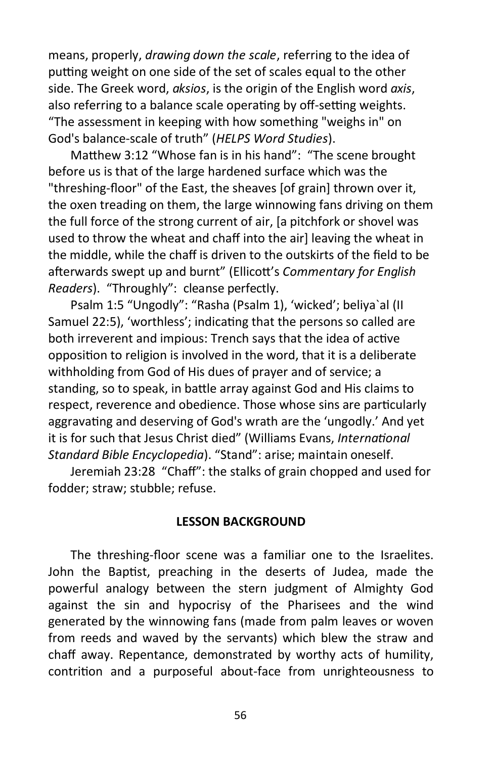means, properly, *drawing down the scale*, referring to the idea of putting weight on one side of the set of scales equal to the other side. The Greek word, *aksios*, is the origin of the English word *axis*, also referring to a balance scale operating by off-setting weights. “The assessment in keeping with how something "weighs in" on God's balance-scale of truth” (*HELPS Word Studies*).

Matthew 3:12 “Whose fan is in his hand”: “The scene brought before us is that of the large hardened surface which was the "threshing-floor" of the East, the sheaves [of grain] thrown over it, the oxen treading on them, the large winnowing fans driving on them the full force of the strong current of air, [a pitchfork or shovel was used to throw the wheat and chaff into the air] leaving the wheat in the middle, while the chaff is driven to the outskirts of the field to be afterwards swept up and burnt” (Ellicott’s *Commentary for English Readers*). “Throughly”: cleanse perfectly.

Psalm 1:5 “Ungodly”: “Rasha (Psalm 1), ‘wicked’; beliya`al (II Samuel 22:5), ‘worthless’; indicating that the persons so called are both irreverent and impious: Trench says that the idea of active opposition to religion is involved in the word, that it is a deliberate withholding from God of His dues of prayer and of service; a standing, so to speak, in battle array against God and His claims to respect, reverence and obedience. Those whose sins are particularly aggravating and deserving of God's wrath are the ‘ungodly.’ And yet it is for such that Jesus Christ died” (Williams Evans, *International Standard Bible Encyclopedia*). “Stand”: arise; maintain oneself.

Jeremiah 23:28 “Chaff”: the stalks of grain chopped and used for fodder; straw; stubble; refuse.

**LESSON BACKGROUND**

The threshing-floor scene was a familiar one to the Israelites. John the Baptist, preaching in the deserts of Judea, made the powerful analogy between the stern judgment of Almighty God against the sin and hypocrisy of the Pharisees and the wind generated by the winnowing fans (made from palm leaves or woven from reeds and waved by the servants) which blew the straw and chaff away. Repentance, demonstrated by worthy acts of humility, contrition and a purposeful about-face from unrighteousness to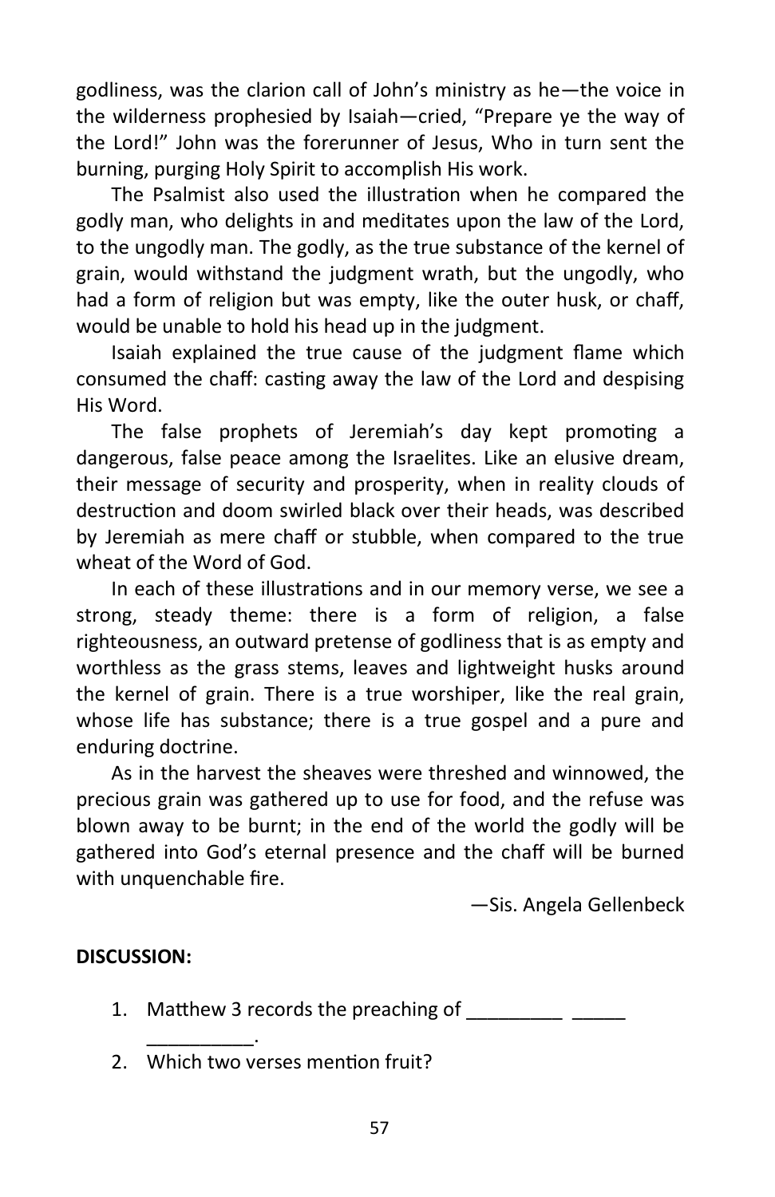godliness, was the clarion call of John's ministry as he—the voice in the wilderness prophesied by Isaiah—cried, "Prepare ye the way of the Lord!" John was the forerunner of Jesus, Who in turn sent the burning, purging Holy Spirit to accomplish His work.

The Psalmist also used the illustration when he compared the godly man, who delights in and meditates upon the law of the Lord, to the ungodly man. The godly, as the true substance of the kernel of grain, would withstand the judgment wrath, but the ungodly, who had a form of religion but was empty, like the outer husk, or chaff, would be unable to hold his head up in the judgment.

Isaiah explained the true cause of the judgment flame which consumed the chaff: casting away the law of the Lord and despising His Word.

The false prophets of Jeremiah's day kept promoting a dangerous, false peace among the Israelites. Like an elusive dream, their message of security and prosperity, when in reality clouds of destruction and doom swirled black over their heads, was described by Jeremiah as mere chaff or stubble, when compared to the true wheat of the Word of God.

In each of these illustrations and in our memory verse, we see a strong, steady theme: there is a form of religion, a false righteousness, an outward pretense of godliness that is as empty and worthless as the grass stems, leaves and lightweight husks around the kernel of grain. There is a true worshiper, like the real grain, whose life has substance; there is a true gospel and a pure and enduring doctrine.

As in the harvest the sheaves were threshed and winnowed, the precious grain was gathered up to use for food, and the refuse was blown away to be burnt; in the end of the world the godly will be gathered into God's eternal presence and the chaff will be burned with unquenchable fire.

—Sis. Angela Gellenbeck

**DISCUSSION:**

1. Matthew 3 records the preaching of _________ _____ __________.
2. Which two verses mention fruit?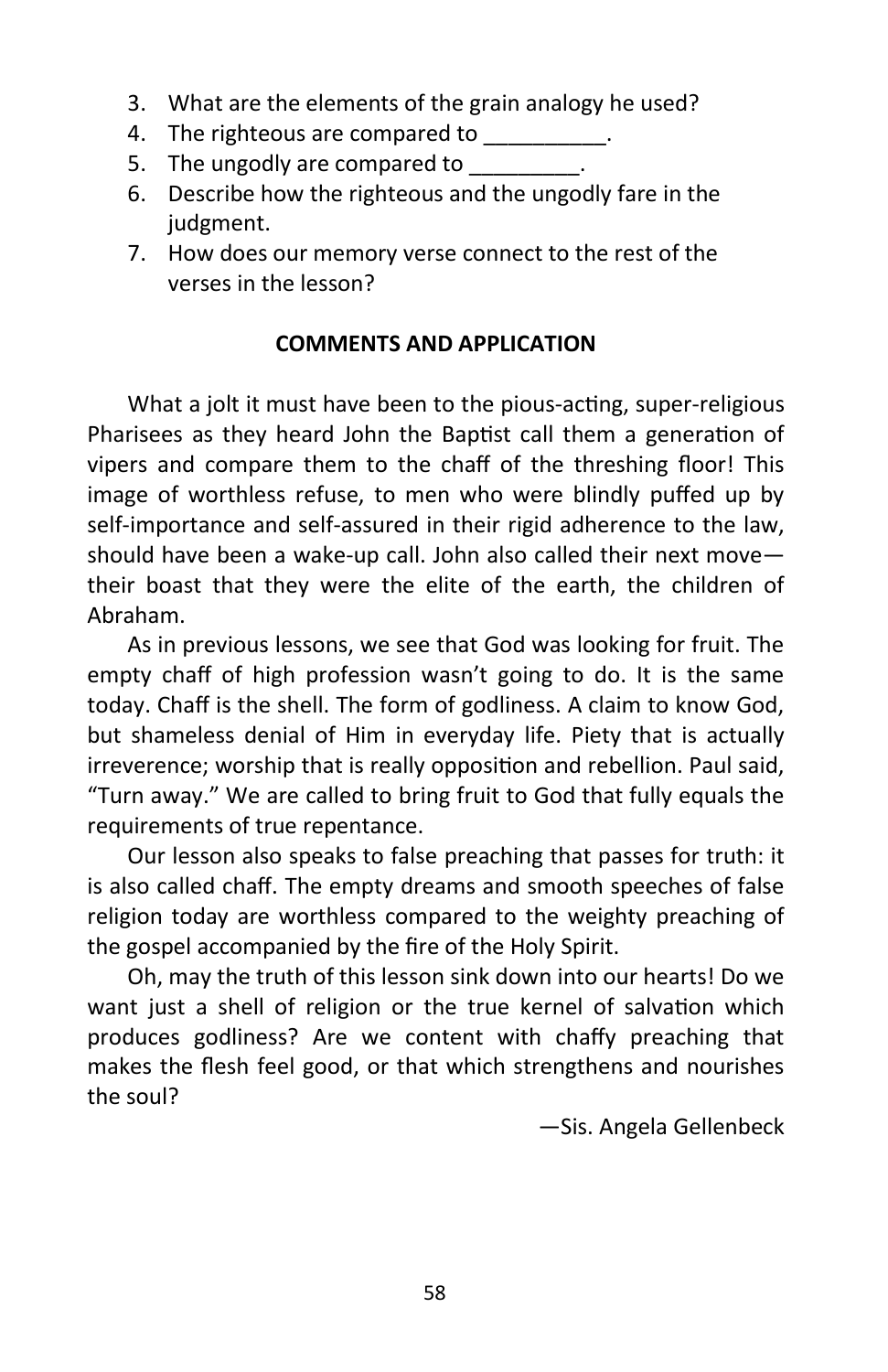3. What are the elements of the grain analogy he used?
4. The righteous are compared to __________.
5. The ungodly are compared to _________.
6. Describe how the righteous and the ungodly fare in the judgment.
7. How does our memory verse connect to the rest of the verses in the lesson?

**COMMENTS AND APPLICATION**

What a jolt it must have been to the pious-acting, super-religious Pharisees as they heard John the Baptist call them a generation of vipers and compare them to the chaff of the threshing floor! This image of worthless refuse, to men who were blindly puffed up by self-importance and self-assured in their rigid adherence to the law, should have been a wake-up call. John also called their next move—their boast that they were the elite of the earth, the children of Abraham.

As in previous lessons, we see that God was looking for fruit. The empty chaff of high profession wasn't going to do. It is the same today. Chaff is the shell. The form of godliness. A claim to know God, but shameless denial of Him in everyday life. Piety that is actually irreverence; worship that is really opposition and rebellion. Paul said, "Turn away." We are called to bring fruit to God that fully equals the requirements of true repentance.

Our lesson also speaks to false preaching that passes for truth: it is also called chaff. The empty dreams and smooth speeches of false religion today are worthless compared to the weighty preaching of the gospel accompanied by the fire of the Holy Spirit.

Oh, may the truth of this lesson sink down into our hearts! Do we want just a shell of religion or the true kernel of salvation which produces godliness? Are we content with chaffy preaching that makes the flesh feel good, or that which strengthens and nourishes the soul?

—Sis. Angela Gellenbeck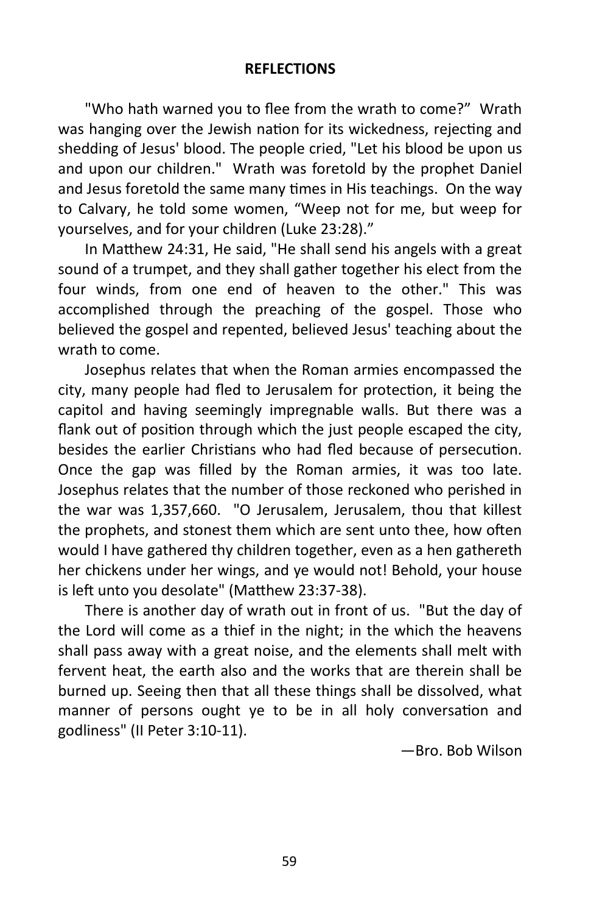**REFLECTIONS**

"Who hath warned you to flee from the wrath to come?" Wrath was hanging over the Jewish nation for its wickedness, rejecting and shedding of Jesus' blood. The people cried, "Let his blood be upon us and upon our children." Wrath was foretold by the prophet Daniel and Jesus foretold the same many times in His teachings. On the way to Calvary, he told some women, "Weep not for me, but weep for yourselves, and for your children (Luke 23:28)."

In Matthew 24:31, He said, "He shall send his angels with a great sound of a trumpet, and they shall gather together his elect from the four winds, from one end of heaven to the other." This was accomplished through the preaching of the gospel. Those who believed the gospel and repented, believed Jesus' teaching about the wrath to come.

Josephus relates that when the Roman armies encompassed the city, many people had fled to Jerusalem for protection, it being the capitol and having seemingly impregnable walls. But there was a flank out of position through which the just people escaped the city, besides the earlier Christians who had fled because of persecution. Once the gap was filled by the Roman armies, it was too late. Josephus relates that the number of those reckoned who perished in the war was 1,357,660. "O Jerusalem, Jerusalem, thou that killest the prophets, and stonest them which are sent unto thee, how often would I have gathered thy children together, even as a hen gathereth her chickens under her wings, and ye would not! Behold, your house is left unto you desolate" (Matthew 23:37-38).

There is another day of wrath out in front of us. "But the day of the Lord will come as a thief in the night; in the which the heavens shall pass away with a great noise, and the elements shall melt with fervent heat, the earth also and the works that are therein shall be burned up. Seeing then that all these things shall be dissolved, what manner of persons ought ye to be in all holy conversation and godliness" (II Peter 3:10-11).

—Bro. Bob Wilson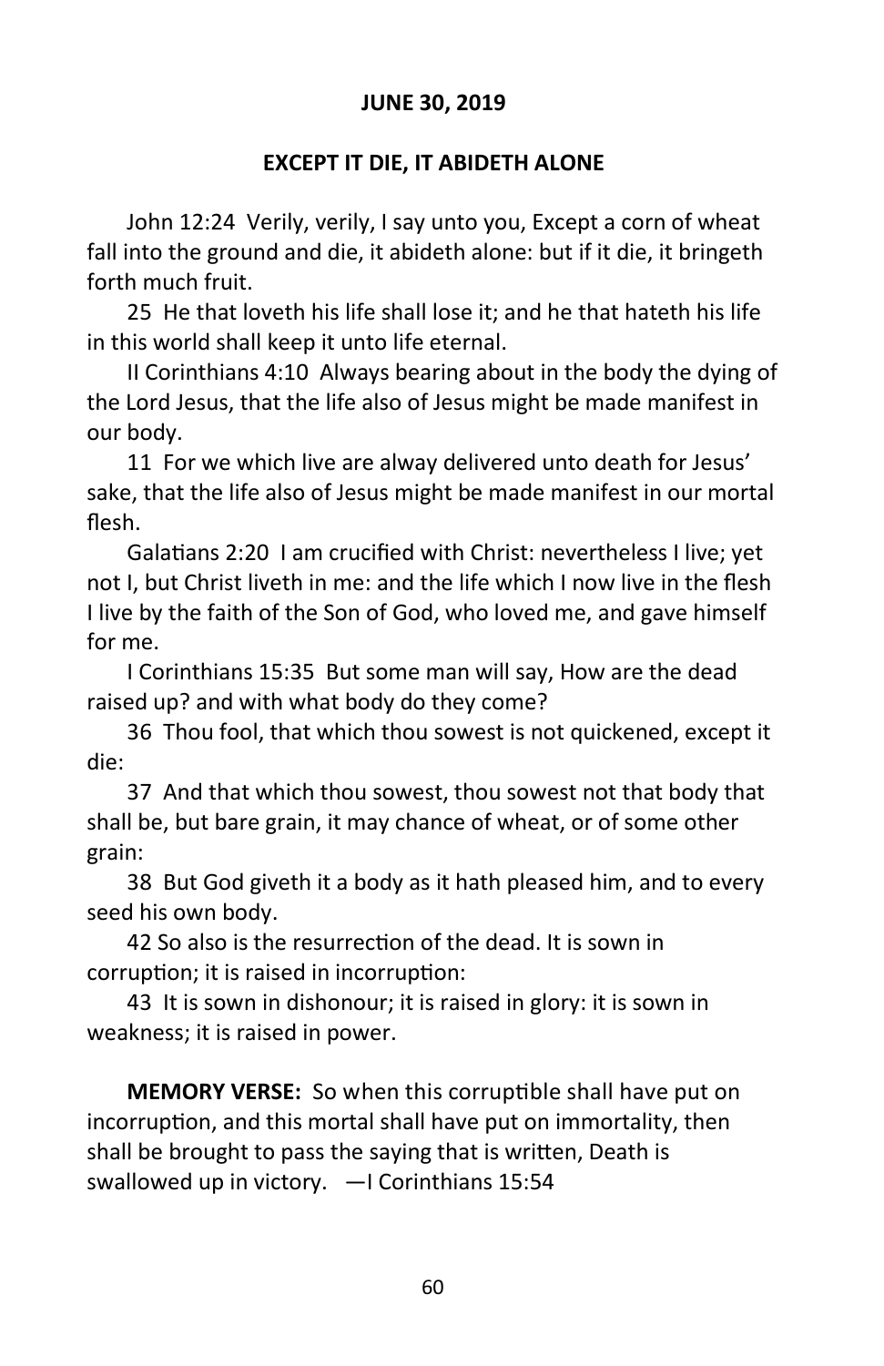**JUNE 30, 2019**

**EXCEPT IT DIE, IT ABIDETH ALONE**

John 12:24 Verily, verily, I say unto you, Except a corn of wheat fall into the ground and die, it abideth alone: but if it die, it bringeth forth much fruit.

25 He that loveth his life shall lose it; and he that hateth his life in this world shall keep it unto life eternal.

II Corinthians 4:10 Always bearing about in the body the dying of the Lord Jesus, that the life also of Jesus might be made manifest in our body.

11 For we which live are alway delivered unto death for Jesus' sake, that the life also of Jesus might be made manifest in our mortal flesh.

Galatians 2:20 I am crucified with Christ: nevertheless I live; yet not I, but Christ liveth in me: and the life which I now live in the flesh I live by the faith of the Son of God, who loved me, and gave himself for me.

I Corinthians 15:35 But some man will say, How are the dead raised up? and with what body do they come?

36 Thou fool, that which thou sowest is not quickened, except it die:

37 And that which thou sowest, thou sowest not that body that shall be, but bare grain, it may chance of wheat, or of some other grain:

38 But God giveth it a body as it hath pleased him, and to every seed his own body.

42 So also is the resurrection of the dead. It is sown in corruption; it is raised in incorruption:

43 It is sown in dishonour; it is raised in glory: it is sown in weakness; it is raised in power.

**MEMORY VERSE:** So when this corruptible shall have put on incorruption, and this mortal shall have put on immortality, then shall be brought to pass the saying that is written, Death is swallowed up in victory. —I Corinthians 15:54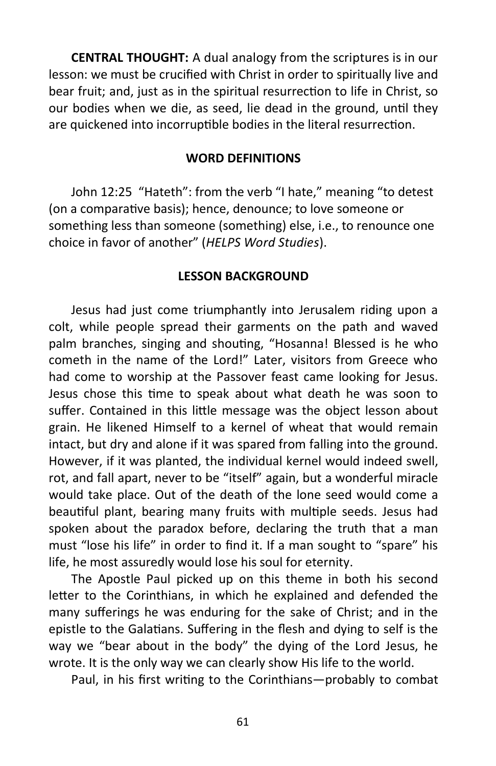**CENTRAL THOUGHT:** A dual analogy from the scriptures is in our lesson: we must be crucified with Christ in order to spiritually live and bear fruit; and, just as in the spiritual resurrection to life in Christ, so our bodies when we die, as seed, lie dead in the ground, until they are quickened into incorruptible bodies in the literal resurrection.

## WORD DEFINITIONS

John 12:25 "Hateth": from the verb "I hate," meaning "to detest (on a comparative basis); hence, denounce; to love someone or something less than someone (something) else, i.e., to renounce one choice in favor of another" (*HELPS Word Studies*).

## LESSON BACKGROUND

Jesus had just come triumphantly into Jerusalem riding upon a colt, while people spread their garments on the path and waved palm branches, singing and shouting, "Hosanna! Blessed is he who cometh in the name of the Lord!" Later, visitors from Greece who had come to worship at the Passover feast came looking for Jesus. Jesus chose this time to speak about what death he was soon to suffer. Contained in this little message was the object lesson about grain. He likened Himself to a kernel of wheat that would remain intact, but dry and alone if it was spared from falling into the ground. However, if it was planted, the individual kernel would indeed swell, rot, and fall apart, never to be "itself" again, but a wonderful miracle would take place. Out of the death of the lone seed would come a beautiful plant, bearing many fruits with multiple seeds. Jesus had spoken about the paradox before, declaring the truth that a man must "lose his life" in order to find it. If a man sought to "spare" his life, he most assuredly would lose his soul for eternity.

The Apostle Paul picked up on this theme in both his second letter to the Corinthians, in which he explained and defended the many sufferings he was enduring for the sake of Christ; and in the epistle to the Galatians. Suffering in the flesh and dying to self is the way we "bear about in the body" the dying of the Lord Jesus, he wrote. It is the only way we can clearly show His life to the world.

Paul, in his first writing to the Corinthians—probably to combat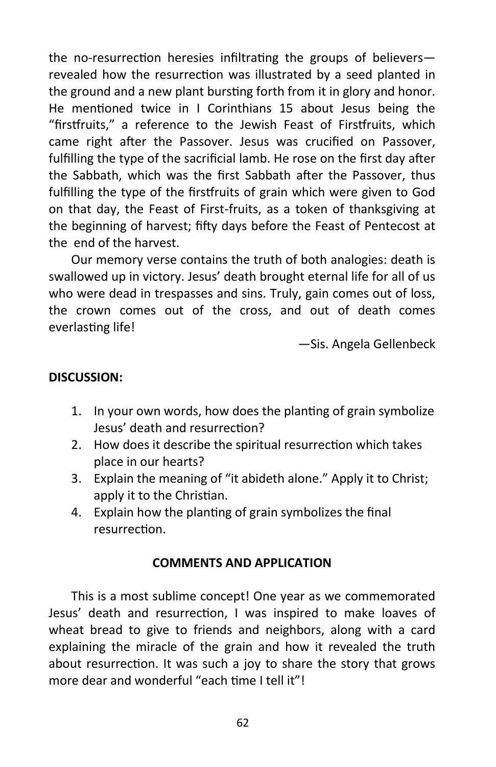the no-resurrection heresies infiltrating the groups of believers—revealed how the resurrection was illustrated by a seed planted in the ground and a new plant bursting forth from it in glory and honor. He mentioned twice in I Corinthians 15 about Jesus being the "firstfruits," a reference to the Jewish Feast of Firstfruits, which came right after the Passover. Jesus was crucified on Passover, fulfilling the type of the sacrificial lamb. He rose on the first day after the Sabbath, which was the first Sabbath after the Passover, thus fulfilling the type of the firstfruits of grain which were given to God on that day, the Feast of First-fruits, as a token of thanksgiving at the beginning of harvest; fifty days before the Feast of Pentecost at the end of the harvest.

Our memory verse contains the truth of both analogies: death is swallowed up in victory. Jesus' death brought eternal life for all of us who were dead in trespasses and sins. Truly, gain comes out of loss, the crown comes out of the cross, and out of death comes everlasting life!

—Sis. Angela Gellenbeck

**DISCUSSION:**

1. In your own words, how does the planting of grain symbolize Jesus' death and resurrection?
2. How does it describe the spiritual resurrection which takes place in our hearts?
3. Explain the meaning of "it abideth alone." Apply it to Christ; apply it to the Christian.
4. Explain how the planting of grain symbolizes the final resurrection.

**COMMENTS AND APPLICATION**

This is a most sublime concept! One year as we commemorated Jesus' death and resurrection, I was inspired to make loaves of wheat bread to give to friends and neighbors, along with a card explaining the miracle of the grain and how it revealed the truth about resurrection. It was such a joy to share the story that grows more dear and wonderful "each time I tell it"!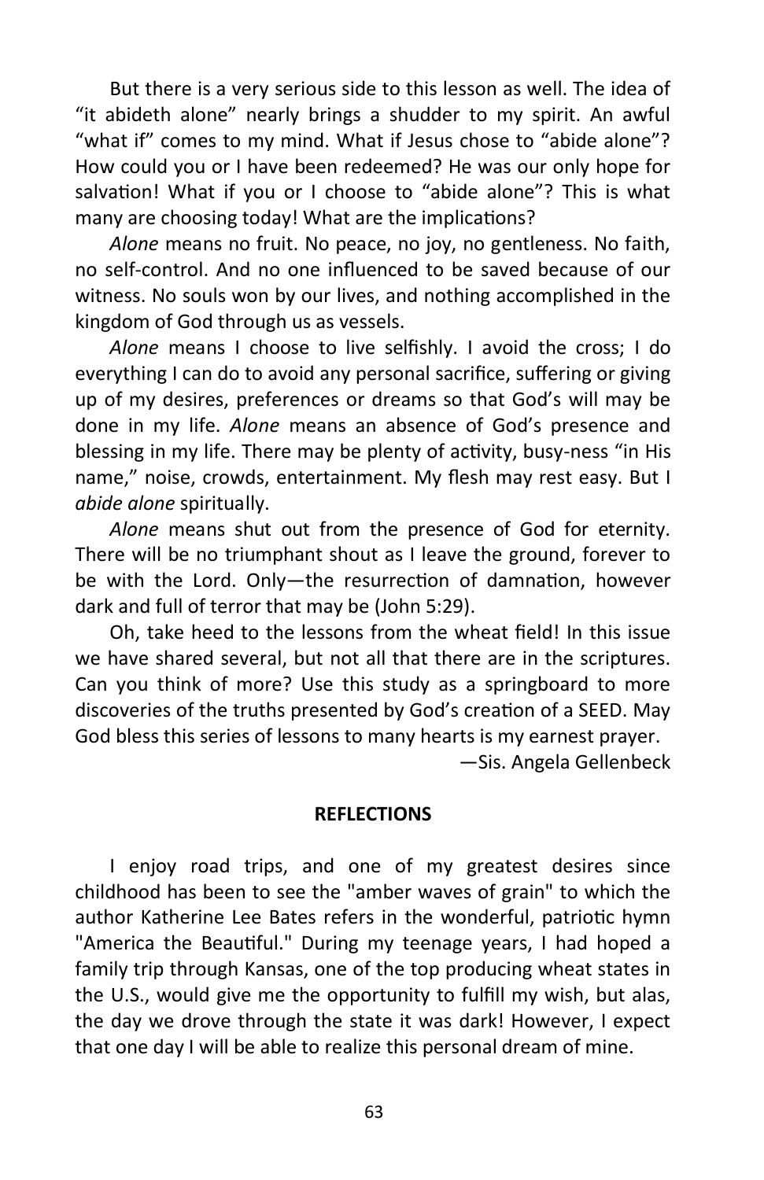But there is a very serious side to this lesson as well. The idea of "it abideth alone" nearly brings a shudder to my spirit. An awful "what if" comes to my mind. What if Jesus chose to "abide alone"? How could you or I have been redeemed? He was our only hope for salvation! What if you or I choose to "abide alone"? This is what many are choosing today! What are the implications?

*Alone* means no fruit. No peace, no joy, no gentleness. No faith, no self-control. And no one influenced to be saved because of our witness. No souls won by our lives, and nothing accomplished in the kingdom of God through us as vessels.

*Alone* means I choose to live selfishly. I avoid the cross; I do everything I can do to avoid any personal sacrifice, suffering or giving up of my desires, preferences or dreams so that God's will may be done in my life. *Alone* means an absence of God's presence and blessing in my life. There may be plenty of activity, busy-ness "in His name," noise, crowds, entertainment. My flesh may rest easy. But I *abide alone* spiritually.

*Alone* means shut out from the presence of God for eternity. There will be no triumphant shout as I leave the ground, forever to be with the Lord. Only—the resurrection of damnation, however dark and full of terror that may be (John 5:29).

Oh, take heed to the lessons from the wheat field! In this issue we have shared several, but not all that there are in the scriptures. Can you think of more? Use this study as a springboard to more discoveries of the truths presented by God's creation of a SEED. May God bless this series of lessons to many hearts is my earnest prayer.

—Sis. Angela Gellenbeck

## REFLECTIONS

I enjoy road trips, and one of my greatest desires since childhood has been to see the "amber waves of grain" to which the author Katherine Lee Bates refers in the wonderful, patriotic hymn "America the Beautiful." During my teenage years, I had hoped a family trip through Kansas, one of the top producing wheat states in the U.S., would give me the opportunity to fulfill my wish, but alas, the day we drove through the state it was dark! However, I expect that one day I will be able to realize this personal dream of mine.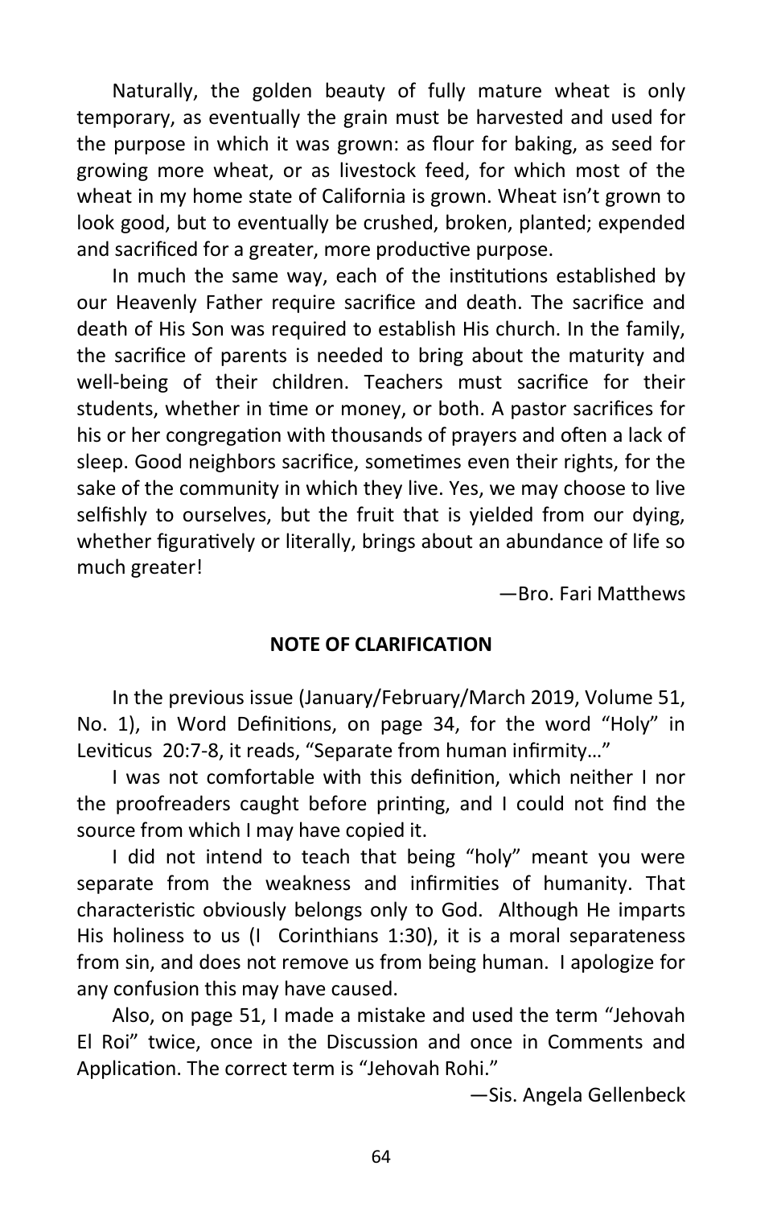Naturally, the golden beauty of fully mature wheat is only temporary, as eventually the grain must be harvested and used for the purpose in which it was grown: as flour for baking, as seed for growing more wheat, or as livestock feed, for which most of the wheat in my home state of California is grown. Wheat isn't grown to look good, but to eventually be crushed, broken, planted; expended and sacrificed for a greater, more productive purpose.

In much the same way, each of the institutions established by our Heavenly Father require sacrifice and death. The sacrifice and death of His Son was required to establish His church. In the family, the sacrifice of parents is needed to bring about the maturity and well-being of their children. Teachers must sacrifice for their students, whether in time or money, or both. A pastor sacrifices for his or her congregation with thousands of prayers and often a lack of sleep. Good neighbors sacrifice, sometimes even their rights, for the sake of the community in which they live. Yes, we may choose to live selfishly to ourselves, but the fruit that is yielded from our dying, whether figuratively or literally, brings about an abundance of life so much greater!

—Bro. Fari Matthews

**NOTE OF CLARIFICATION**

In the previous issue (January/February/March 2019, Volume 51, No. 1), in Word Definitions, on page 34, for the word "Holy" in Leviticus 20:7-8, it reads, "Separate from human infirmity…"

I was not comfortable with this definition, which neither I nor the proofreaders caught before printing, and I could not find the source from which I may have copied it.

I did not intend to teach that being "holy" meant you were separate from the weakness and infirmities of humanity. That characteristic obviously belongs only to God. Although He imparts His holiness to us (I Corinthians 1:30), it is a moral separateness from sin, and does not remove us from being human. I apologize for any confusion this may have caused.

Also, on page 51, I made a mistake and used the term "Jehovah El Roi" twice, once in the Discussion and once in Comments and Application. The correct term is "Jehovah Rohi."

—Sis. Angela Gellenbeck